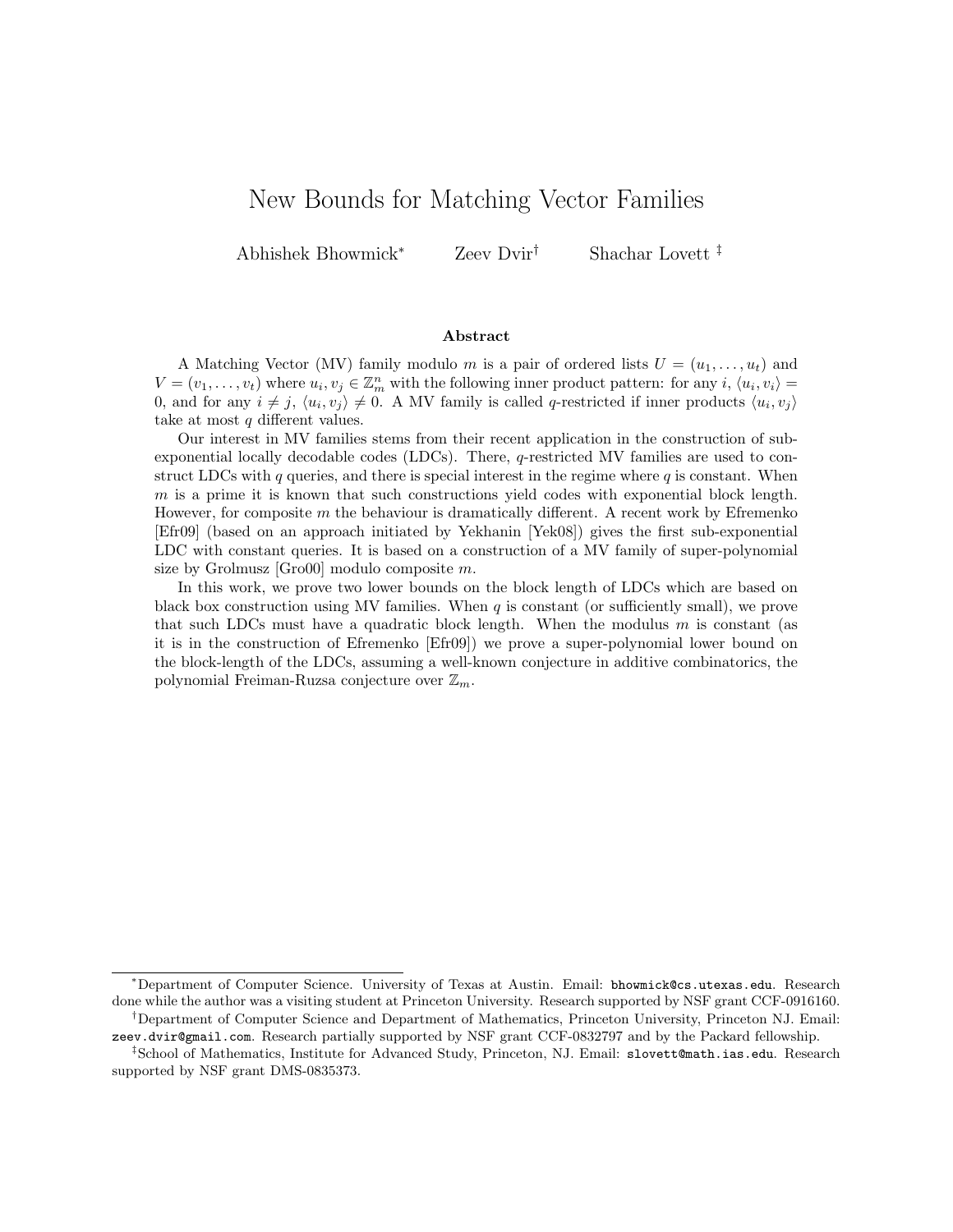# New Bounds for Matching Vector Families

Abhishek Bhowmick[*] Zeev Dvir[†] Shachar Lovett[‡]

## Abstract

A Matching Vector (MV) family modulo $m$ is a pair of ordered lists $U = (u_1, \ldots, u_t)$ and $V = (v_1, \ldots, v_t)$ where $u_i, v_j \in \mathbb{Z}_m^n$ with the following inner product pattern: for any $i$, $\langle u_i, v_i \rangle = 0$, and for any $i \neq j$, $\langle u_i, v_j \rangle \neq 0$. A MV family is called $q$-restricted if inner products $\langle u_i, v_j \rangle$ take at most $q$ different values.

Our interest in MV families stems from their recent application in the construction of sub-exponential locally decodable codes (LDCs). There, $q$-restricted MV families are used to construct LDCs with $q$ queries, and there is special interest in the regime where $q$ is constant. When $m$ is a prime it is known that such constructions yield codes with exponential block length. However, for composite $m$ the behaviour is dramatically different. A recent work by Efremenko [Efr09] (based on an approach initiated by Yekhanin [Yek08]) gives the first sub-exponential LDC with constant queries. It is based on a construction of a MV family of super-polynomial size by Grolmusz [Gro00] modulo composite $m$.

In this work, we prove two lower bounds on the block length of LDCs which are based on black box construction using MV families. When $q$ is constant (or sufficiently small), we prove that such LDCs must have a quadratic block length. When the modulus $m$ is constant (as it is in the construction of Efremenko [Efr09]) we prove a super-polynomial lower bound on the block-length of the LDCs, assuming a well-known conjecture in additive combinatorics, the polynomial Freiman-Ruzsa conjecture over $\mathbb{Z}_m$.

---

[*] Department of Computer Science. University of Texas at Austin. Email: `bhowmick@cs.utexas.edu`. Research done while the author was a visiting student at Princeton University. Research supported by NSF grant CCF-0916160.

[†] Department of Computer Science and Department of Mathematics, Princeton University, Princeton NJ. Email: `zeev.dvir@gmail.com`. Research partially supported by NSF grant CCF-0832797 and by the Packard fellowship.

[‡] School of Mathematics, Institute for Advanced Study, Princeton, NJ. Email: `slovett@math.ias.edu`. Research supported by NSF grant DMS-0835373.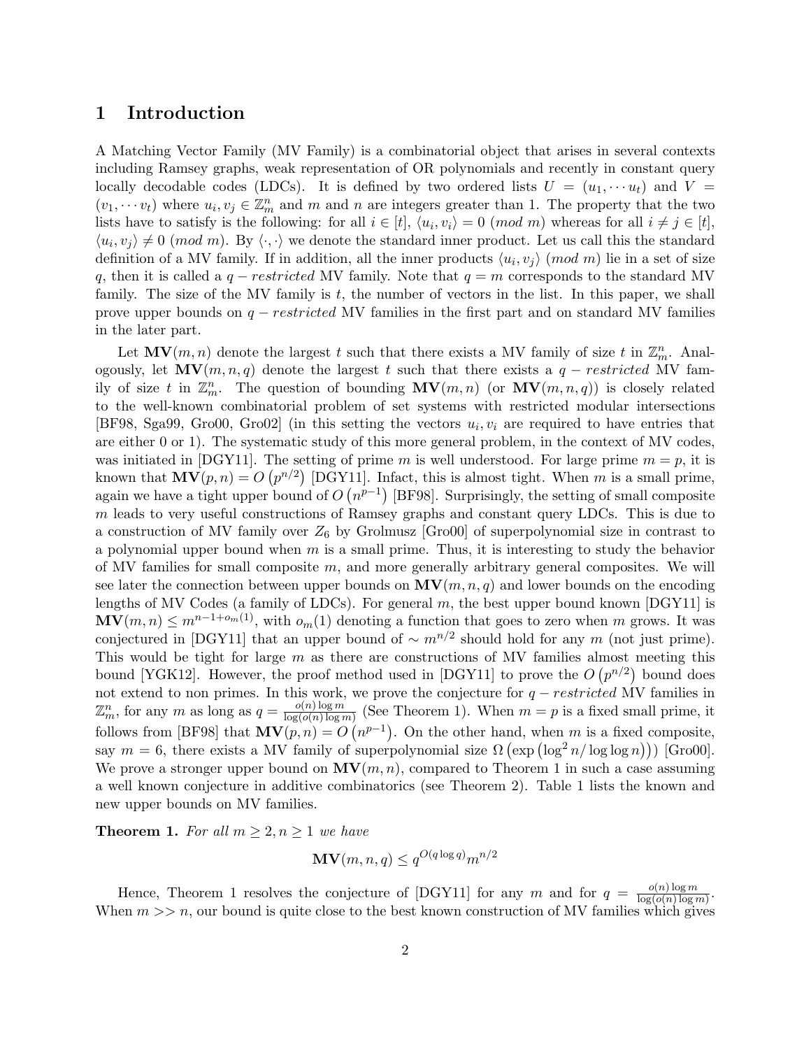# 1 Introduction

A Matching Vector Family (MV Family) is a combinatorial object that arises in several contexts including Ramsey graphs, weak representation of OR polynomials and recently in constant query locally decodable codes (LDCs). It is defined by two ordered lists $U = (u_1, \cdots u_t)$ and $V = (v_1, \cdots v_t)$ where $u_i, v_j \in \mathbb{Z}_m^n$ and $m$ and $n$ are integers greater than 1. The property that the two lists have to satisfy is the following: for all $i \in [t]$, $\langle u_i, v_i \rangle = 0 \ (mod\ m)$ whereas for all $i \neq j \in [t]$, $\langle u_i, v_j \rangle \neq 0 \ (mod\ m)$. By $\langle \cdot, \cdot \rangle$ we denote the standard inner product. Let us call this the standard definition of a MV family. If in addition, all the inner products $\langle u_i, v_j \rangle \ (mod\ m)$ lie in a set of size $q$, then it is called a $q - restricted$ MV family. Note that $q = m$ corresponds to the standard MV family. The size of the MV family is $t$, the number of vectors in the list. In this paper, we shall prove upper bounds on $q - restricted$ MV families in the first part and on standard MV families in the later part.

Let $\mathbf{MV}(m, n)$ denote the largest $t$ such that there exists a MV family of size $t$ in $\mathbb{Z}_m^n$. Analogously, let $\mathbf{MV}(m, n, q)$ denote the largest $t$ such that there exists a $q - restricted$ MV family of size $t$ in $\mathbb{Z}_m^n$. The question of bounding $\mathbf{MV}(m, n)$ (or $\mathbf{MV}(m, n, q)$) is closely related to the well-known combinatorial problem of set systems with restricted modular intersections [BF98, Sga99, Gro00, Gro02] (in this setting the vectors $u_i, v_i$ are required to have entries that are either 0 or 1). The systematic study of this more general problem, in the context of MV codes, was initiated in [DGY11]. The setting of prime $m$ is well understood. For large prime $m = p$, it is known that $\mathbf{MV}(p, n) = O\left(p^{n/2}\right)$ [DGY11]. Infact, this is almost tight. When $m$ is a small prime, again we have a tight upper bound of $O\left(n^{p-1}\right)$ [BF98]. Surprisingly, the setting of small composite $m$ leads to very useful constructions of Ramsey graphs and constant query LDCs. This is due to a construction of MV family over $Z_6$ by Grolmusz [Gro00] of superpolynomial size in contrast to a polynomial upper bound when $m$ is a small prime. Thus, it is interesting to study the behavior of MV families for small composite $m$, and more generally arbitrary general composites. We will see later the connection between upper bounds on $\mathbf{MV}(m, n, q)$ and lower bounds on the encoding lengths of MV Codes (a family of LDCs). For general $m$, the best upper bound known [DGY11] is $\mathbf{MV}(m, n) \leq m^{n-1+o_m(1)}$, with $o_m(1)$ denoting a function that goes to zero when $m$ grows. It was conjectured in [DGY11] that an upper bound of $\sim m^{n/2}$ should hold for any $m$ (not just prime). This would be tight for large $m$ as there are constructions of MV families almost meeting this bound [YGK12]. However, the proof method used in [DGY11] to prove the $O\left(p^{n/2}\right)$ bound does not extend to non primes. In this work, we prove the conjecture for $q - restricted$ MV families in $\mathbb{Z}_m^n$, for any $m$ as long as $q = \frac{o(n)\log m}{\log(o(n)\log m)}$ (See Theorem 1). When $m = p$ is a fixed small prime, it follows from [BF98] that $\mathbf{MV}(p, n) = O\left(n^{p-1}\right)$. On the other hand, when $m$ is a fixed composite, say $m = 6$, there exists a MV family of superpolynomial size $\Omega\left(\exp\left(\log^2 n / \log\log n\right)\right)$ [Gro00]. We prove a stronger upper bound on $\mathbf{MV}(m, n)$, compared to Theorem 1 in such a case assuming a well known conjecture in additive combinatorics (see Theorem 2). Table 1 lists the known and new upper bounds on MV families.

**Theorem 1.** *For all $m \geq 2, n \geq 1$ we have*

$$\mathbf{MV}(m, n, q) \leq q^{O(q \log q)} m^{n/2}$$

Hence, Theorem 1 resolves the conjecture of [DGY11] for any $m$ and for $q = \frac{o(n)\log m}{\log(o(n)\log m)}$. When $m >> n$, our bound is quite close to the best known construction of MV families which gives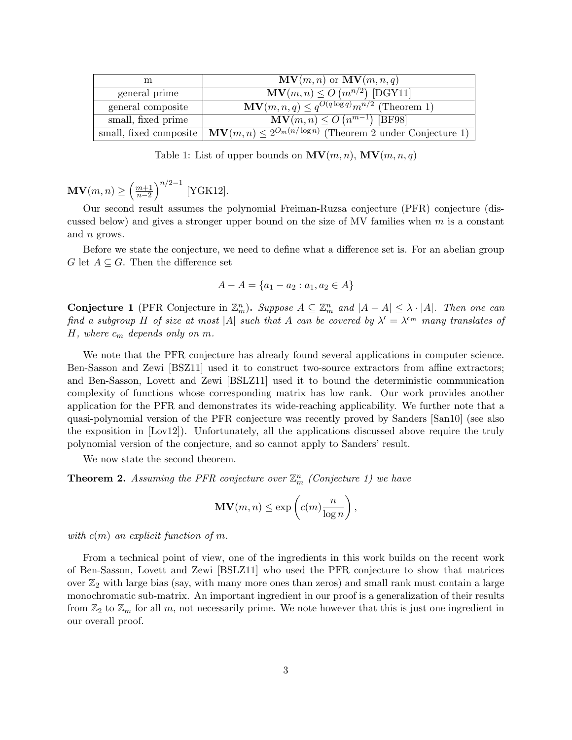| m | $\mathbf{MV}(m,n)$ or $\mathbf{MV}(m,n,q)$ |
|---|---|
| general prime | $\mathbf{MV}(m,n) \leq O\left(m^{n/2}\right)$ [DGY11] |
| general composite | $\mathbf{MV}(m,n,q) \leq q^{O(q\log q)} m^{n/2}$ (Theorem 1) |
| small, fixed prime | $\mathbf{MV}(m,n) \leq O\left(n^{m-1}\right)$ [BF98] |
| small, fixed composite | $\mathbf{MV}(m,n) \leq 2^{O_m(n/\log n)}$ (Theorem 2 under Conjecture 1) |

Table 1: List of upper bounds on $\mathbf{MV}(m,n)$, $\mathbf{MV}(m,n,q)$

$\mathbf{MV}(m,n) \geq \left(\frac{m+1}{n-2}\right)^{n/2-1}$ [YGK12].

Our second result assumes the polynomial Freiman-Ruzsa conjecture (PFR) conjecture (discussed below) and gives a stronger upper bound on the size of MV families when $m$ is a constant and $n$ grows.

Before we state the conjecture, we need to define what a difference set is. For an abelian group $G$ let $A \subseteq G$. Then the difference set

$$A - A = \{a_1 - a_2 : a_1, a_2 \in A\}$$

**Conjecture 1** (PFR Conjecture in $\mathbb{Z}_m^n$)**.** *Suppose $A \subseteq \mathbb{Z}_m^n$ and $|A - A| \leq \lambda \cdot |A|$. Then one can find a subgroup $H$ of size at most $|A|$ such that $A$ can be covered by $\lambda' = \lambda^{c_m}$ many translates of $H$, where $c_m$ depends only on $m$.*

We note that the PFR conjecture has already found several applications in computer science. Ben-Sasson and Zewi [BSZ11] used it to construct two-source extractors from affine extractors; and Ben-Sasson, Lovett and Zewi [BSLZ11] used it to bound the deterministic communication complexity of functions whose corresponding matrix has low rank. Our work provides another application for the PFR and demonstrates its wide-reaching applicability. We further note that a quasi-polynomial version of the PFR conjecture was recently proved by Sanders [San10] (see also the exposition in [Lov12]). Unfortunately, all the applications discussed above require the truly polynomial version of the conjecture, and so cannot apply to Sanders' result.

We now state the second theorem.

**Theorem 2.** *Assuming the PFR conjecture over $\mathbb{Z}_m^n$ (Conjecture 1) we have*

$$\mathbf{MV}(m,n) \leq \exp\left(c(m)\frac{n}{\log n}\right),$$

*with $c(m)$ an explicit function of $m$.*

From a technical point of view, one of the ingredients in this work builds on the recent work of Ben-Sasson, Lovett and Zewi [BSLZ11] who used the PFR conjecture to show that matrices over $\mathbb{Z}_2$ with large bias (say, with many more ones than zeros) and small rank must contain a large monochromatic sub-matrix. An important ingredient in our proof is a generalization of their results from $\mathbb{Z}_2$ to $\mathbb{Z}_m$ for all $m$, not necessarily prime. We note however that this is just one ingredient in our overall proof.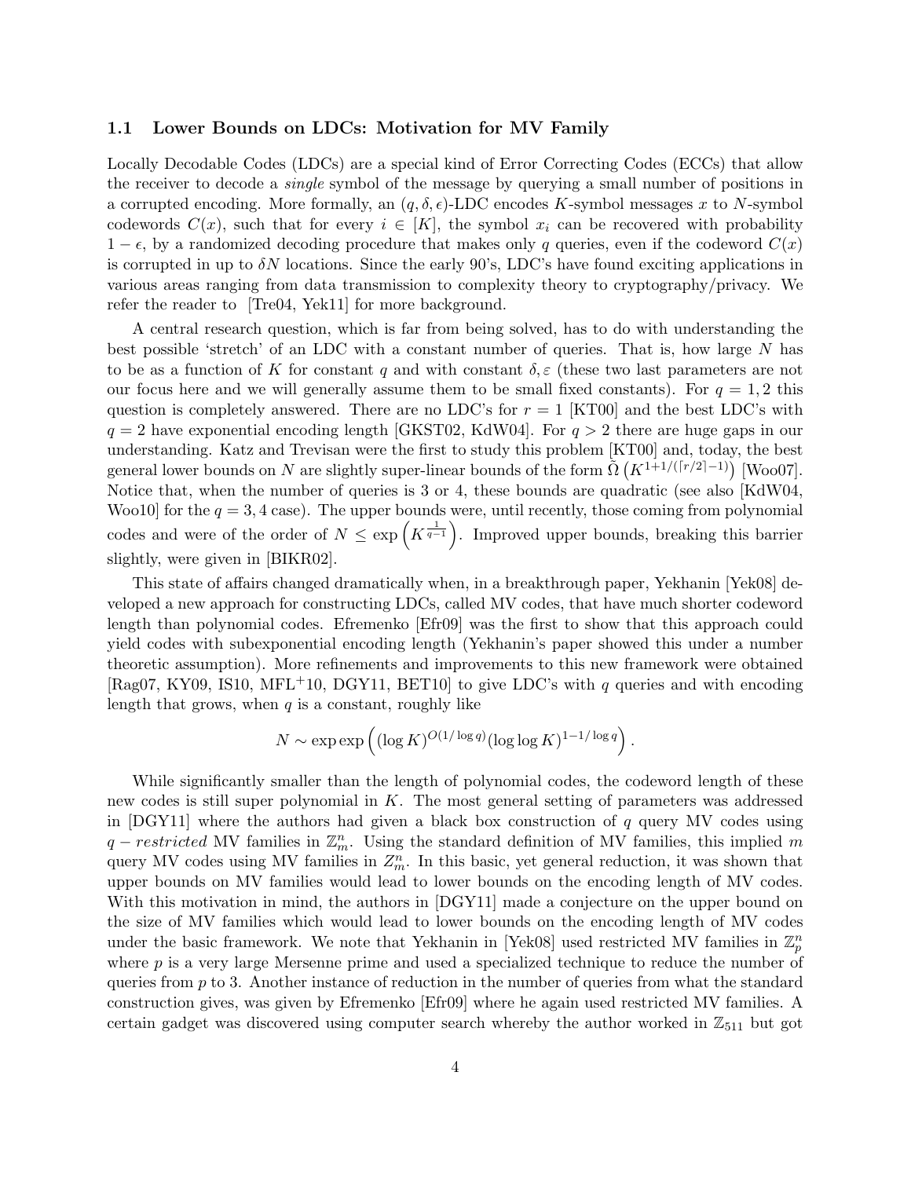### 1.1 Lower Bounds on LDCs: Motivation for MV Family

Locally Decodable Codes (LDCs) are a special kind of Error Correcting Codes (ECCs) that allow the receiver to decode a *single* symbol of the message by querying a small number of positions in a corrupted encoding. More formally, an $(q, \delta, \epsilon)$-LDC encodes $K$-symbol messages $x$ to $N$-symbol codewords $C(x)$, such that for every $i \in [K]$, the symbol $x_i$ can be recovered with probability $1 - \epsilon$, by a randomized decoding procedure that makes only $q$ queries, even if the codeword $C(x)$ is corrupted in up to $\delta N$ locations. Since the early 90's, LDC's have found exciting applications in various areas ranging from data transmission to complexity theory to cryptography/privacy. We refer the reader to [Tre04, Yek11] for more background.

A central research question, which is far from being solved, has to do with understanding the best possible 'stretch' of an LDC with a constant number of queries. That is, how large $N$ has to be as a function of $K$ for constant $q$ and with constant $\delta, \varepsilon$ (these two last parameters are not our focus here and we will generally assume them to be small fixed constants). For $q = 1, 2$ this question is completely answered. There are no LDC's for $r = 1$ [KT00] and the best LDC's with $q = 2$ have exponential encoding length [GKST02, KdW04]. For $q > 2$ there are huge gaps in our understanding. Katz and Trevisan were the first to study this problem [KT00] and, today, the best general lower bounds on $N$ are slightly super-linear bounds of the form $\tilde{\Omega}\left(K^{1+1/(\lceil r/2 \rceil - 1)}\right)$ [Woo07]. Notice that, when the number of queries is 3 or 4, these bounds are quadratic (see also [KdW04, Woo10] for the $q = 3, 4$ case). The upper bounds were, until recently, those coming from polynomial codes and were of the order of $N \leq \exp\left(K^{\frac{1}{q-1}}\right)$. Improved upper bounds, breaking this barrier slightly, were given in [BIKR02].

This state of affairs changed dramatically when, in a breakthrough paper, Yekhanin [Yek08] developed a new approach for constructing LDCs, called MV codes, that have much shorter codeword length than polynomial codes. Efremenko [Efr09] was the first to show that this approach could yield codes with subexponential encoding length (Yekhanin's paper showed this under a number theoretic assumption). More refinements and improvements to this new framework were obtained [Rag07, KY09, IS10, MFL⁺10, DGY11, BET10] to give LDC's with $q$ queries and with encoding length that grows, when $q$ is a constant, roughly like

$$N \sim \exp\exp\left((\log K)^{O(1/\log q)} (\log\log K)^{1-1/\log q}\right).$$

While significantly smaller than the length of polynomial codes, the codeword length of these new codes is still super polynomial in $K$. The most general setting of parameters was addressed in [DGY11] where the authors had given a black box construction of $q$ query MV codes using $q-restricted$ MV families in $\mathbb{Z}_m^n$. Using the standard definition of MV families, this implied $m$ query MV codes using MV families in $Z_m^n$. In this basic, yet general reduction, it was shown that upper bounds on MV families would lead to lower bounds on the encoding length of MV codes. With this motivation in mind, the authors in [DGY11] made a conjecture on the upper bound on the size of MV families which would lead to lower bounds on the encoding length of MV codes under the basic framework. We note that Yekhanin in [Yek08] used restricted MV families in $\mathbb{Z}_p^n$ where $p$ is a very large Mersenne prime and used a specialized technique to reduce the number of queries from $p$ to 3. Another instance of reduction in the number of queries from what the standard construction gives, was given by Efremenko [Efr09] where he again used restricted MV families. A certain gadget was discovered using computer search whereby the author worked in $\mathbb{Z}_{511}$ but got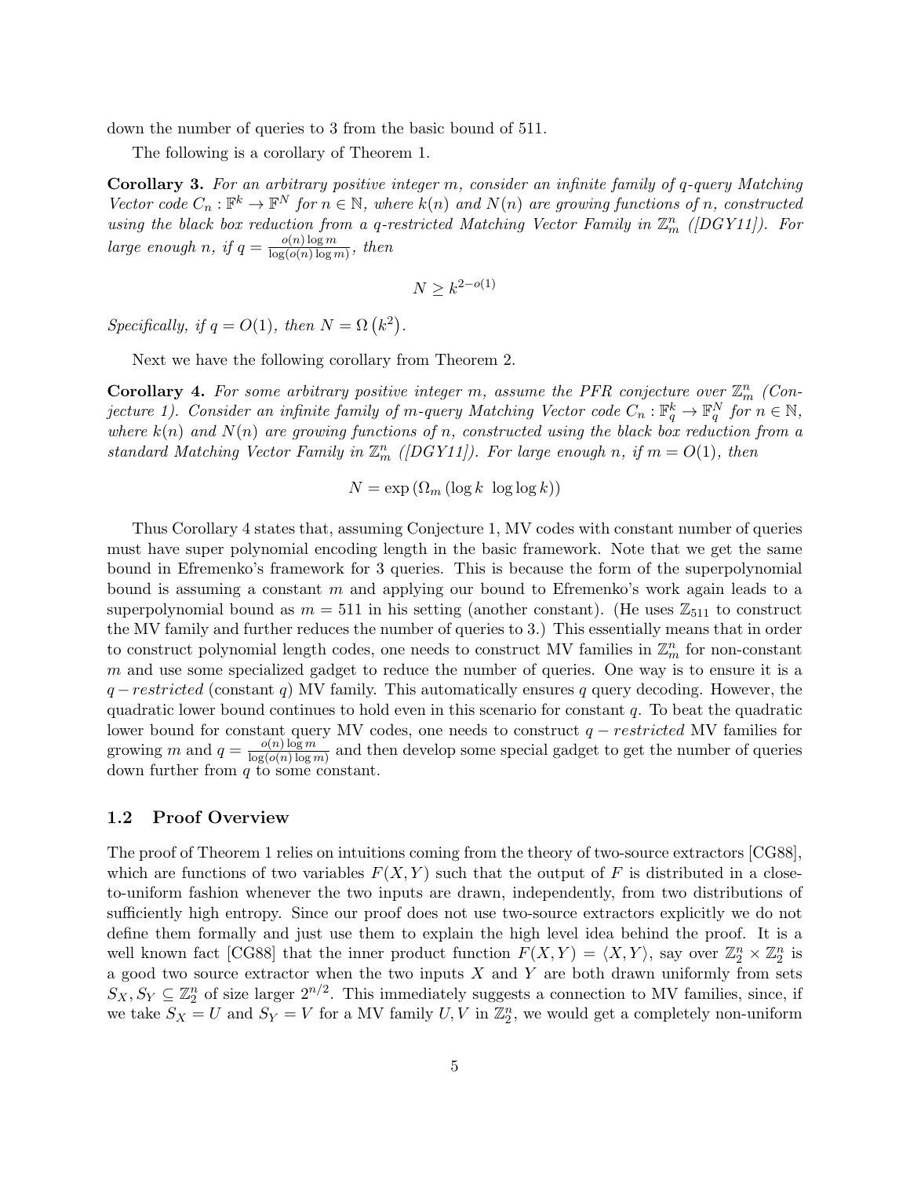down the number of queries to 3 from the basic bound of 511.

The following is a corollary of Theorem 1.

**Corollary 3.** *For an arbitrary positive integer $m$, consider an infinite family of $q$-query Matching Vector code $C_n : \mathbb{F}^k \to \mathbb{F}^N$ for $n \in \mathbb{N}$, where $k(n)$ and $N(n)$ are growing functions of $n$, constructed using the black box reduction from a $q$-restricted Matching Vector Family in $\mathbb{Z}_m^n$ ([DGY11]). For large enough $n$, if $q = \frac{o(n) \log m}{\log(o(n) \log m)}$, then*

$$N \geq k^{2-o(1)}$$

*Specifically, if $q = O(1)$, then $N = \Omega\left(k^2\right)$.*

Next we have the following corollary from Theorem 2.

**Corollary 4.** *For some arbitrary positive integer $m$, assume the PFR conjecture over $\mathbb{Z}_m^n$ (Conjecture 1). Consider an infinite family of $m$-query Matching Vector code $C_n : \mathbb{F}_q^k \to \mathbb{F}_q^N$ for $n \in \mathbb{N}$, where $k(n)$ and $N(n)$ are growing functions of $n$, constructed using the black box reduction from a standard Matching Vector Family in $\mathbb{Z}_m^n$ ([DGY11]). For large enough $n$, if $m = O(1)$, then*

$$N = \exp\left(\Omega_m\left(\log k \ \log\log k\right)\right)$$

Thus Corollary 4 states that, assuming Conjecture 1, MV codes with constant number of queries must have super polynomial encoding length in the basic framework. Note that we get the same bound in Efremenko's framework for 3 queries. This is because the form of the superpolynomial bound is assuming a constant $m$ and applying our bound to Efremenko's work again leads to a superpolynomial bound as $m = 511$ in his setting (another constant). (He uses $\mathbb{Z}_{511}$ to construct the MV family and further reduces the number of queries to 3.) This essentially means that in order to construct polynomial length codes, one needs to construct MV families in $\mathbb{Z}_m^n$ for non-constant $m$ and use some specialized gadget to reduce the number of queries. One way is to ensure it is a $q-restricted$ (constant $q$) MV family. This automatically ensures $q$ query decoding. However, the quadratic lower bound continues to hold even in this scenario for constant $q$. To beat the quadratic lower bound for constant query MV codes, one needs to construct $q-restricted$ MV families for growing $m$ and $q = \frac{o(n) \log m}{\log(o(n) \log m)}$ and then develop some special gadget to get the number of queries down further from $q$ to some constant.

## 1.2 Proof Overview

The proof of Theorem 1 relies on intuitions coming from the theory of two-source extractors [CG88], which are functions of two variables $F(X, Y)$ such that the output of $F$ is distributed in a close-to-uniform fashion whenever the two inputs are drawn, independently, from two distributions of sufficiently high entropy. Since our proof does not use two-source extractors explicitly we do not define them formally and just use them to explain the high level idea behind the proof. It is a well known fact [CG88] that the inner product function $F(X, Y) = \langle X, Y \rangle$, say over $\mathbb{Z}_2^n \times \mathbb{Z}_2^n$ is a good two source extractor when the two inputs $X$ and $Y$ are both drawn uniformly from sets $S_X, S_Y \subseteq \mathbb{Z}_2^n$ of size larger $2^{n/2}$. This immediately suggests a connection to MV families, since, if we take $S_X = U$ and $S_Y = V$ for a MV family $U, V$ in $\mathbb{Z}_2^n$, we would get a completely non-uniform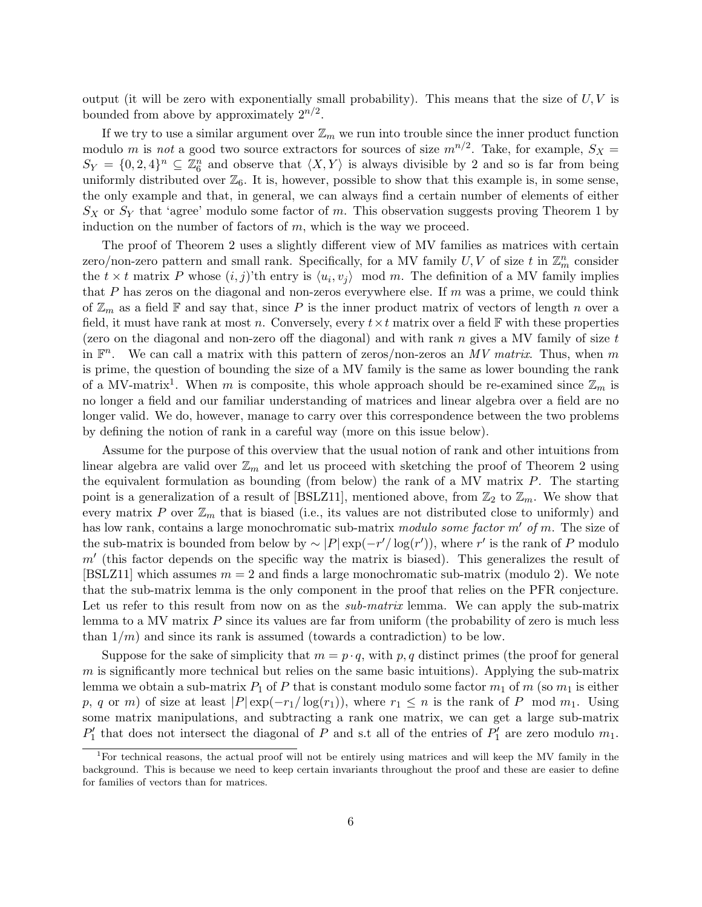output (it will be zero with exponentially small probability). This means that the size of $U, V$ is bounded from above by approximately $2^{n/2}$.

If we try to use a similar argument over $\mathbb{Z}_m$ we run into trouble since the inner product function modulo $m$ is *not* a good two source extractors for sources of size $m^{n/2}$. Take, for example, $S_X = S_Y = \{0, 2, 4\}^n \subseteq \mathbb{Z}_6^n$ and observe that $\langle X, Y \rangle$ is always divisible by 2 and so is far from being uniformly distributed over $\mathbb{Z}_6$. It is, however, possible to show that this example is, in some sense, the only example and that, in general, we can always find a certain number of elements of either $S_X$ or $S_Y$ that 'agree' modulo some factor of $m$. This observation suggests proving Theorem 1 by induction on the number of factors of $m$, which is the way we proceed.

The proof of Theorem 2 uses a slightly different view of MV families as matrices with certain zero/non-zero pattern and small rank. Specifically, for a MV family $U, V$ of size $t$ in $\mathbb{Z}_m^n$ consider the $t \times t$ matrix $P$ whose $(i, j)$'th entry is $\langle u_i, v_j \rangle \mod m$. The definition of a MV family implies that $P$ has zeros on the diagonal and non-zeros everywhere else. If $m$ was a prime, we could think of $\mathbb{Z}_m$ as a field $\mathbb{F}$ and say that, since $P$ is the inner product matrix of vectors of length $n$ over a field, it must have rank at most $n$. Conversely, every $t \times t$ matrix over a field $\mathbb{F}$ with these properties (zero on the diagonal and non-zero off the diagonal) and with rank $n$ gives a MV family of size $t$ in $\mathbb{F}^n$. We can call a matrix with this pattern of zeros/non-zeros an *MV matrix*. Thus, when $m$ is prime, the question of bounding the size of a MV family is the same as lower bounding the rank of a MV-matrix[1]. When $m$ is composite, this whole approach should be re-examined since $\mathbb{Z}_m$ is no longer a field and our familiar understanding of matrices and linear algebra over a field are no longer valid. We do, however, manage to carry over this correspondence between the two problems by defining the notion of rank in a careful way (more on this issue below).

Assume for the purpose of this overview that the usual notion of rank and other intuitions from linear algebra are valid over $\mathbb{Z}_m$ and let us proceed with sketching the proof of Theorem 2 using the equivalent formulation as bounding (from below) the rank of a MV matrix $P$. The starting point is a generalization of a result of [BSLZ11], mentioned above, from $\mathbb{Z}_2$ to $\mathbb{Z}_m$. We show that every matrix $P$ over $\mathbb{Z}_m$ that is biased (i.e., its values are not distributed close to uniformly) and has low rank, contains a large monochromatic sub-matrix *modulo some factor $m'$ of $m$*. The size of the sub-matrix is bounded from below by $\sim |P| \exp(-r'/\log(r'))$, where $r'$ is the rank of $P$ modulo $m'$ (this factor depends on the specific way the matrix is biased). This generalizes the result of [BSLZ11] which assumes $m = 2$ and finds a large monochromatic sub-matrix (modulo 2). We note that the sub-matrix lemma is the only component in the proof that relies on the PFR conjecture. Let us refer to this result from now on as the *sub-matrix* lemma. We can apply the sub-matrix lemma to a MV matrix $P$ since its values are far from uniform (the probability of zero is much less than $1/m$) and since its rank is assumed (towards a contradiction) to be low.

Suppose for the sake of simplicity that $m = p \cdot q$, with $p, q$ distinct primes (the proof for general $m$ is significantly more technical but relies on the same basic intuitions). Applying the sub-matrix lemma we obtain a sub-matrix $P_1$ of $P$ that is constant modulo some factor $m_1$ of $m$ (so $m_1$ is either $p$, $q$ or $m$) of size at least $|P| \exp(-r_1/\log(r_1))$, where $r_1 \leq n$ is the rank of $P \mod m_1$. Using some matrix manipulations, and subtracting a rank one matrix, we can get a large sub-matrix $P_1'$ that does not intersect the diagonal of $P$ and s.t all of the entries of $P_1'$ are zero modulo $m_1$.

[1] For technical reasons, the actual proof will not be entirely using matrices and will keep the MV family in the background. This is because we need to keep certain invariants throughout the proof and these are easier to define for families of vectors than for matrices.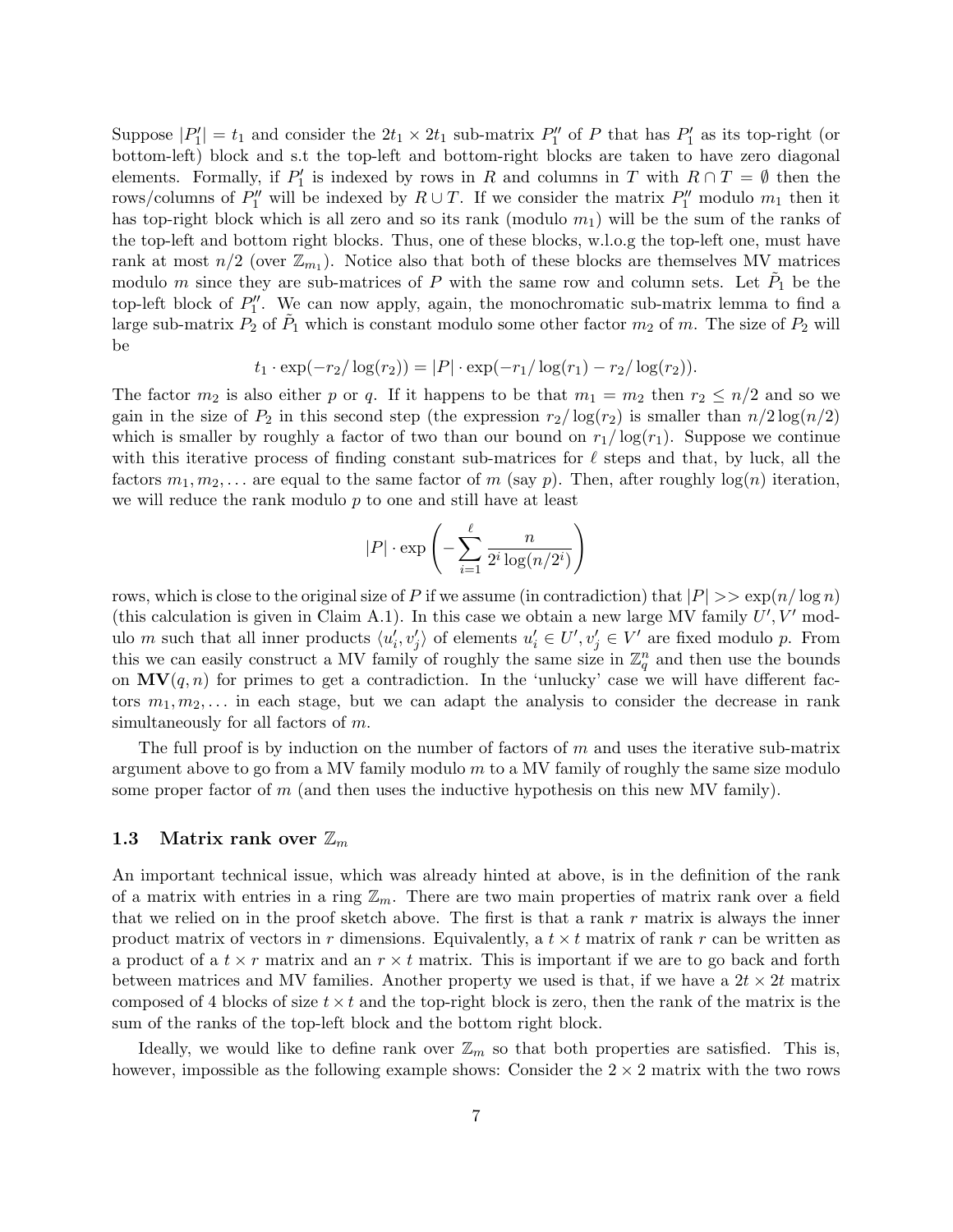Suppose $|P_1'| = t_1$ and consider the $2t_1 \times 2t_1$ sub-matrix $P_1''$ of $P$ that has $P_1'$ as its top-right (or bottom-left) block and s.t the top-left and bottom-right blocks are taken to have zero diagonal elements. Formally, if $P_1'$ is indexed by rows in $R$ and columns in $T$ with $R \cap T = \emptyset$ then the rows/columns of $P_1''$ will be indexed by $R \cup T$. If we consider the matrix $P_1''$ modulo $m_1$ then it has top-right block which is all zero and so its rank (modulo $m_1$) will be the sum of the ranks of the top-left and bottom right blocks. Thus, one of these blocks, w.l.o.g the top-left one, must have rank at most $n/2$ (over $\mathbb{Z}_{m_1}$). Notice also that both of these blocks are themselves MV matrices modulo $m$ since they are sub-matrices of $P$ with the same row and column sets. Let $\tilde{P}_1$ be the top-left block of $P_1''$. We can now apply, again, the monochromatic sub-matrix lemma to find a large sub-matrix $P_2$ of $\tilde{P}_1$ which is constant modulo some other factor $m_2$ of $m$. The size of $P_2$ will be

$$t_1 \cdot \exp(-r_2/\log(r_2)) = |P| \cdot \exp(-r_1/\log(r_1) - r_2/\log(r_2)).$$

The factor $m_2$ is also either $p$ or $q$. If it happens to be that $m_1 = m_2$ then $r_2 \leq n/2$ and so we gain in the size of $P_2$ in this second step (the expression $r_2/\log(r_2)$ is smaller than $n/2\log(n/2)$ which is smaller by roughly a factor of two than our bound on $r_1/\log(r_1)$. Suppose we continue with this iterative process of finding constant sub-matrices for $\ell$ steps and that, by luck, all the factors $m_1, m_2, \ldots$ are equal to the same factor of $m$ (say $p$). Then, after roughly $\log(n)$ iteration, we will reduce the rank modulo $p$ to one and still have at least

$$|P| \cdot \exp\left(-\sum_{i=1}^{\ell} \frac{n}{2^i \log(n/2^i)}\right)$$

rows, which is close to the original size of $P$ if we assume (in contradiction) that $|P| >> \exp(n/\log n)$ (this calculation is given in Claim A.1). In this case we obtain a new large MV family $U', V'$ modulo $m$ such that all inner products $\langle u_i', v_j' \rangle$ of elements $u_i' \in U', v_j' \in V'$ are fixed modulo $p$. From this we can easily construct a MV family of roughly the same size in $\mathbb{Z}_q^n$ and then use the bounds on $\mathbf{MV}(q, n)$ for primes to get a contradiction. In the 'unlucky' case we will have different factors $m_1, m_2, \ldots$ in each stage, but we can adapt the analysis to consider the decrease in rank simultaneously for all factors of $m$.

The full proof is by induction on the number of factors of $m$ and uses the iterative sub-matrix argument above to go from a MV family modulo $m$ to a MV family of roughly the same size modulo some proper factor of $m$ (and then uses the inductive hypothesis on this new MV family).

### 1.3 Matrix rank over $\mathbb{Z}_m$

An important technical issue, which was already hinted at above, is in the definition of the rank of a matrix with entries in a ring $\mathbb{Z}_m$. There are two main properties of matrix rank over a field that we relied on in the proof sketch above. The first is that a rank $r$ matrix is always the inner product matrix of vectors in $r$ dimensions. Equivalently, a $t \times t$ matrix of rank $r$ can be written as a product of a $t \times r$ matrix and an $r \times t$ matrix. This is important if we are to go back and forth between matrices and MV families. Another property we used is that, if we have a $2t \times 2t$ matrix composed of 4 blocks of size $t \times t$ and the top-right block is zero, then the rank of the matrix is the sum of the ranks of the top-left block and the bottom right block.

Ideally, we would like to define rank over $\mathbb{Z}_m$ so that both properties are satisfied. This is, however, impossible as the following example shows: Consider the $2 \times 2$ matrix with the two rows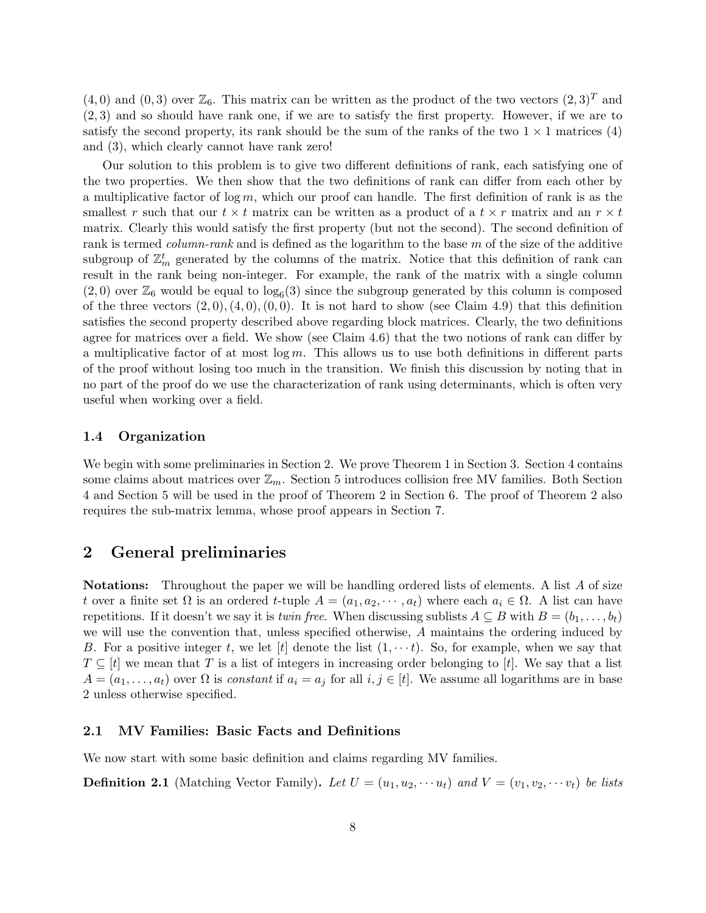$(4,0)$ and $(0,3)$ over $\mathbb{Z}_6$. This matrix can be written as the product of the two vectors $(2,3)^T$ and $(2,3)$ and so should have rank one, if we are to satisfy the first property. However, if we are to satisfy the second property, its rank should be the sum of the ranks of the two $1 \times 1$ matrices $(4)$ and $(3)$, which clearly cannot have rank zero!

Our solution to this problem is to give two different definitions of rank, each satisfying one of the two properties. We then show that the two definitions of rank can differ from each other by a multiplicative factor of $\log m$, which our proof can handle. The first definition of rank is as the smallest $r$ such that our $t \times t$ matrix can be written as a product of a $t \times r$ matrix and an $r \times t$ matrix. Clearly this would satisfy the first property (but not the second). The second definition of rank is termed *column-rank* and is defined as the logarithm to the base $m$ of the size of the additive subgroup of $\mathbb{Z}_m^t$ generated by the columns of the matrix. Notice that this definition of rank can result in the rank being non-integer. For example, the rank of the matrix with a single column $(2,0)$ over $\mathbb{Z}_6$ would be equal to $\log_6(3)$ since the subgroup generated by this column is composed of the three vectors $(2,0),(4,0),(0,0)$. It is not hard to show (see Claim 4.9) that this definition satisfies the second property described above regarding block matrices. Clearly, the two definitions agree for matrices over a field. We show (see Claim 4.6) that the two notions of rank can differ by a multiplicative factor of at most $\log m$. This allows us to use both definitions in different parts of the proof without losing too much in the transition. We finish this discussion by noting that in no part of the proof do we use the characterization of rank using determinants, which is often very useful when working over a field.

### 1.4 Organization

We begin with some preliminaries in Section 2. We prove Theorem 1 in Section 3. Section 4 contains some claims about matrices over $\mathbb{Z}_m$. Section 5 introduces collision free MV families. Both Section 4 and Section 5 will be used in the proof of Theorem 2 in Section 6. The proof of Theorem 2 also requires the sub-matrix lemma, whose proof appears in Section 7.

## 2 General preliminaries

**Notations:** Throughout the paper we will be handling ordered lists of elements. A list $A$ of size $t$ over a finite set $\Omega$ is an ordered $t$-tuple $A = (a_1, a_2, \cdots, a_t)$ where each $a_i \in \Omega$. A list can have repetitions. If it doesn't we say it is *twin free*. When discussing sublists $A \subseteq B$ with $B = (b_1, \ldots, b_t)$ we will use the convention that, unless specified otherwise, $A$ maintains the ordering induced by $B$. For a positive integer $t$, we let $[t]$ denote the list $(1, \cdots t)$. So, for example, when we say that $T \subseteq [t]$ we mean that $T$ is a list of integers in increasing order belonging to $[t]$. We say that a list $A = (a_1, \ldots, a_t)$ over $\Omega$ is *constant* if $a_i = a_j$ for all $i, j \in [t]$. We assume all logarithms are in base 2 unless otherwise specified.

### 2.1 MV Families: Basic Facts and Definitions

We now start with some basic definition and claims regarding MV families.

**Definition 2.1** (Matching Vector Family)**.** *Let $U = (u_1, u_2, \cdots u_t)$ and $V = (v_1, v_2, \cdots v_t)$ be lists*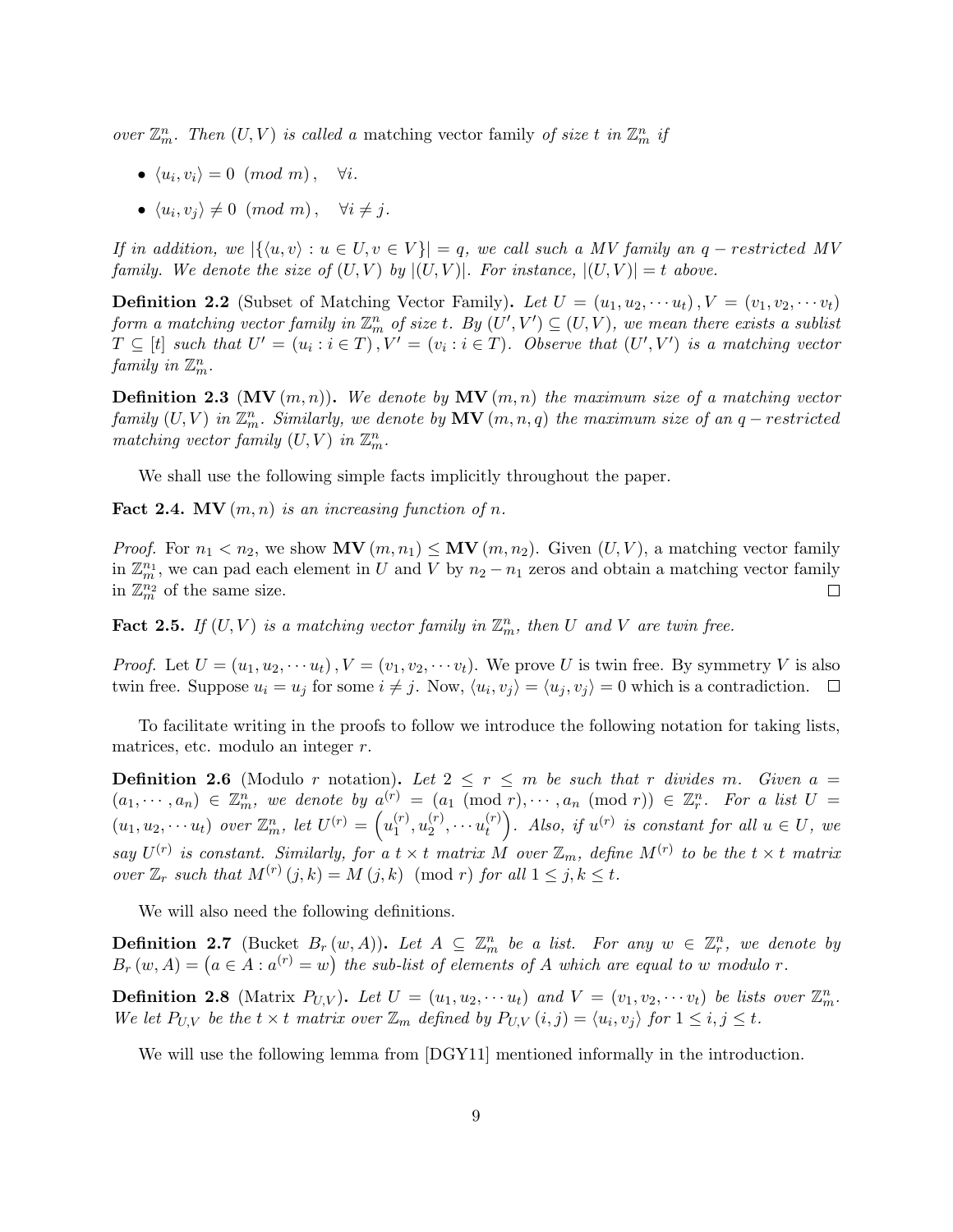*over $\mathbb{Z}_m^n$. Then $(U,V)$ is called a* matching vector family *of size $t$ in $\mathbb{Z}_m^n$ if*

- $\langle u_i, v_i \rangle = 0 \ \ (mod\ m)\,, \quad \forall i.$
- $\langle u_i, v_j \rangle \neq 0 \ \ (mod\ m)\,, \quad \forall i \neq j.$

*If in addition, we $|\{\langle u, v\rangle : u \in U, v \in V\}| = q$, we call such a MV family an $q-restricted$ MV family. We denote the size of $(U,V)$ by $|(U,V)|$. For instance, $|(U,V)| = t$ above.*

**Definition 2.2** (Subset of Matching Vector Family)**.** *Let $U = (u_1, u_2, \cdots u_t)\,, V = (v_1, v_2, \cdots v_t)$ form a matching vector family in $\mathbb{Z}_m^n$ of size $t$. By $(U', V') \subseteq (U,V)$, we mean there exists a sublist $T \subseteq [t]$ such that $U' = (u_i : i \in T)\,, V' = (v_i : i \in T)$. Observe that $(U', V')$ is a matching vector family in $\mathbb{Z}_m^n$.*

**Definition 2.3** ($\mathbf{MV}(m,n)$)**.** *We denote by $\mathbf{MV}(m,n)$ the maximum size of a matching vector family $(U,V)$ in $\mathbb{Z}_m^n$. Similarly, we denote by $\mathbf{MV}(m,n,q)$ the maximum size of an $q-restricted$ matching vector family $(U,V)$ in $\mathbb{Z}_m^n$.*

We shall use the following simple facts implicitly throughout the paper.

**Fact 2.4.** $\mathbf{MV}(m,n)$ *is an increasing function of $n$.*

*Proof.* For $n_1 < n_2$, we show $\mathbf{MV}(m,n_1) \leq \mathbf{MV}(m,n_2)$. Given $(U,V)$, a matching vector family in $\mathbb{Z}_m^{n_1}$, we can pad each element in $U$ and $V$ by $n_2 - n_1$ zeros and obtain a matching vector family in $\mathbb{Z}_m^{n_2}$ of the same size. □

**Fact 2.5.** *If $(U,V)$ is a matching vector family in $\mathbb{Z}_m^n$, then $U$ and $V$ are twin free.*

*Proof.* Let $U = (u_1, u_2, \cdots u_t)\,, V = (v_1, v_2, \cdots v_t)$. We prove $U$ is twin free. By symmetry $V$ is also twin free. Suppose $u_i = u_j$ for some $i \neq j$. Now, $\langle u_i, v_j\rangle = \langle u_j, v_j\rangle = 0$ which is a contradiction. □

To facilitate writing in the proofs to follow we introduce the following notation for taking lists, matrices, etc. modulo an integer $r$.

**Definition 2.6** (Modulo $r$ notation)**.** *Let $2 \leq r \leq m$ be such that $r$ divides $m$. Given $a = (a_1, \cdots, a_n) \in \mathbb{Z}_m^n$, we denote by $a^{(r)} = (a_1 \pmod r, \cdots, a_n \pmod r) \in \mathbb{Z}_r^n$. For a list $U = (u_1, u_2, \cdots u_t)$ over $\mathbb{Z}_m^n$, let $U^{(r)} = \left(u_1^{(r)}, u_2^{(r)}, \cdots u_t^{(r)}\right)$. Also, if $u^{(r)}$ is constant for all $u \in U$, we say $U^{(r)}$ is constant. Similarly, for a $t \times t$ matrix $M$ over $\mathbb{Z}_m$, define $M^{(r)}$ to be the $t \times t$ matrix over $\mathbb{Z}_r$ such that $M^{(r)}(j,k) = M(j,k) \pmod r$ for all $1 \leq j,k \leq t$.*

We will also need the following definitions.

**Definition 2.7** (Bucket $B_r(w,A)$)**.** *Let $A \subseteq \mathbb{Z}_m^n$ be a list. For any $w \in \mathbb{Z}_r^n$, we denote by $B_r(w,A) = \left(a \in A : a^{(r)} = w\right)$ the sub-list of elements of $A$ which are equal to $w$ modulo $r$.*

**Definition 2.8** (Matrix $P_{U,V}$)**.** *Let $U = (u_1, u_2, \cdots u_t)$ and $V = (v_1, v_2, \cdots v_t)$ be lists over $\mathbb{Z}_m^n$. We let $P_{U,V}$ be the $t \times t$ matrix over $\mathbb{Z}_m$ defined by $P_{U,V}(i,j) = \langle u_i, v_j\rangle$ for $1 \leq i,j \leq t$.*

We will use the following lemma from [DGY11] mentioned informally in the introduction.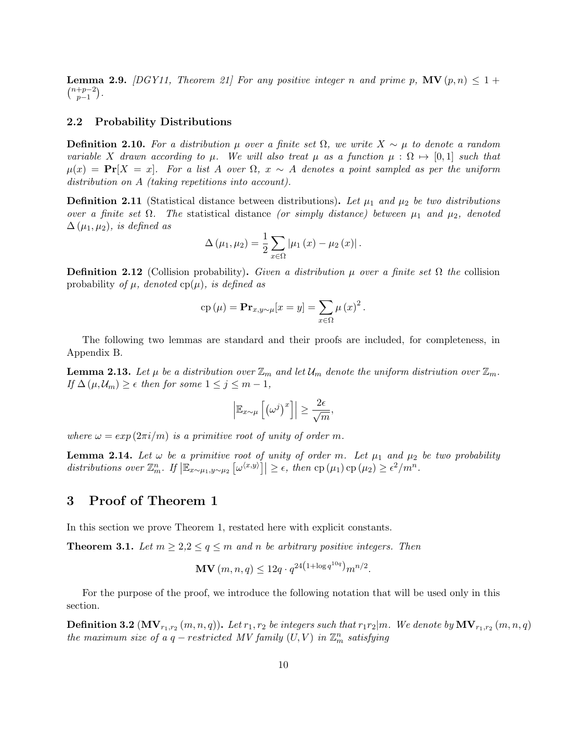**Lemma 2.9.** *[DGY11, Theorem 21] For any positive integer $n$ and prime $p$, $\mathbf{MV}(p,n) \leq 1 + \binom{n+p-2}{p-1}$.*

## 2.2 Probability Distributions

**Definition 2.10.** *For a distribution $\mu$ over a finite set $\Omega$, we write $X \sim \mu$ to denote a random variable $X$ drawn according to $\mu$. We will also treat $\mu$ as a function $\mu : \Omega \mapsto [0,1]$ such that $\mu(x) = \mathbf{Pr}[X = x]$. For a list $A$ over $\Omega$, $x \sim A$ denotes a point sampled as per the uniform distribution on $A$ (taking repetitions into account).*

**Definition 2.11** (Statistical distance between distributions)**.** *Let $\mu_1$ and $\mu_2$ be two distributions over a finite set $\Omega$. The* statistical distance *(or simply distance) between $\mu_1$ and $\mu_2$, denoted $\Delta(\mu_1, \mu_2)$, is defined as*

$$\Delta(\mu_1, \mu_2) = \frac{1}{2} \sum_{x \in \Omega} |\mu_1(x) - \mu_2(x)|.$$

**Definition 2.12** (Collision probability)**.** *Given a distribution $\mu$ over a finite set $\Omega$ the* collision probability *of $\mu$, denoted $\mathrm{cp}(\mu)$, is defined as*

$$\mathrm{cp}(\mu) = \mathbf{Pr}_{x,y \sim \mu}[x = y] = \sum_{x \in \Omega} \mu(x)^2.$$

The following two lemmas are standard and their proofs are included, for completeness, in Appendix B.

**Lemma 2.13.** *Let $\mu$ be a distribution over $\mathbb{Z}_m$ and let $\mathcal{U}_m$ denote the uniform distriution over $\mathbb{Z}_m$. If $\Delta(\mu, \mathcal{U}_m) \geq \epsilon$ then for some $1 \leq j \leq m-1$,*

$$\left|\mathbb{E}_{x \sim \mu}\left[\left(\omega^j\right)^x\right]\right| \geq \frac{2\epsilon}{\sqrt{m}},$$

*where $\omega = exp(2\pi i/m)$ is a primitive root of unity of order $m$.*

**Lemma 2.14.** *Let $\omega$ be a primitive root of unity of order $m$. Let $\mu_1$ and $\mu_2$ be two probability distributions over $\mathbb{Z}_m^n$. If $\left|\mathbb{E}_{x \sim \mu_1, y \sim \mu_2}\left[\omega^{\langle x,y \rangle}\right]\right| \geq \epsilon$, then $\mathrm{cp}(\mu_1)\,\mathrm{cp}(\mu_2) \geq \epsilon^2/m^n$.*

# 3 Proof of Theorem 1

In this section we prove Theorem 1, restated here with explicit constants.

**Theorem 3.1.** *Let $m \geq 2, 2 \leq q \leq m$ and $n$ be arbitrary positive integers. Then*

$$\mathbf{MV}(m,n,q) \leq 12q \cdot q^{24\left(1+\log q^{10q}\right)} m^{n/2}.$$

For the purpose of the proof, we introduce the following notation that will be used only in this section.

**Definition 3.2** ($\mathbf{MV}_{r_1,r_2}(m,n,q)$)**.** *Let $r_1, r_2$ be integers such that $r_1 r_2 | m$. We denote by $\mathbf{MV}_{r_1,r_2}(m,n,q)$ the maximum size of a $q-$restricted MV family $(U,V)$ in $\mathbb{Z}_m^n$ satisfying*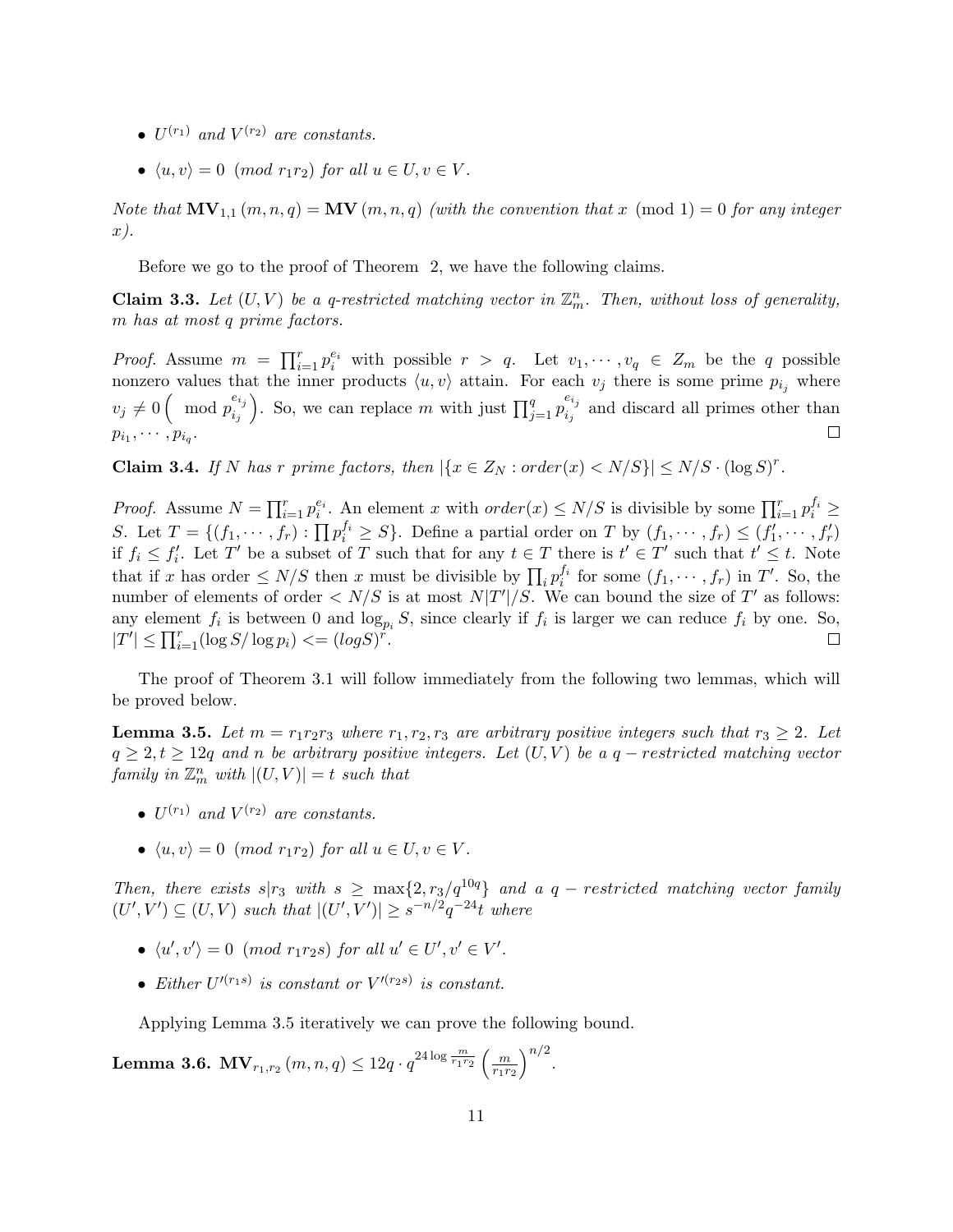- $U^{(r_1)}$ *and* $V^{(r_2)}$ *are constants.*
- $\langle u, v \rangle = 0 \pmod{r_1 r_2}$ *for all* $u \in U, v \in V$.

*Note that* $\mathbf{MV}_{1,1}(m, n, q) = \mathbf{MV}(m, n, q)$ *(with the convention that* $x \pmod 1 = 0$ *for any integer* $x$*).*

Before we go to the proof of Theorem 2, we have the following claims.

**Claim 3.3.** *Let* $(U, V)$ *be a q-restricted matching vector in* $\mathbb{Z}_m^n$*. Then, without loss of generality,* $m$ *has at most* $q$ *prime factors.*

*Proof.* Assume $m = \prod_{i=1}^r p_i^{e_i}$ with possible $r > q$. Let $v_1, \cdots, v_q \in Z_m$ be the $q$ possible nonzero values that the inner products $\langle u, v \rangle$ attain. For each $v_j$ there is some prime $p_{i_j}$ where $v_j \neq 0 \left( \mod p_{i_j}^{e_{i_j}} \right)$. So, we can replace $m$ with just $\prod_{j=1}^q p_{i_j}^{e_{i_j}}$ and discard all primes other than $p_{i_1}, \cdots, p_{i_q}$. ☐

**Claim 3.4.** *If* $N$ *has* $r$ *prime factors, then* $|\{x \in Z_N : order(x) < N/S\}| \leq N/S \cdot (\log S)^r$.

*Proof.* Assume $N = \prod_{i=1}^r p_i^{e_i}$. An element $x$ with $order(x) \leq N/S$ is divisible by some $\prod_{i=1}^r p_i^{f_i} \geq S$. Let $T = \{(f_1, \cdots, f_r) : \prod p_i^{f_i} \geq S\}$. Define a partial order on $T$ by $(f_1, \cdots, f_r) \leq (f_1', \cdots, f_r')$ if $f_i \leq f_i'$. Let $T'$ be a subset of $T$ such that for any $t \in T$ there is $t' \in T'$ such that $t' \leq t$. Note that if $x$ has order $\leq N/S$ then $x$ must be divisible by $\prod_i p_i^{f_i}$ for some $(f_1, \cdots, f_r)$ in $T'$. So, the number of elements of order $< N/S$ is at most $N|T'|/S$. We can bound the size of $T'$ as follows: any element $f_i$ is between 0 and $\log_{p_i} S$, since clearly if $f_i$ is larger we can reduce $f_i$ by one. So, $|T'| \leq \prod_{i=1}^r (\log S / \log p_i) <= (log S)^r$. ☐

The proof of Theorem 3.1 will follow immediately from the following two lemmas, which will be proved below.

**Lemma 3.5.** *Let* $m = r_1 r_2 r_3$ *where* $r_1, r_2, r_3$ *are arbitrary positive integers such that* $r_3 \geq 2$*. Let* $q \geq 2, t \geq 12q$ *and* $n$ *be arbitrary positive integers. Let* $(U, V)$ *be a* $q-restricted$ *matching vector family in* $\mathbb{Z}_m^n$ *with* $|(U, V)| = t$ *such that*

- $U^{(r_1)}$ *and* $V^{(r_2)}$ *are constants.*
- $\langle u, v \rangle = 0 \pmod{r_1 r_2}$ *for all* $u \in U, v \in V$.

*Then, there exists* $s | r_3$ *with* $s \geq \max\{2, r_3/q^{10q}\}$ *and a* $q-restricted$ *matching vector family* $(U', V') \subseteq (U, V)$ *such that* $|(U', V')| \geq s^{-n/2} q^{-24} t$ *where*

- $\langle u', v' \rangle = 0 \pmod{r_1 r_2 s}$ *for all* $u' \in U', v' \in V'$.
- *Either* $U'^{(r_1 s)}$ *is constant or* $V'^{(r_2 s)}$ *is constant.*

Applying Lemma 3.5 iteratively we can prove the following bound.

**Lemma 3.6.** $\mathbf{MV}_{r_1, r_2}(m, n, q) \leq 12q \cdot q^{24 \log \frac{m}{r_1 r_2}} \left( \frac{m}{r_1 r_2} \right)^{n/2}$.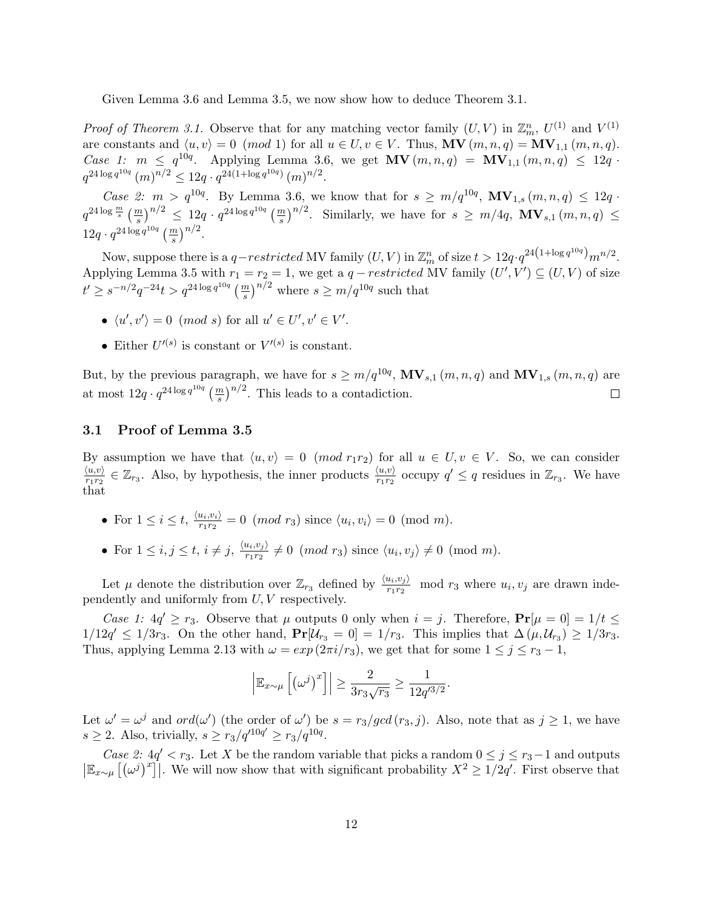Given Lemma 3.6 and Lemma 3.5, we now show how to deduce Theorem 3.1.

*Proof of Theorem 3.1.* Observe that for any matching vector family $(U, V)$ in $\mathbb{Z}_m^n$, $U^{(1)}$ and $V^{(1)}$ are constants and $\langle u, v\rangle = 0 \pmod 1$ for all $u \in U, v \in V$. Thus, $\mathbf{MV}(m, n, q) = \mathbf{MV}_{1,1}(m, n, q)$. *Case 1:* $m \leq q^{10q}$. Applying Lemma 3.6, we get $\mathbf{MV}(m, n, q) = \mathbf{MV}_{1,1}(m, n, q) \leq 12q \cdot q^{24 \log q^{10q}} (m)^{n/2} \leq 12q \cdot q^{24(1+\log q^{10q})} (m)^{n/2}$.

*Case 2:* $m > q^{10q}$. By Lemma 3.6, we know that for $s \geq m/q^{10q}$, $\mathbf{MV}_{1,s}(m, n, q) \leq 12q \cdot q^{24 \log \frac{m}{s}} \left(\frac{m}{s}\right)^{n/2} \leq 12q \cdot q^{24 \log q^{10q}} \left(\frac{m}{s}\right)^{n/2}$. Similarly, we have for $s \geq m/4q$, $\mathbf{MV}_{s,1}(m, n, q) \leq 12q \cdot q^{24 \log q^{10q}} \left(\frac{m}{s}\right)^{n/2}$.

Now, suppose there is a $q-restricted$ MV family $(U, V)$ in $\mathbb{Z}_m^n$ of size $t > 12q \cdot q^{24\left(1+\log q^{10q}\right)} m^{n/2}$. Applying Lemma 3.5 with $r_1 = r_2 = 1$, we get a $q-restricted$ MV family $(U', V') \subseteq (U, V)$ of size $t' \geq s^{-n/2} q^{-24} t > q^{24 \log q^{10q}} \left(\frac{m}{s}\right)^{n/2}$ where $s \geq m/q^{10q}$ such that

- $\langle u', v'\rangle = 0 \pmod s$ for all $u' \in U', v' \in V'$.
- Either $U'^{(s)}$ is constant or $V'^{(s)}$ is constant.

But, by the previous paragraph, we have for $s \geq m/q^{10q}$, $\mathbf{MV}_{s,1}(m, n, q)$ and $\mathbf{MV}_{1,s}(m, n, q)$ are at most $12q \cdot q^{24 \log q^{10q}} \left(\frac{m}{s}\right)^{n/2}$. This leads to a contadiction. $\square$

## 3.1 Proof of Lemma 3.5

By assumption we have that $\langle u, v\rangle = 0 \pmod{r_1 r_2}$ for all $u \in U, v \in V$. So, we can consider $\frac{\langle u,v\rangle}{r_1 r_2} \in \mathbb{Z}_{r_3}$. Also, by hypothesis, the inner products $\frac{\langle u,v\rangle}{r_1 r_2}$ occupy $q' \leq q$ residues in $\mathbb{Z}_{r_3}$. We have that

- For $1 \leq i \leq t$, $\frac{\langle u_i, v_i\rangle}{r_1 r_2} = 0 \pmod{r_3}$ since $\langle u_i, v_i\rangle = 0 \pmod m$.
- For $1 \leq i, j \leq t$, $i \neq j$, $\frac{\langle u_i, v_j\rangle}{r_1 r_2} \neq 0 \pmod{r_3}$ since $\langle u_i, v_j\rangle \neq 0 \pmod m$.

Let $\mu$ denote the distribution over $\mathbb{Z}_{r_3}$ defined by $\frac{\langle u_i, v_j\rangle}{r_1 r_2} \mod r_3$ where $u_i, v_j$ are drawn independently and uniformly from $U, V$ respectively.

*Case 1:* $4q' \geq r_3$. Observe that $\mu$ outputs 0 only when $i = j$. Therefore, $\mathbf{Pr}[\mu = 0] = 1/t \leq 1/12q' \leq 1/3r_3$. On the other hand, $\mathbf{Pr}[\mathcal{U}_{r_3} = 0] = 1/r_3$. This implies that $\Delta(\mu, \mathcal{U}_{r_3}) \geq 1/3r_3$. Thus, applying Lemma 2.13 with $\omega = exp(2\pi i/r_3)$, we get that for some $1 \leq j \leq r_3 - 1$,

$$\left|\mathbb{E}_{x\sim\mu}\left[\left(\omega^j\right)^x\right]\right| \geq \frac{2}{3r_3\sqrt{r_3}} \geq \frac{1}{12q'^{3/2}}.$$

Let $\omega' = \omega^j$ and $ord(\omega')$ (the order of $\omega'$) be $s = r_3/gcd(r_3, j)$. Also, note that as $j \geq 1$, we have $s \geq 2$. Also, trivially, $s \geq r_3/q'^{10q'} \geq r_3/q^{10q}$.

*Case 2:* $4q' < r_3$. Let $X$ be the random variable that picks a random $0 \leq j \leq r_3 - 1$ and outputs $\left|\mathbb{E}_{x\sim\mu}\left[\left(\omega^j\right)^x\right]\right|$. We will now show that with significant probability $X^2 \geq 1/2q'$. First observe that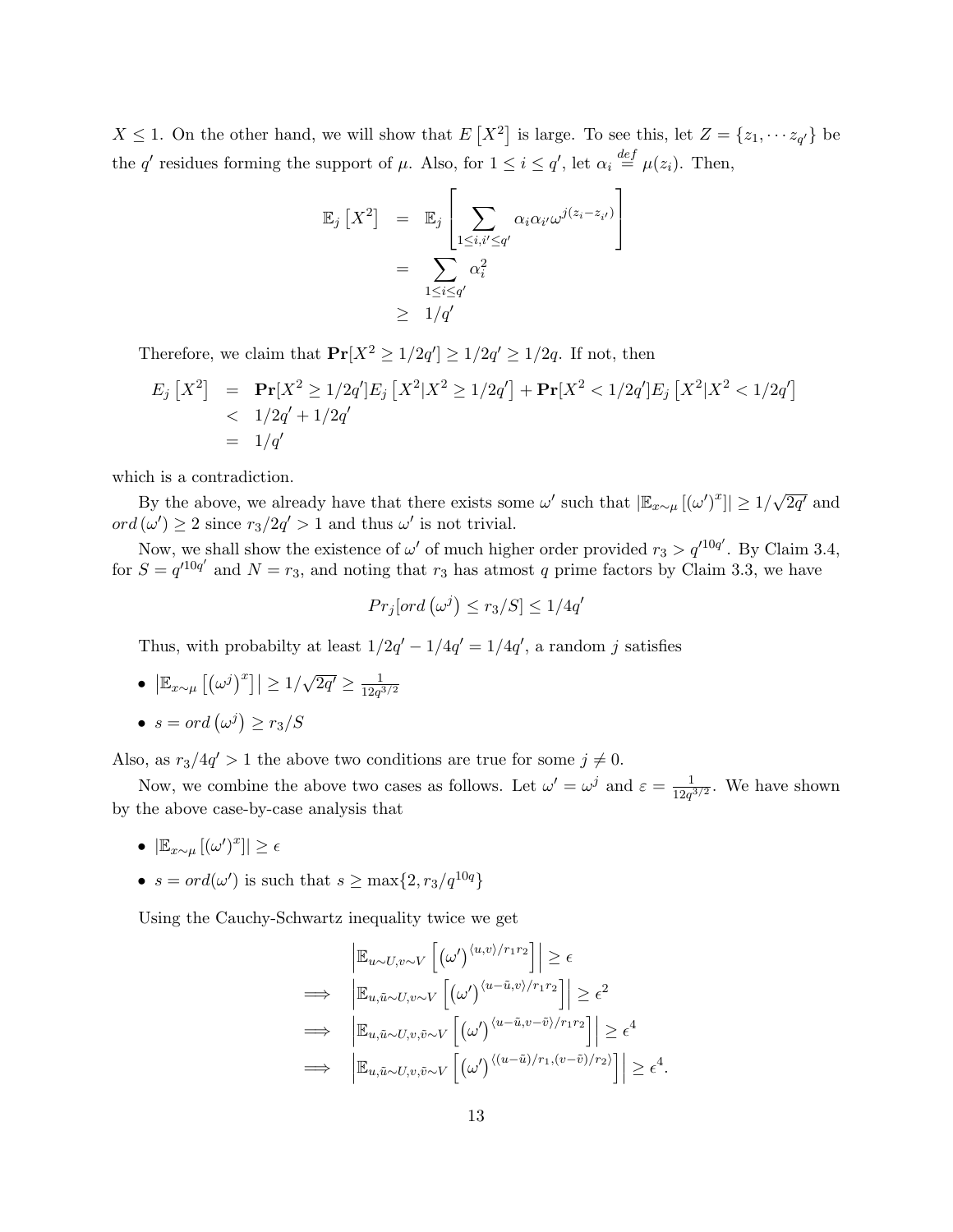$X \leq 1$. On the other hand, we will show that $E\left[X^2\right]$ is large. To see this, let $Z = \{z_1, \cdots z_{q'}\}$ be the $q'$ residues forming the support of $\mu$. Also, for $1 \leq i \leq q'$, let $\alpha_i \stackrel{def}{=} \mu(z_i)$. Then,

$$
\begin{aligned}
\mathbb{E}_j\left[X^2\right] &= \mathbb{E}_j\left[\sum_{1 \leq i, i' \leq q'} \alpha_i \alpha_{i'} \omega^{j(z_i - z_{i'})}\right] \\
&= \sum_{1 \leq i \leq q'} \alpha_i^2 \\
&\geq 1/q'
\end{aligned}
$$

Therefore, we claim that $\mathbf{Pr}[X^2 \geq 1/2q'] \geq 1/2q' \geq 1/2q$. If not, then

$$
\begin{aligned}
E_j\left[X^2\right] &= \mathbf{Pr}[X^2 \geq 1/2q'] E_j\left[X^2 | X^2 \geq 1/2q'\right] + \mathbf{Pr}[X^2 < 1/2q'] E_j\left[X^2 | X^2 < 1/2q'\right] \\
&< 1/2q' + 1/2q' \\
&= 1/q'
\end{aligned}
$$

which is a contradiction.

By the above, we already have that there exists some $\omega'$ such that $|\mathbb{E}_{x \sim \mu}\left[(\omega')^x\right]| \geq 1/\sqrt{2q'}$ and $ord\left(\omega'\right) \geq 2$ since $r_3/2q' > 1$ and thus $\omega'$ is not trivial.

Now, we shall show the existence of $\omega'$ of much higher order provided $r_3 > q'^{10q'}$. By Claim 3.4, for $S = q'^{10q'}$ and $N = r_3$, and noting that $r_3$ has atmost $q$ prime factors by Claim 3.3, we have

$$
Pr_j[ord\left(\omega^j\right) \leq r_3/S] \leq 1/4q'
$$

Thus, with probabilty at least $1/2q' - 1/4q' = 1/4q'$, a random $j$ satisfies

- $\left|\mathbb{E}_{x \sim \mu}\left[\left(\omega^j\right)^x\right]\right| \geq 1/\sqrt{2q'} \geq \frac{1}{12q^{3/2}}$
- $s = ord\left(\omega^j\right) \geq r_3/S$

Also, as $r_3/4q' > 1$ the above two conditions are true for some $j \neq 0$.

Now, we combine the above two cases as follows. Let $\omega' = \omega^j$ and $\varepsilon = \frac{1}{12q^{3/2}}$. We have shown by the above case-by-case analysis that

- $|\mathbb{E}_{x \sim \mu}\left[(\omega')^x\right]| \geq \epsilon$
- $s = ord(\omega')$ is such that $s \geq \max\{2, r_3/q^{10q}\}$

Using the Cauchy-Schwartz inequality twice we get

$$
\begin{aligned}
& \left|\mathbb{E}_{u \sim U, v \sim V}\left[\left(\omega'\right)^{\langle u,v\rangle/r_1 r_2}\right]\right| \geq \epsilon \\
\implies & \left|\mathbb{E}_{u, \tilde{u} \sim U, v \sim V}\left[\left(\omega'\right)^{\langle u - \tilde{u}, v\rangle/r_1 r_2}\right]\right| \geq \epsilon^2 \\
\implies & \left|\mathbb{E}_{u, \tilde{u} \sim U, v, \tilde{v} \sim V}\left[\left(\omega'\right)^{\langle u - \tilde{u}, v - \tilde{v}\rangle/r_1 r_2}\right]\right| \geq \epsilon^4 \\
\implies & \left|\mathbb{E}_{u, \tilde{u} \sim U, v, \tilde{v} \sim V}\left[\left(\omega'\right)^{\langle (u - \tilde{u})/r_1, (v - \tilde{v})/r_2\rangle}\right]\right| \geq \epsilon^4.
\end{aligned}
$$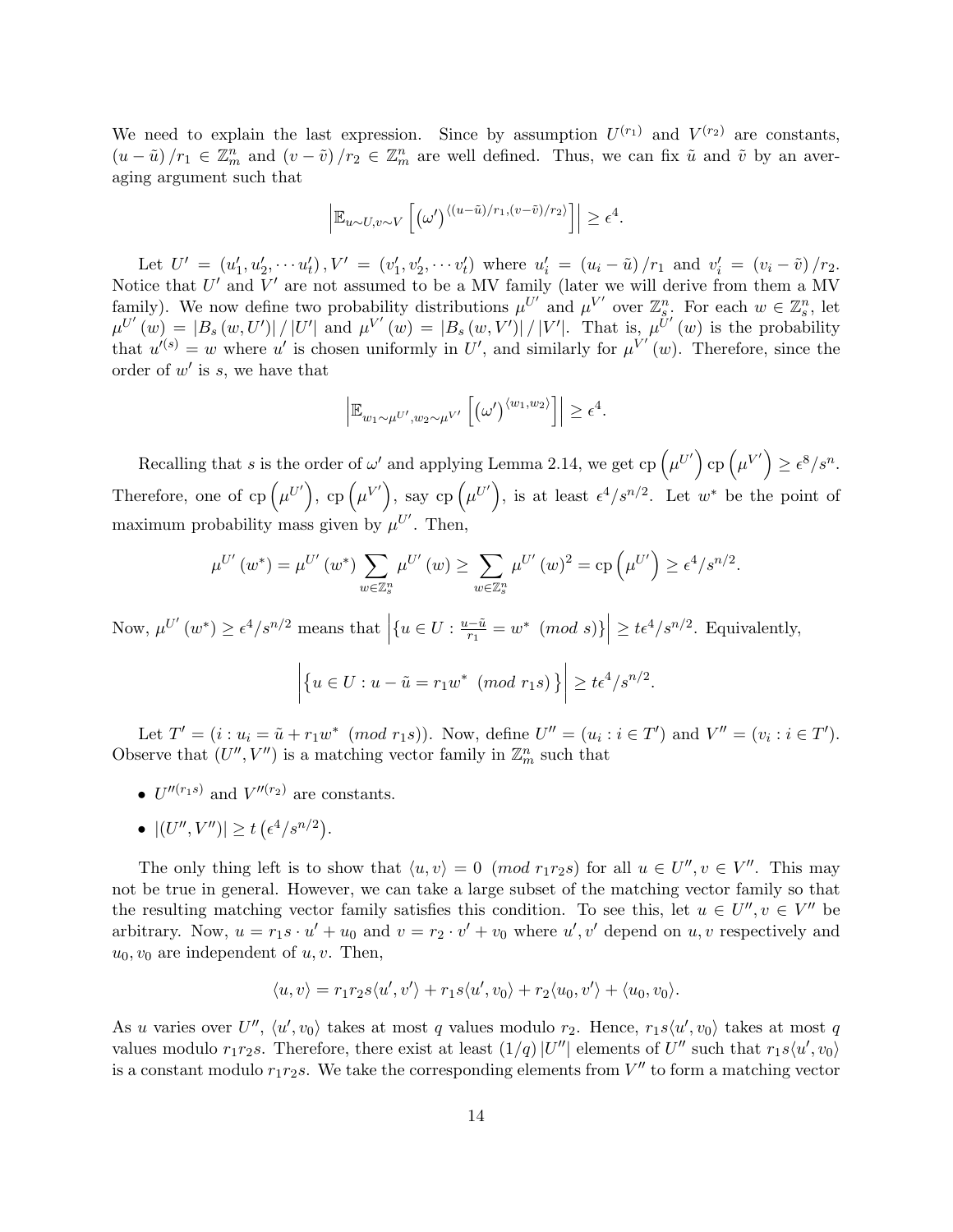We need to explain the last expression. Since by assumption $U^{(r_1)}$ and $V^{(r_2)}$ are constants, $(u-\tilde{u})/r_1 \in \mathbb{Z}_m^n$ and $(v-\tilde{v})/r_2 \in \mathbb{Z}_m^n$ are well defined. Thus, we can fix $\tilde{u}$ and $\tilde{v}$ by an averaging argument such that

$$\left|\mathbb{E}_{u\sim U, v\sim V}\left[(\omega')^{\langle (u-\tilde{u})/r_1, (v-\tilde{v})/r_2\rangle}\right]\right| \geq \epsilon^4.$$

Let $U' = (u_1', u_2', \cdots u_t'), V' = (v_1', v_2', \cdots v_t')$ where $u_i' = (u_i - \tilde{u})/r_1$ and $v_i' = (v_i - \tilde{v})/r_2$. Notice that $U'$ and $V'$ are not assumed to be a MV family (later we will derive from them a MV family). We now define two probability distributions $\mu^{U'}$ and $\mu^{V'}$ over $\mathbb{Z}_s^n$. For each $w \in \mathbb{Z}_s^n$, let $\mu^{U'}(w) = |B_s(w, U')|/|U'|$ and $\mu^{V'}(w) = |B_s(w, V')|/|V'|$. That is, $\mu^{U'}(w)$ is the probability that $u'^{(s)} = w$ where $u'$ is chosen uniformly in $U'$, and similarly for $\mu^{V'}(w)$. Therefore, since the order of $w'$ is $s$, we have that

$$\left|\mathbb{E}_{w_1\sim\mu^{U'}, w_2\sim\mu^{V'}}\left[(\omega')^{\langle w_1, w_2\rangle}\right]\right| \geq \epsilon^4.$$

Recalling that $s$ is the order of $\omega'$ and applying Lemma 2.14, we get $\text{cp}\left(\mu^{U'}\right)\text{cp}\left(\mu^{V'}\right) \geq \epsilon^8/s^n$. Therefore, one of $\text{cp}\left(\mu^{U'}\right)$, $\text{cp}\left(\mu^{V'}\right)$, say $\text{cp}\left(\mu^{U'}\right)$, is at least $\epsilon^4/s^{n/2}$. Let $w^*$ be the point of maximum probability mass given by $\mu^{U'}$. Then,

$$\mu^{U'}(w^*) = \mu^{U'}(w^*)\sum_{w\in\mathbb{Z}_s^n}\mu^{U'}(w) \geq \sum_{w\in\mathbb{Z}_s^n}\mu^{U'}(w)^2 = \text{cp}\left(\mu^{U'}\right) \geq \epsilon^4/s^{n/2}.$$

Now, $\mu^{U'}(w^*) \geq \epsilon^4/s^{n/2}$ means that $\left|\{u \in U : \frac{u-\tilde{u}}{r_1} = w^* \pmod{s}\}\right| \geq t\epsilon^4/s^{n/2}$. Equivalently,

$$\left|\left\{u \in U : u - \tilde{u} = r_1 w^* \pmod{r_1 s}\right\}\right| \geq t\epsilon^4/s^{n/2}.$$

Let $T' = (i : u_i = \tilde{u} + r_1 w^* \pmod{r_1 s}))$. Now, define $U'' = (u_i : i \in T')$ and $V'' = (v_i : i \in T')$. Observe that $(U'', V'')$ is a matching vector family in $\mathbb{Z}_m^n$ such that

- $U''^{(r_1 s)}$ and $V''^{(r_2)}$ are constants.
- $|(U'', V'')| \geq t\left(\epsilon^4/s^{n/2}\right)$.

The only thing left is to show that $\langle u, v\rangle = 0 \pmod{r_1 r_2 s}$ for all $u \in U'', v \in V''$. This may not be true in general. However, we can take a large subset of the matching vector family so that the resulting matching vector family satisfies this condition. To see this, let $u \in U'', v \in V''$ be arbitrary. Now, $u = r_1 s \cdot u' + u_0$ and $v = r_2 \cdot v' + v_0$ where $u', v'$ depend on $u, v$ respectively and $u_0, v_0$ are independent of $u, v$. Then,

$$\langle u, v\rangle = r_1 r_2 s\langle u', v'\rangle + r_1 s\langle u', v_0\rangle + r_2\langle u_0, v'\rangle + \langle u_0, v_0\rangle.$$

As $u$ varies over $U''$, $\langle u', v_0\rangle$ takes at most $q$ values modulo $r_2$. Hence, $r_1 s\langle u', v_0\rangle$ takes at most $q$ values modulo $r_1 r_2 s$. Therefore, there exist at least $(1/q)|U''|$ elements of $U''$ such that $r_1 s\langle u', v_0\rangle$ is a constant modulo $r_1 r_2 s$. We take the corresponding elements from $V''$ to form a matching vector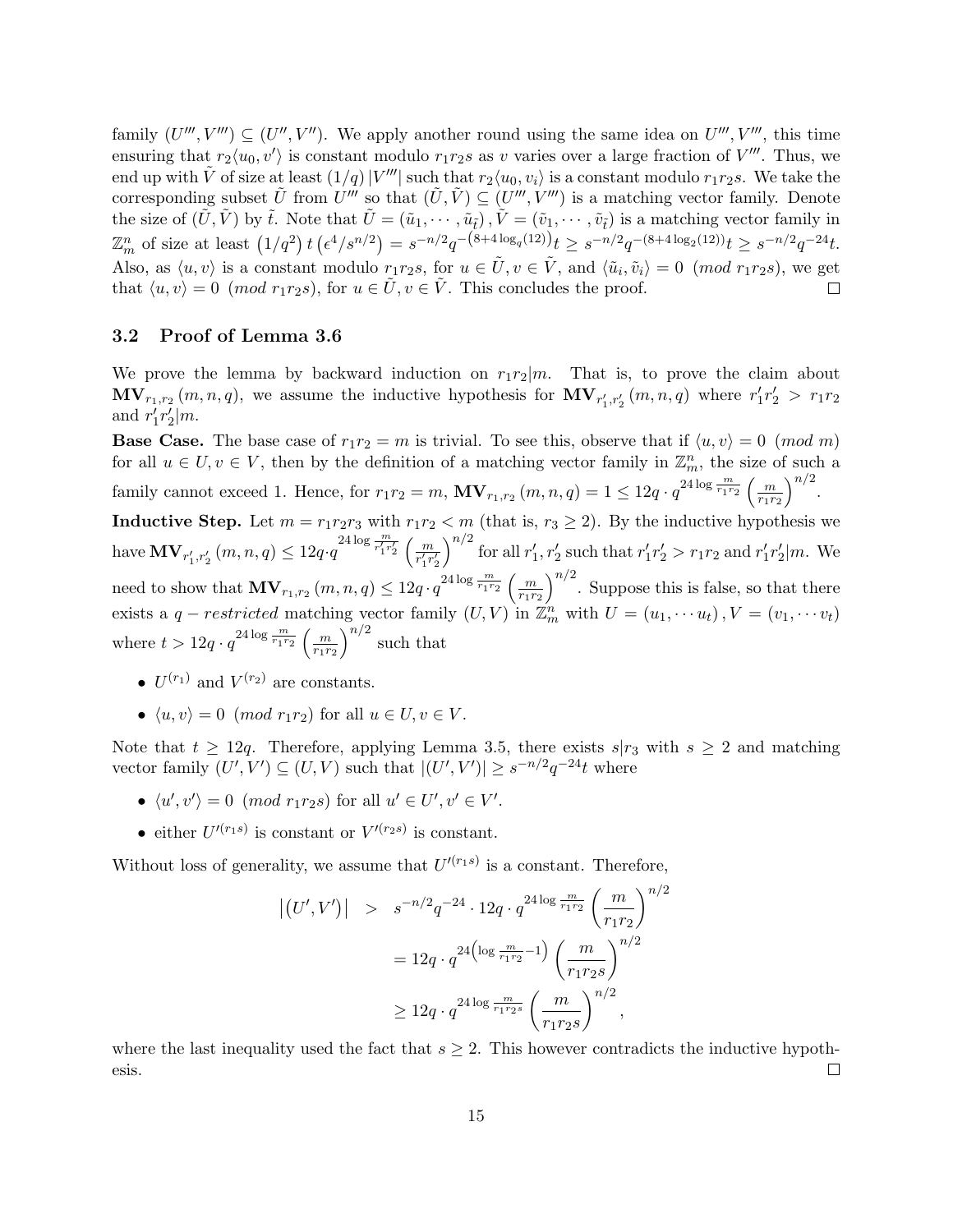family $(U''', V''') \subseteq (U'', V'')$. We apply another round using the same idea on $U''', V'''$, this time ensuring that $r_2\langle u_0, v'\rangle$ is constant modulo $r_1r_2s$ as $v$ varies over a large fraction of $V'''$. Thus, we end up with $\tilde{V}$ of size at least $(1/q)|V'''|$ such that $r_2\langle u_0, v_i\rangle$ is a constant modulo $r_1r_2s$. We take the corresponding subset $\tilde{U}$ from $U'''$ so that $(\tilde{U}, \tilde{V}) \subseteq (U''', V''')$ is a matching vector family. Denote the size of $(\tilde{U}, \tilde{V})$ by $\tilde{t}$. Note that $\tilde{U} = (\tilde{u}_1, \cdots, \tilde{u}_{\tilde{t}}), \tilde{V} = (\tilde{v}_1, \cdots, \tilde{v}_{\tilde{t}})$ is a matching vector family in $\mathbb{Z}_m^n$ of size at least $(1/q^2)\, t\left(\epsilon^4/s^{n/2}\right) = s^{-n/2}q^{-\left(8+4\log_q(12)\right)}t \geq s^{-n/2}q^{-(8+4\log_2(12))}t \geq s^{-n/2}q^{-24}t$. Also, as $\langle u, v\rangle$ is a constant modulo $r_1r_2s$, for $u \in \tilde{U}, v \in \tilde{V}$, and $\langle \tilde{u}_i, \tilde{v}_i\rangle = 0 \pmod{r_1r_2s}$, we get that $\langle u, v\rangle = 0 \pmod{r_1r_2s}$, for $u \in \tilde{U}, v \in \tilde{V}$. This concludes the proof. $\square$

## 3.2 Proof of Lemma 3.6

We prove the lemma by backward induction on $r_1r_2|m$. That is, to prove the claim about $\mathbf{MV}_{r_1,r_2}(m,n,q)$, we assume the inductive hypothesis for $\mathbf{MV}_{r_1',r_2'}(m,n,q)$ where $r_1'r_2' > r_1r_2$ and $r_1'r_2'|m$.

**Base Case.** The base case of $r_1r_2 = m$ is trivial. To see this, observe that if $\langle u, v\rangle = 0 \pmod m$ for all $u \in U, v \in V$, then by the definition of a matching vector family in $\mathbb{Z}_m^n$, the size of such a family cannot exceed 1. Hence, for $r_1r_2 = m$, $\mathbf{MV}_{r_1,r_2}(m,n,q) = 1 \leq 12q \cdot q^{24\log\frac{m}{r_1r_2}}\left(\frac{m}{r_1r_2}\right)^{n/2}$.

**Inductive Step.** Let $m = r_1r_2r_3$ with $r_1r_2 < m$ (that is, $r_3 \geq 2$). By the inductive hypothesis we have $\mathbf{MV}_{r_1',r_2'}(m,n,q) \leq 12q \cdot q^{24\log\frac{m}{r_1'r_2'}}\left(\frac{m}{r_1'r_2'}\right)^{n/2}$ for all $r_1', r_2'$ such that $r_1'r_2' > r_1r_2$ and $r_1'r_2'|m$. We need to show that $\mathbf{MV}_{r_1,r_2}(m,n,q) \leq 12q \cdot q^{24\log\frac{m}{r_1r_2}}\left(\frac{m}{r_1r_2}\right)^{n/2}$. Suppose this is false, so that there exists a $q-restricted$ matching vector family $(U,V)$ in $\mathbb{Z}_m^n$ with $U = (u_1, \cdots u_t), V = (v_1, \cdots v_t)$ where $t > 12q \cdot q^{24\log\frac{m}{r_1r_2}}\left(\frac{m}{r_1r_2}\right)^{n/2}$ such that

- $U^{(r_1)}$ and $V^{(r_2)}$ are constants.
- $\langle u, v\rangle = 0 \pmod{r_1r_2}$ for all $u \in U, v \in V$.

Note that $t \geq 12q$. Therefore, applying Lemma 3.5, there exists $s|r_3$ with $s \geq 2$ and matching vector family $(U', V') \subseteq (U, V)$ such that $|(U', V')| \geq s^{-n/2}q^{-24}t$ where

- $\langle u', v'\rangle = 0 \pmod{r_1r_2s}$ for all $u' \in U', v' \in V'$.
- either $U'^{(r_1s)}$ is constant or $V'^{(r_2s)}$ is constant.

Without loss of generality, we assume that $U'^{(r_1s)}$ is a constant. Therefore,

$$
\begin{aligned}
\left|(U', V')\right| &> s^{-n/2}q^{-24} \cdot 12q \cdot q^{24\log\frac{m}{r_1r_2}}\left(\frac{m}{r_1r_2}\right)^{n/2} \\
&= 12q \cdot q^{24\left(\log\frac{m}{r_1r_2} - 1\right)}\left(\frac{m}{r_1r_2s}\right)^{n/2} \\
&\geq 12q \cdot q^{24\log\frac{m}{r_1r_2s}}\left(\frac{m}{r_1r_2s}\right)^{n/2},
\end{aligned}
$$

where the last inequality used the fact that $s \geq 2$. This however contradicts the inductive hypothesis. $\square$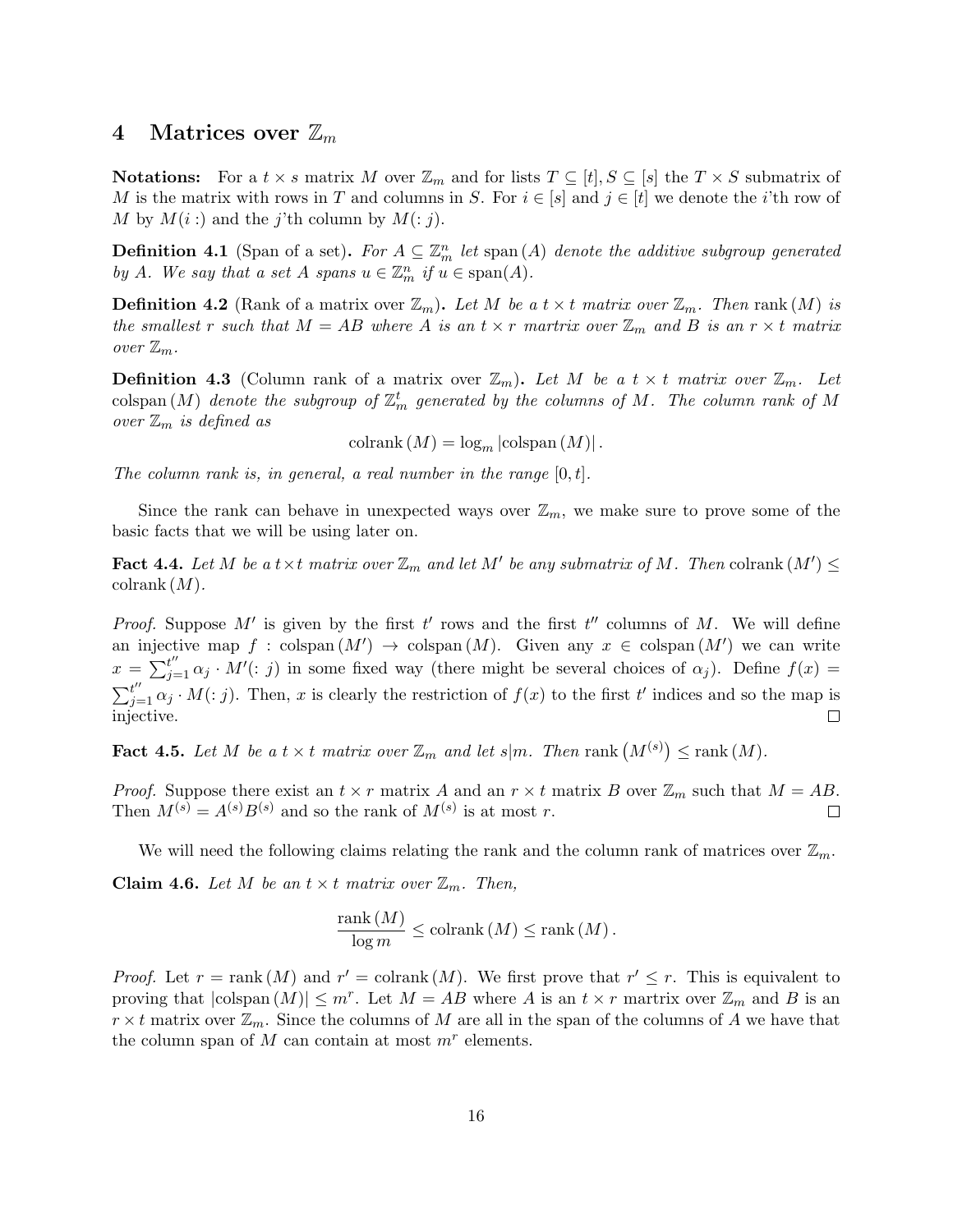## 4 Matrices over $\mathbb{Z}_m$

**Notations:** For a $t \times s$ matrix $M$ over $\mathbb{Z}_m$ and for lists $T \subseteq [t], S \subseteq [s]$ the $T \times S$ submatrix of $M$ is the matrix with rows in $T$ and columns in $S$. For $i \in [s]$ and $j \in [t]$ we denote the $i$'th row of $M$ by $M(i :)$ and the $j$'th column by $M(: j)$.

**Definition 4.1** (Span of a set)**.** *For $A \subseteq \mathbb{Z}_m^n$ let $\text{span}(A)$ denote the additive subgroup generated by $A$. We say that a set $A$ spans $u \in \mathbb{Z}_m^n$ if $u \in \text{span}(A)$.*

**Definition 4.2** (Rank of a matrix over $\mathbb{Z}_m$)**.** *Let $M$ be a $t \times t$ matrix over $\mathbb{Z}_m$. Then $\text{rank}(M)$ is the smallest $r$ such that $M = AB$ where $A$ is an $t \times r$ martrix over $\mathbb{Z}_m$ and $B$ is an $r \times t$ matrix over $\mathbb{Z}_m$.*

**Definition 4.3** (Column rank of a matrix over $\mathbb{Z}_m$)**.** *Let $M$ be a $t \times t$ matrix over $\mathbb{Z}_m$. Let $\text{colspan}(M)$ denote the subgroup of $\mathbb{Z}_m^t$ generated by the columns of $M$. The column rank of $M$ over $\mathbb{Z}_m$ is defined as*

$$\text{colrank}(M) = \log_m |\text{colspan}(M)|.$$

*The column rank is, in general, a real number in the range $[0, t]$.*

Since the rank can behave in unexpected ways over $\mathbb{Z}_m$, we make sure to prove some of the basic facts that we will be using later on.

**Fact 4.4.** *Let $M$ be a $t \times t$ matrix over $\mathbb{Z}_m$ and let $M'$ be any submatrix of $M$. Then $\text{colrank}(M') \leq \text{colrank}(M)$.*

*Proof.* Suppose $M'$ is given by the first $t'$ rows and the first $t''$ columns of $M$. We will define an injective map $f : \text{colspan}(M') \to \text{colspan}(M)$. Given any $x \in \text{colspan}(M')$ we can write $x = \sum_{j=1}^{t''} \alpha_j \cdot M'(: j)$ in some fixed way (there might be several choices of $\alpha_j$). Define $f(x) = \sum_{j=1}^{t''} \alpha_j \cdot M(: j)$. Then, $x$ is clearly the restriction of $f(x)$ to the first $t'$ indices and so the map is injective. □

**Fact 4.5.** *Let $M$ be a $t \times t$ matrix over $\mathbb{Z}_m$ and let $s|m$. Then $\text{rank}\left(M^{(s)}\right) \leq \text{rank}(M)$.*

*Proof.* Suppose there exist an $t \times r$ matrix $A$ and an $r \times t$ matrix $B$ over $\mathbb{Z}_m$ such that $M = AB$. Then $M^{(s)} = A^{(s)}B^{(s)}$ and so the rank of $M^{(s)}$ is at most $r$. □

We will need the following claims relating the rank and the column rank of matrices over $\mathbb{Z}_m$.

**Claim 4.6.** *Let $M$ be an $t \times t$ matrix over $\mathbb{Z}_m$. Then,*

$$\frac{\text{rank}(M)}{\log m} \leq \text{colrank}(M) \leq \text{rank}(M).$$

*Proof.* Let $r = \text{rank}(M)$ and $r' = \text{colrank}(M)$. We first prove that $r' \leq r$. This is equivalent to proving that $|\text{colspan}(M)| \leq m^r$. Let $M = AB$ where $A$ is an $t \times r$ martrix over $\mathbb{Z}_m$ and $B$ is an $r \times t$ matrix over $\mathbb{Z}_m$. Since the columns of $M$ are all in the span of the columns of $A$ we have that the column span of $M$ can contain at most $m^r$ elements.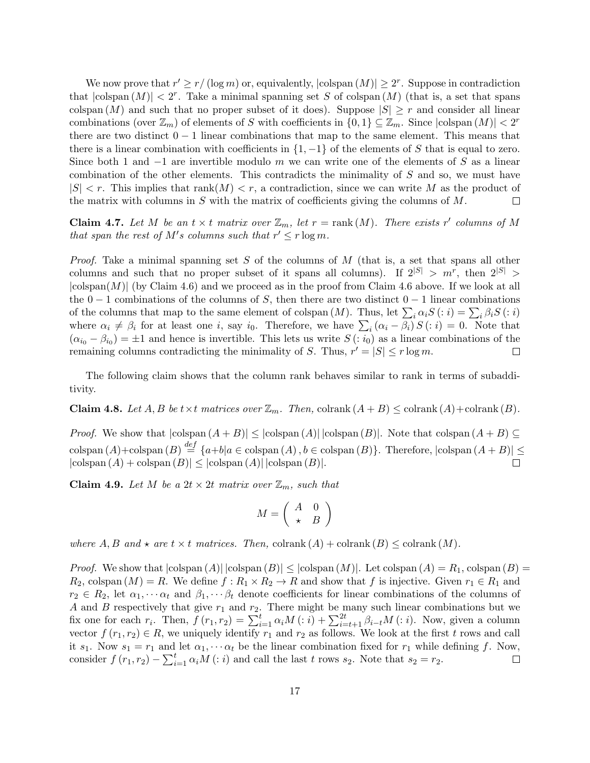We now prove that $r' \geq r/(\log m)$ or, equivalently, $|\text{colspan}(M)| \geq 2^r$. Suppose in contradiction that $|\text{colspan}(M)| < 2^r$. Take a minimal spanning set $S$ of colspan $(M)$ (that is, a set that spans colspan $(M)$ and such that no proper subset of it does). Suppose $|S| \geq r$ and consider all linear combinations (over $\mathbb{Z}_m$) of elements of $S$ with coefficients in $\{0,1\} \subseteq \mathbb{Z}_m$. Since $|\text{colspan}(M)| < 2^r$ there are two distinct $0-1$ linear combinations that map to the same element. This means that there is a linear combination with coefficients in $\{1,-1\}$ of the elements of $S$ that is equal to zero. Since both 1 and $-1$ are invertible modulo $m$ we can write one of the elements of $S$ as a linear combination of the other elements. This contradicts the minimality of $S$ and so, we must have $|S| < r$. This implies that $\text{rank}(M) < r$, a contradiction, since we can write $M$ as the product of the matrix with columns in $S$ with the matrix of coefficients giving the columns of $M$. $\square$

**Claim 4.7.** *Let $M$ be an $t \times t$ matrix over $\mathbb{Z}_m$, let $r = \text{rank}(M)$. There exists $r'$ columns of $M$ that span the rest of $M'$s columns such that $r' \leq r \log m$.*

*Proof.* Take a minimal spanning set $S$ of the columns of $M$ (that is, a set that spans all other columns and such that no proper subset of it spans all columns). If $2^{|S|} > m^r$, then $2^{|S|} > |\text{colspan}(M)|$ (by Claim 4.6) and we proceed as in the proof from Claim 4.6 above. If we look at all the $0-1$ combinations of the columns of $S$, then there are two distinct $0-1$ linear combinations of the columns that map to the same element of colspan $(M)$. Thus, let $\sum_i \alpha_i S(:i) = \sum_i \beta_i S(:i)$ where $\alpha_i \neq \beta_i$ for at least one $i$, say $i_0$. Therefore, we have $\sum_i (\alpha_i - \beta_i) S(:i) = 0$. Note that $(\alpha_{i_0} - \beta_{i_0}) = \pm 1$ and hence is invertible. This lets us write $S(:i_0)$ as a linear combinations of the remaining columns contradicting the minimality of $S$. Thus, $r' = |S| \leq r \log m$. $\square$

The following claim shows that the column rank behaves similar to rank in terms of subadditivity.

**Claim 4.8.** *Let $A, B$ be $t \times t$ matrices over $\mathbb{Z}_m$. Then,* $\text{colrank}(A+B) \leq \text{colrank}(A) + \text{colrank}(B)$.

*Proof.* We show that $|\text{colspan}(A+B)| \leq |\text{colspan}(A)| |\text{colspan}(B)|$. Note that $\text{colspan}(A+B) \subseteq \text{colspan}(A) + \text{colspan}(B) \stackrel{def}{=} \{a+b | a \in \text{colspan}(A), b \in \text{colspan}(B)\}$. Therefore, $|\text{colspan}(A+B)| \leq |\text{colspan}(A) + \text{colspan}(B)| \leq |\text{colspan}(A)| |\text{colspan}(B)|$. $\square$

**Claim 4.9.** *Let $M$ be a $2t \times 2t$ matrix over $\mathbb{Z}_m$, such that*

$$M = \begin{pmatrix} A & 0 \\ \star & B \end{pmatrix}$$

*where $A, B$ and $\star$ are $t \times t$ matrices. Then,* $\text{colrank}(A) + \text{colrank}(B) \leq \text{colrank}(M)$.

*Proof.* We show that $|\text{colspan}(A)| |\text{colspan}(B)| \leq |\text{colspan}(M)|$. Let $\text{colspan}(A) = R_1$, $\text{colspan}(B) = R_2$, $\text{colspan}(M) = R$. We define $f : R_1 \times R_2 \to R$ and show that $f$ is injective. Given $r_1 \in R_1$ and $r_2 \in R_2$, let $\alpha_1, \cdots \alpha_t$ and $\beta_1, \cdots \beta_t$ denote coefficients for linear combinations of the columns of $A$ and $B$ respectively that give $r_1$ and $r_2$. There might be many such linear combinations but we fix one for each $r_i$. Then, $f(r_1, r_2) = \sum_{i=1}^{t} \alpha_i M(:i) + \sum_{i=t+1}^{2t} \beta_{i-t} M(:i)$. Now, given a column vector $f(r_1, r_2) \in R$, we uniquely identify $r_1$ and $r_2$ as follows. We look at the first $t$ rows and call it $s_1$. Now $s_1 = r_1$ and let $\alpha_1, \cdots \alpha_t$ be the linear combination fixed for $r_1$ while defining $f$. Now, consider $f(r_1, r_2) - \sum_{i=1}^{t} \alpha_i M(:i)$ and call the last $t$ rows $s_2$. Note that $s_2 = r_2$. $\square$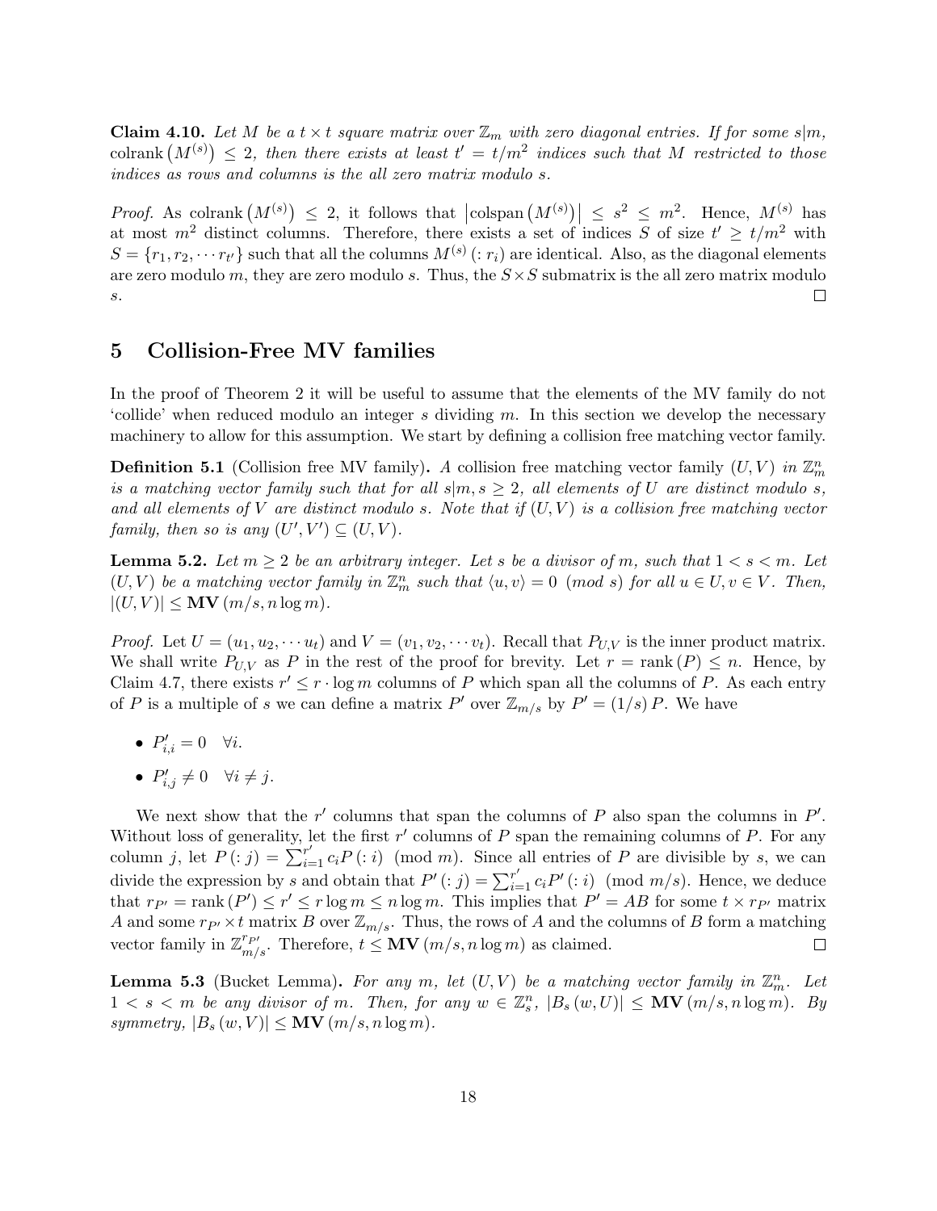**Claim 4.10.** *Let $M$ be a $t \times t$ square matrix over $\mathbb{Z}_m$ with zero diagonal entries. If for some $s|m$, $\operatorname{colrank}\left(M^{(s)}\right) \leq 2$, then there exists at least $t' = t/m^2$ indices such that $M$ restricted to those indices as rows and columns is the all zero matrix modulo $s$.*

*Proof.* As $\operatorname{colrank}\left(M^{(s)}\right) \leq 2$, it follows that $\left|\operatorname{colspan}\left(M^{(s)}\right)\right| \leq s^2 \leq m^2$. Hence, $M^{(s)}$ has at most $m^2$ distinct columns. Therefore, there exists a set of indices $S$ of size $t' \geq t/m^2$ with $S = \{r_1, r_2, \cdots r_{t'}\}$ such that all the columns $M^{(s)}(: r_i)$ are identical. Also, as the diagonal elements are zero modulo $m$, they are zero modulo $s$. Thus, the $S \times S$ submatrix is the all zero matrix modulo $s$. $\square$

## 5 Collision-Free MV families

In the proof of Theorem 2 it will be useful to assume that the elements of the MV family do not 'collide' when reduced modulo an integer $s$ dividing $m$. In this section we develop the necessary machinery to allow for this assumption. We start by defining a collision free matching vector family.

**Definition 5.1** (Collision free MV family)**.** *A collision free matching vector family $(U, V)$ in $\mathbb{Z}_m^n$ is a matching vector family such that for all $s|m, s \geq 2$, all elements of $U$ are distinct modulo $s$, and all elements of $V$ are distinct modulo $s$. Note that if $(U, V)$ is a collision free matching vector family, then so is any $(U', V') \subseteq (U, V)$.*

**Lemma 5.2.** *Let $m \geq 2$ be an arbitrary integer. Let $s$ be a divisor of $m$, such that $1 < s < m$. Let $(U, V)$ be a matching vector family in $\mathbb{Z}_m^n$ such that $\langle u, v \rangle = 0 \pmod s$ for all $u \in U, v \in V$. Then, $|(U, V)| \leq \mathbf{MV}(m/s, n \log m)$.*

*Proof.* Let $U = (u_1, u_2, \cdots u_t)$ and $V = (v_1, v_2, \cdots v_t)$. Recall that $P_{U,V}$ is the inner product matrix. We shall write $P_{U,V}$ as $P$ in the rest of the proof for brevity. Let $r = \operatorname{rank}(P) \leq n$. Hence, by Claim 4.7, there exists $r' \leq r \cdot \log m$ columns of $P$ which span all the columns of $P$. As each entry of $P$ is a multiple of $s$ we can define a matrix $P'$ over $\mathbb{Z}_{m/s}$ by $P' = (1/s) P$. We have

- $P'_{i,i} = 0 \quad \forall i$.
- $P'_{i,j} \neq 0 \quad \forall i \neq j$.

We next show that the $r'$ columns that span the columns of $P$ also span the columns in $P'$. Without loss of generality, let the first $r'$ columns of $P$ span the remaining columns of $P$. For any column $j$, let $P(: j) = \sum_{i=1}^{r'} c_i P(: i) \pmod m$. Since all entries of $P$ are divisible by $s$, we can divide the expression by $s$ and obtain that $P'(: j) = \sum_{i=1}^{r'} c_i P'(: i) \pmod{m/s}$. Hence, we deduce that $r_{P'} = \operatorname{rank}(P') \leq r' \leq r \log m \leq n \log m$. This implies that $P' = AB$ for some $t \times r_{P'}$ matrix $A$ and some $r_{P'} \times t$ matrix $B$ over $\mathbb{Z}_{m/s}$. Thus, the rows of $A$ and the columns of $B$ form a matching vector family in $\mathbb{Z}_{m/s}^{r_{P'}}$. Therefore, $t \leq \mathbf{MV}(m/s, n \log m)$ as claimed. $\square$

**Lemma 5.3** (Bucket Lemma)**.** *For any $m$, let $(U, V)$ be a matching vector family in $\mathbb{Z}_m^n$. Let $1 < s < m$ be any divisor of $m$. Then, for any $w \in \mathbb{Z}_s^n$, $|B_s(w, U)| \leq \mathbf{MV}(m/s, n \log m)$. By symmetry, $|B_s(w, V)| \leq \mathbf{MV}(m/s, n \log m)$.*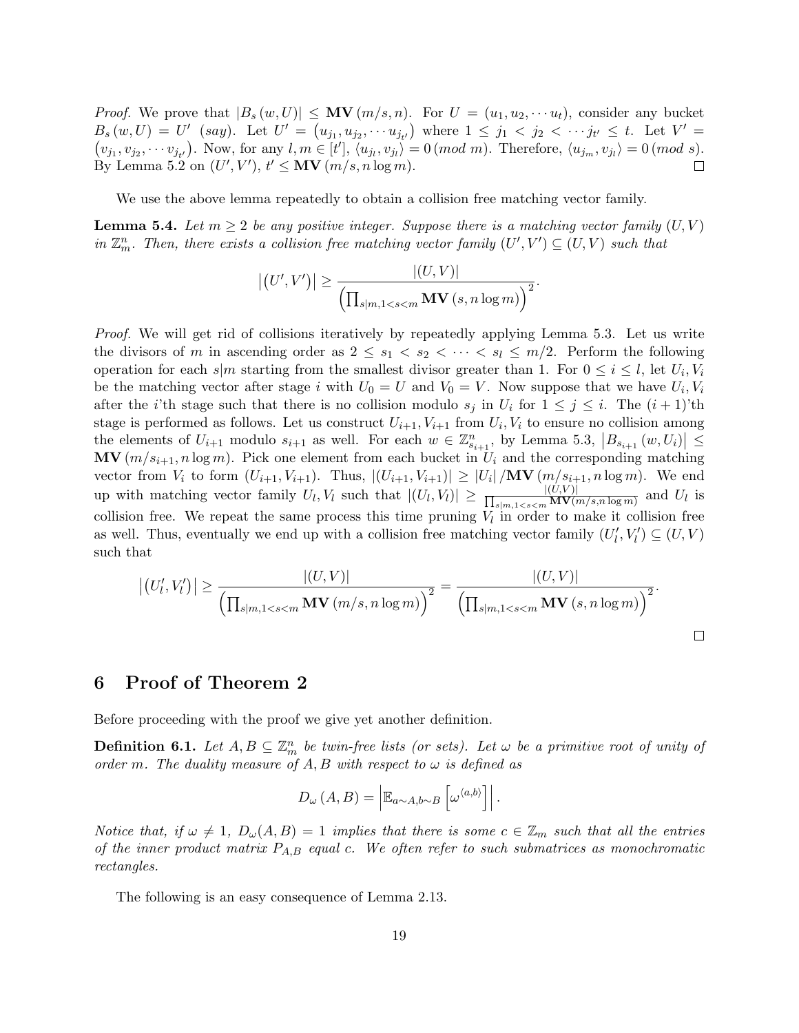*Proof.* We prove that $|B_s(w,U)| \leq \mathbf{MV}(m/s, n)$. For $U = (u_1, u_2, \cdots u_t)$, consider any bucket $B_s(w,U) = U'$ (say). Let $U' = (u_{j_1}, u_{j_2}, \cdots u_{j_{t'}})$ where $1 \leq j_1 < j_2 < \cdots j_{t'} \leq t$. Let $V' = (v_{j_1}, v_{j_2}, \cdots v_{j_{t'}})$. Now, for any $l, m \in [t']$, $\langle u_{j_l}, v_{j_l}\rangle = 0 \,(mod\ m)$. Therefore, $\langle u_{j_m}, v_{j_l}\rangle = 0 \,(mod\ s)$. By Lemma 5.2 on $(U', V')$, $t' \leq \mathbf{MV}(m/s, n\log m)$. ☐

We use the above lemma repeatedly to obtain a collision free matching vector family.

**Lemma 5.4.** *Let $m \geq 2$ be any positive integer. Suppose there is a matching vector family $(U,V)$ in $\mathbb{Z}_m^n$. Then, there exists a collision free matching vector family $(U', V') \subseteq (U,V)$ such that*

$$\left|(U', V')\right| \geq \frac{|(U,V)|}{\left(\prod_{s|m, 1<s<m} \mathbf{MV}(s, n\log m)\right)^2}.$$

*Proof.* We will get rid of collisions iteratively by repeatedly applying Lemma 5.3. Let us write the divisors of $m$ in ascending order as $2 \leq s_1 < s_2 < \cdots < s_l \leq m/2$. Perform the following operation for each $s|m$ starting from the smallest divisor greater than 1. For $0 \leq i \leq l$, let $U_i, V_i$ be the matching vector after stage $i$ with $U_0 = U$ and $V_0 = V$. Now suppose that we have $U_i, V_i$ after the $i$'th stage such that there is no collision modulo $s_j$ in $U_i$ for $1 \leq j \leq i$. The $(i+1)$'th stage is performed as follows. Let us construct $U_{i+1}, V_{i+1}$ from $U_i, V_i$ to ensure no collision among the elements of $U_{i+1}$ modulo $s_{i+1}$ as well. For each $w \in \mathbb{Z}_{s_{i+1}}^n$, by Lemma 5.3, $\left|B_{s_{i+1}}(w, U_i)\right| \leq \mathbf{MV}(m/s_{i+1}, n\log m)$. Pick one element from each bucket in $U_i$ and the corresponding matching vector from $V_i$ to form $(U_{i+1}, V_{i+1})$. Thus, $|(U_{i+1}, V_{i+1})| \geq |U_i| / \mathbf{MV}(m/s_{i+1}, n\log m)$. We end up with matching vector family $U_l, V_l$ such that $|(U_l, V_l)| \geq \frac{|(U,V)|}{\prod_{s|m,1<s<m} \mathbf{MV}(m/s, n\log m)}$ and $U_l$ is collision free. We repeat the same process this time pruning $V_l$ in order to make it collision free as well. Thus, eventually we end up with a collision free matching vector family $(U_l', V_l') \subseteq (U,V)$ such that

$$\left|(U_l', V_l')\right| \geq \frac{|(U,V)|}{\left(\prod_{s|m,1<s<m} \mathbf{MV}(m/s, n\log m)\right)^2} = \frac{|(U,V)|}{\left(\prod_{s|m,1<s<m} \mathbf{MV}(s, n\log m)\right)^2}.$$

☐

## 6 Proof of Theorem 2

Before proceeding with the proof we give yet another definition.

**Definition 6.1.** *Let $A, B \subseteq \mathbb{Z}_m^n$ be twin-free lists (or sets). Let $\omega$ be a primitive root of unity of order $m$. The duality measure of $A, B$ with respect to $\omega$ is defined as*

$$D_\omega(A,B) = \left|\mathbb{E}_{a\sim A, b\sim B}\left[\omega^{\langle a,b\rangle}\right]\right|.$$

*Notice that, if $\omega \neq 1$, $D_\omega(A,B) = 1$ implies that there is some $c \in \mathbb{Z}_m$ such that all the entries of the inner product matrix $P_{A,B}$ equal $c$. We often refer to such submatrices as monochromatic rectangles.*

The following is an easy consequence of Lemma 2.13.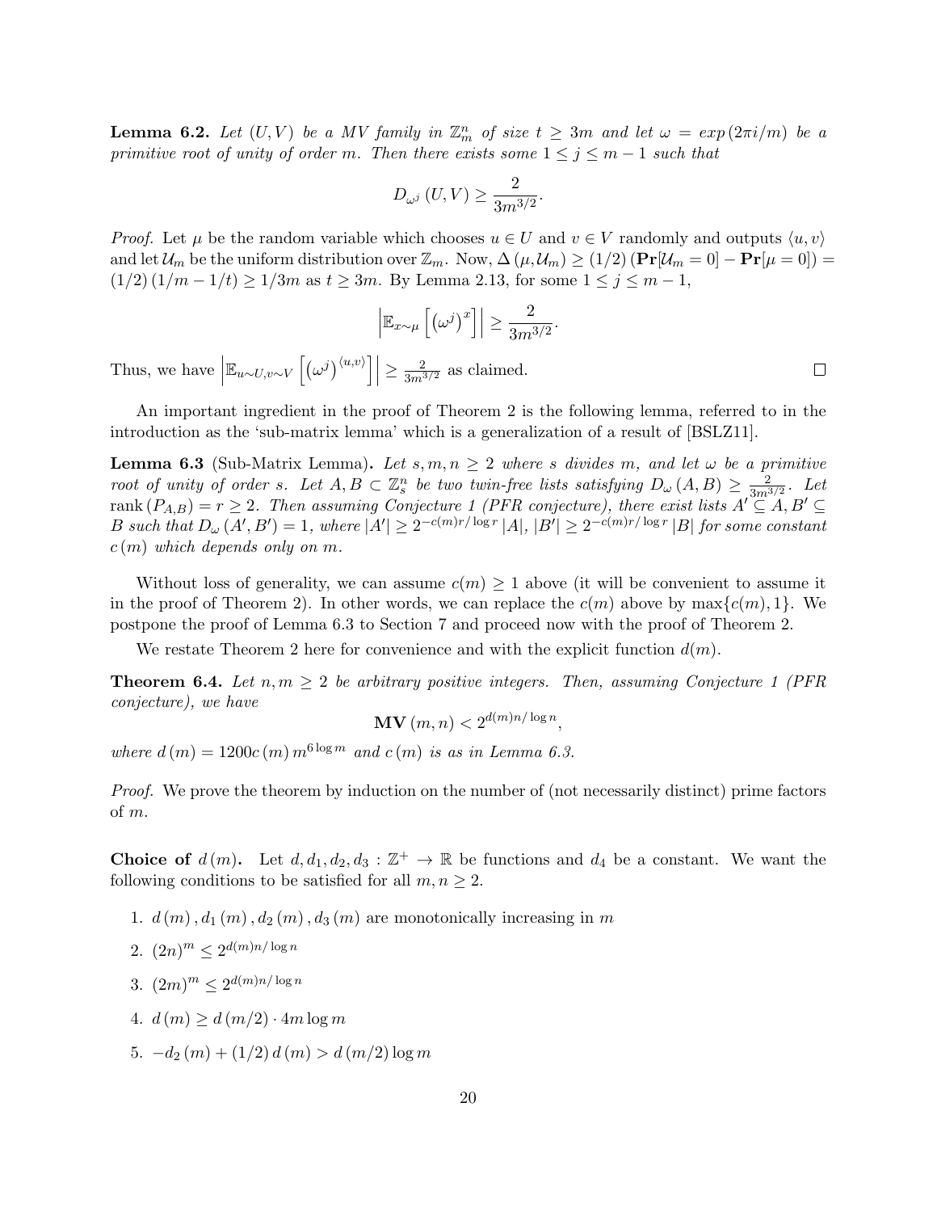**Lemma 6.2.** *Let $(U,V)$ be a MV family in $\mathbb{Z}_m^n$ of size $t \geq 3m$ and let $\omega = exp(2\pi i/m)$ be a primitive root of unity of order $m$. Then there exists some $1 \leq j \leq m-1$ such that*

$$D_{\omega^j}(U,V) \geq \frac{2}{3m^{3/2}}.$$

*Proof.* Let $\mu$ be the random variable which chooses $u \in U$ and $v \in V$ randomly and outputs $\langle u, v\rangle$ and let $\mathcal{U}_m$ be the uniform distribution over $\mathbb{Z}_m$. Now, $\Delta(\mu, \mathcal{U}_m) \geq (1/2)(\mathbf{Pr}[\mathcal{U}_m = 0] - \mathbf{Pr}[\mu = 0]) = (1/2)(1/m - 1/t) \geq 1/3m$ as $t \geq 3m$. By Lemma 2.13, for some $1 \leq j \leq m-1$,

$$\left|\mathbb{E}_{x\sim\mu}\left[\left(\omega^j\right)^x\right]\right| \geq \frac{2}{3m^{3/2}}.$$

Thus, we have $\left|\mathbb{E}_{u\sim U, v\sim V}\left[\left(\omega^j\right)^{\langle u,v\rangle}\right]\right| \geq \frac{2}{3m^{3/2}}$ as claimed. $\square$

An important ingredient in the proof of Theorem 2 is the following lemma, referred to in the introduction as the 'sub-matrix lemma' which is a generalization of a result of [BSLZ11].

**Lemma 6.3** (Sub-Matrix Lemma)**.** *Let $s, m, n \geq 2$ where $s$ divides $m$, and let $\omega$ be a primitive root of unity of order $s$. Let $A, B \subset \mathbb{Z}_s^n$ be two twin-free lists satisfying $D_\omega(A,B) \geq \frac{2}{3m^{3/2}}$. Let $\operatorname{rank}(P_{A,B}) = r \geq 2$. Then assuming Conjecture 1 (PFR conjecture), there exist lists $A' \subseteq A, B' \subseteq B$ such that $D_\omega(A', B') = 1$, where $|A'| \geq 2^{-c(m)r/\log r}|A|$, $|B'| \geq 2^{-c(m)r/\log r}|B|$ for some constant $c(m)$ which depends only on $m$.*

Without loss of generality, we can assume $c(m) \geq 1$ above (it will be convenient to assume it in the proof of Theorem 2). In other words, we can replace the $c(m)$ above by $\max\{c(m), 1\}$. We postpone the proof of Lemma 6.3 to Section 7 and proceed now with the proof of Theorem 2.

We restate Theorem 2 here for convenience and with the explicit function $d(m)$.

**Theorem 6.4.** *Let $n, m \geq 2$ be arbitrary positive integers. Then, assuming Conjecture 1 (PFR conjecture), we have*

$$\mathbf{MV}(m,n) < 2^{d(m)n/\log n},$$

*where $d(m) = 1200c(m)m^{6\log m}$ and $c(m)$ is as in Lemma 6.3.*

*Proof.* We prove the theorem by induction on the number of (not necessarily distinct) prime factors of $m$.

**Choice of $d(m)$.** Let $d, d_1, d_2, d_3 : \mathbb{Z}^+ \to \mathbb{R}$ be functions and $d_4$ be a constant. We want the following conditions to be satisfied for all $m, n \geq 2$.

1. $d(m), d_1(m), d_2(m), d_3(m)$ are monotonically increasing in $m$
2. $(2n)^m \leq 2^{d(m)n/\log n}$
3. $(2m)^m \leq 2^{d(m)n/\log n}$
4. $d(m) \geq d(m/2) \cdot 4m \log m$
5. $-d_2(m) + (1/2)d(m) > d(m/2)\log m$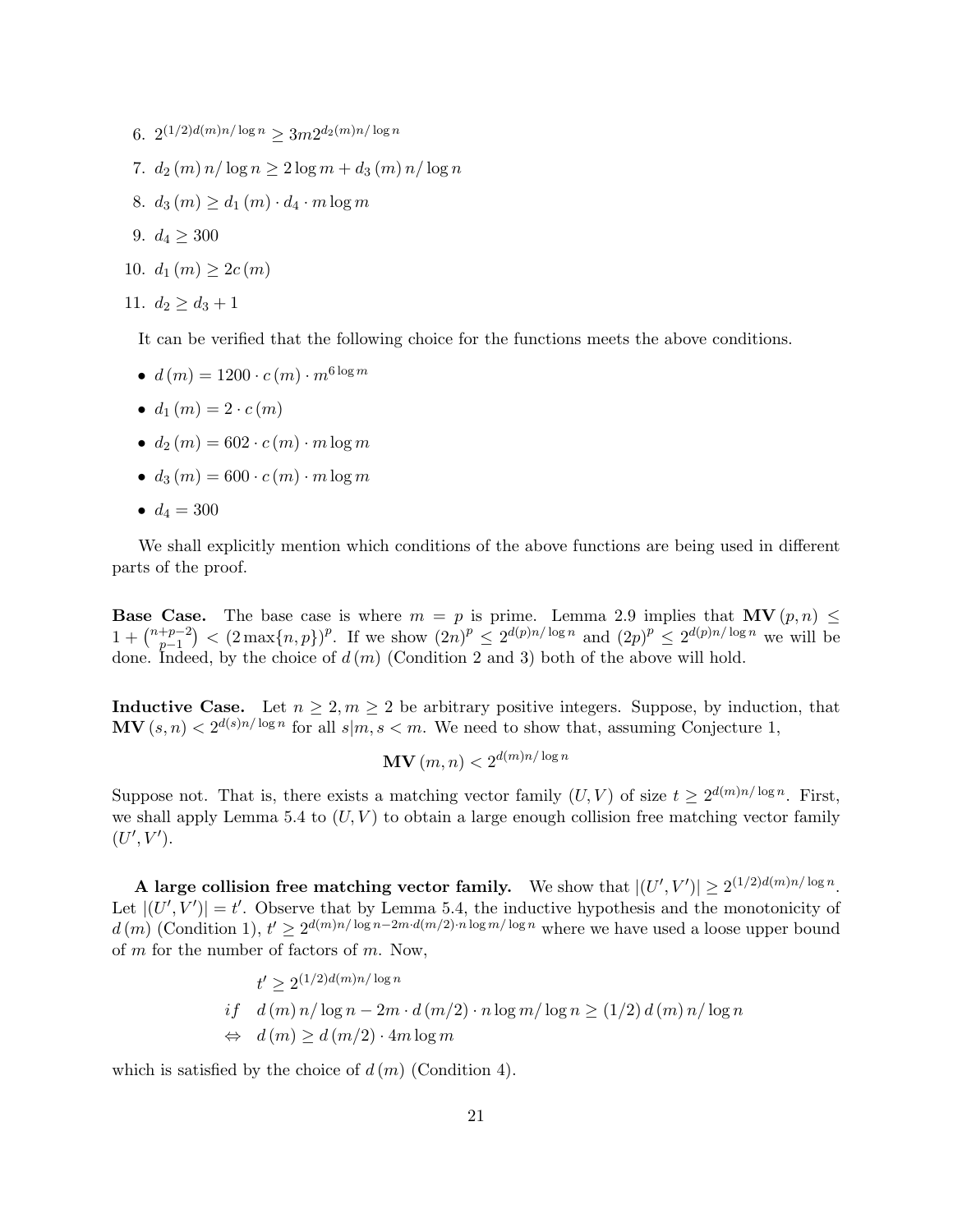6. $2^{(1/2)d(m)n/\log n} \geq 3m2^{d_2(m)n/\log n}$
7. $d_2(m)\, n/\log n \geq 2\log m + d_3(m)\, n/\log n$
8. $d_3(m) \geq d_1(m) \cdot d_4 \cdot m \log m$
9. $d_4 \geq 300$
10. $d_1(m) \geq 2c(m)$
11. $d_2 \geq d_3 + 1$

It can be verified that the following choice for the functions meets the above conditions.

- $d(m) = 1200 \cdot c(m) \cdot m^{6\log m}$
- $d_1(m) = 2 \cdot c(m)$
- $d_2(m) = 602 \cdot c(m) \cdot m \log m$
- $d_3(m) = 600 \cdot c(m) \cdot m \log m$
- $d_4 = 300$

We shall explicitly mention which conditions of the above functions are being used in different parts of the proof.

**Base Case.** The base case is where $m = p$ is prime. Lemma 2.9 implies that $\mathbf{MV}(p, n) \leq 1 + \binom{n+p-2}{p-1} < (2\max\{n,p\})^p$. If we show $(2n)^p \leq 2^{d(p)n/\log n}$ and $(2p)^p \leq 2^{d(p)n/\log n}$ we will be done. Indeed, by the choice of $d(m)$ (Condition 2 and 3) both of the above will hold.

**Inductive Case.** Let $n \geq 2, m \geq 2$ be arbitrary positive integers. Suppose, by induction, that $\mathbf{MV}(s, n) < 2^{d(s)n/\log n}$ for all $s|m, s < m$. We need to show that, assuming Conjecture 1,

$$\mathbf{MV}(m, n) < 2^{d(m)n/\log n}$$

Suppose not. That is, there exists a matching vector family $(U, V)$ of size $t \geq 2^{d(m)n/\log n}$. First, we shall apply Lemma 5.4 to $(U, V)$ to obtain a large enough collision free matching vector family $(U', V')$.

**A large collision free matching vector family.** We show that $|(U', V')| \geq 2^{(1/2)d(m)n/\log n}$. Let $|(U', V')| = t'$. Observe that by Lemma 5.4, the inductive hypothesis and the monotonicity of $d(m)$ (Condition 1), $t' \geq 2^{d(m)n/\log n - 2m \cdot d(m/2) \cdot n\log m/\log n}$ where we have used a loose upper bound of $m$ for the number of factors of $m$. Now,

$$\begin{aligned}
& t' \geq 2^{(1/2)d(m)n/\log n} \\
if \quad & d(m)\, n/\log n - 2m \cdot d(m/2) \cdot n\log m/\log n \geq (1/2)\, d(m)\, n/\log n \\
\Leftrightarrow \quad & d(m) \geq d(m/2) \cdot 4m\log m
\end{aligned}$$

which is satisfied by the choice of $d(m)$ (Condition 4).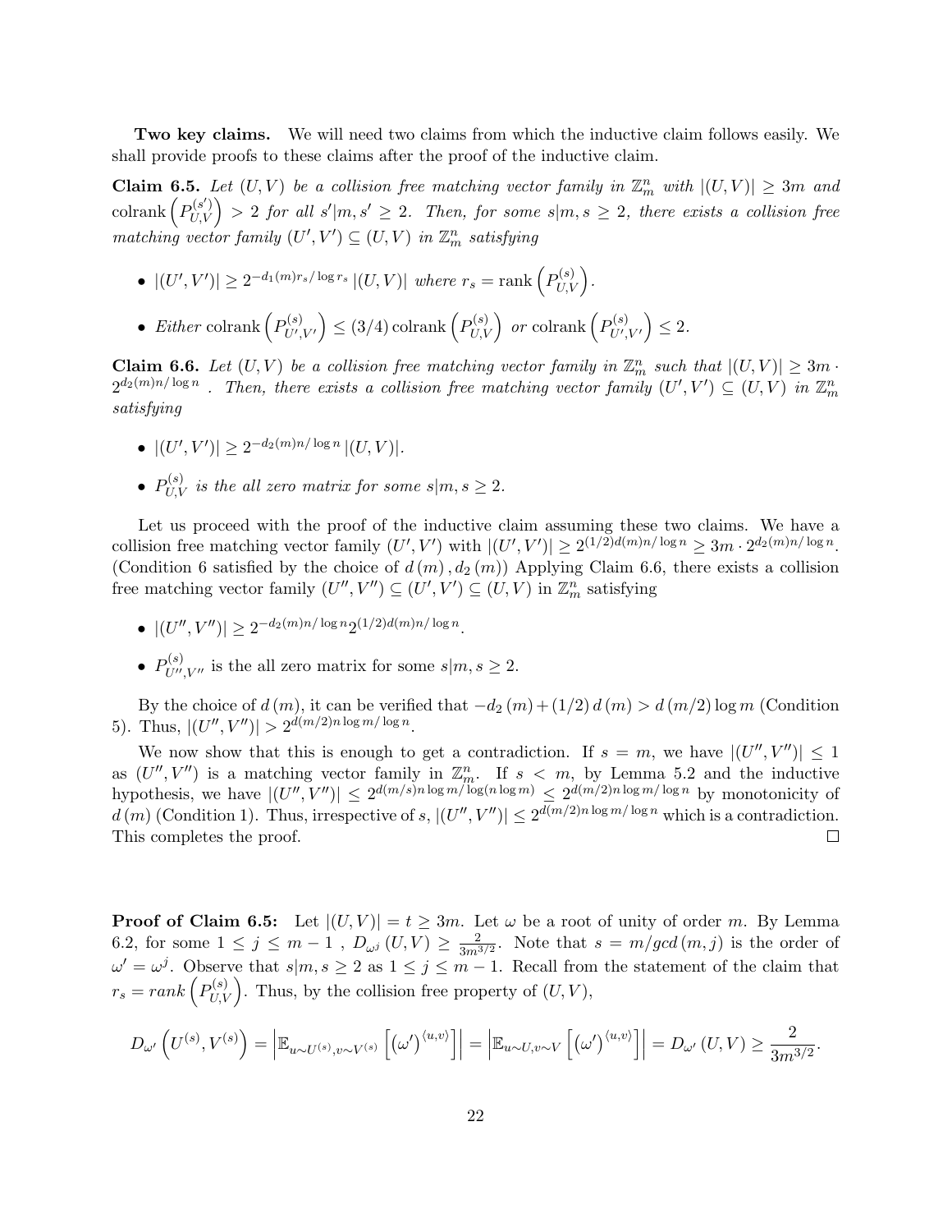**Two key claims.** We will need two claims from which the inductive claim follows easily. We shall provide proofs to these claims after the proof of the inductive claim.

**Claim 6.5.** *Let $(U, V)$ be a collision free matching vector family in $\mathbb{Z}_m^n$ with $|(U, V)| \geq 3m$ and $\operatorname{colrank}\left(P_{U,V}^{(s')}\right) > 2$ for all $s'|m, s' \geq 2$. Then, for some $s|m, s \geq 2$, there exists a collision free matching vector family $(U', V') \subseteq (U, V)$ in $\mathbb{Z}_m^n$ satisfying*

- $|(U', V')| \geq 2^{-d_1(m)r_s/\log r_s} |(U, V)|$ *where* $r_s = \operatorname{rank}\left(P_{U,V}^{(s)}\right)$.
- *Either* $\operatorname{colrank}\left(P_{U',V'}^{(s)}\right) \leq (3/4)\operatorname{colrank}\left(P_{U,V}^{(s)}\right)$ *or* $\operatorname{colrank}\left(P_{U',V'}^{(s)}\right) \leq 2$.

**Claim 6.6.** *Let $(U, V)$ be a collision free matching vector family in $\mathbb{Z}_m^n$ such that $|(U, V)| \geq 3m \cdot 2^{d_2(m)n/\log n}$. Then, there exists a collision free matching vector family $(U', V') \subseteq (U, V)$ in $\mathbb{Z}_m^n$ satisfying*

- $|(U', V')| \geq 2^{-d_2(m)n/\log n} |(U, V)|$.
- $P_{U,V}^{(s)}$ *is the all zero matrix for some* $s|m, s \geq 2$.

Let us proceed with the proof of the inductive claim assuming these two claims. We have a collision free matching vector family $(U', V')$ with $|(U', V')| \geq 2^{(1/2)d(m)n/\log n} \geq 3m \cdot 2^{d_2(m)n/\log n}$. (Condition 6 satisfied by the choice of $d(m), d_2(m)$) Applying Claim 6.6, there exists a collision free matching vector family $(U'', V'') \subseteq (U', V') \subseteq (U, V)$ in $\mathbb{Z}_m^n$ satisfying

- $|(U'', V'')| \geq 2^{-d_2(m)n/\log n} 2^{(1/2)d(m)n/\log n}$.
- $P_{U'',V''}^{(s)}$ is the all zero matrix for some $s|m, s \geq 2$.

By the choice of $d(m)$, it can be verified that $-d_2(m) + (1/2)d(m) > d(m/2)\log m$ (Condition 5). Thus, $|(U'', V'')| > 2^{d(m/2)n\log m/\log n}$.

We now show that this is enough to get a contradiction. If $s = m$, we have $|(U'', V'')| \leq 1$ as $(U'', V'')$ is a matching vector family in $\mathbb{Z}_m^n$. If $s < m$, by Lemma 5.2 and the inductive hypothesis, we have $|(U'', V'')| \leq 2^{d(m/s)n\log m/\log(n\log m)} \leq 2^{d(m/2)n\log m/\log n}$ by monotonicity of $d(m)$ (Condition 1). Thus, irrespective of $s$, $|(U'', V'')| \leq 2^{d(m/2)n\log m/\log n}$ which is a contradiction. This completes the proof. □

**Proof of Claim 6.5:** Let $|(U, V)| = t \geq 3m$. Let $\omega$ be a root of unity of order $m$. By Lemma 6.2, for some $1 \leq j \leq m-1$, $D_{\omega^j}(U, V) \geq \frac{2}{3m^{3/2}}$. Note that $s = m/gcd(m, j)$ is the order of $\omega' = \omega^j$. Observe that $s|m, s \geq 2$ as $1 \leq j \leq m-1$. Recall from the statement of the claim that $r_s = rank\left(P_{U,V}^{(s)}\right)$. Thus, by the collision free property of $(U, V)$,

$$D_{\omega'}\left(U^{(s)}, V^{(s)}\right) = \left|\mathbb{E}_{u\sim U^{(s)}, v\sim V^{(s)}}\left[(\omega')^{\langle u,v\rangle}\right]\right| = \left|\mathbb{E}_{u\sim U, v\sim V}\left[(\omega')^{\langle u,v\rangle}\right]\right| = D_{\omega'}(U, V) \geq \frac{2}{3m^{3/2}}.$$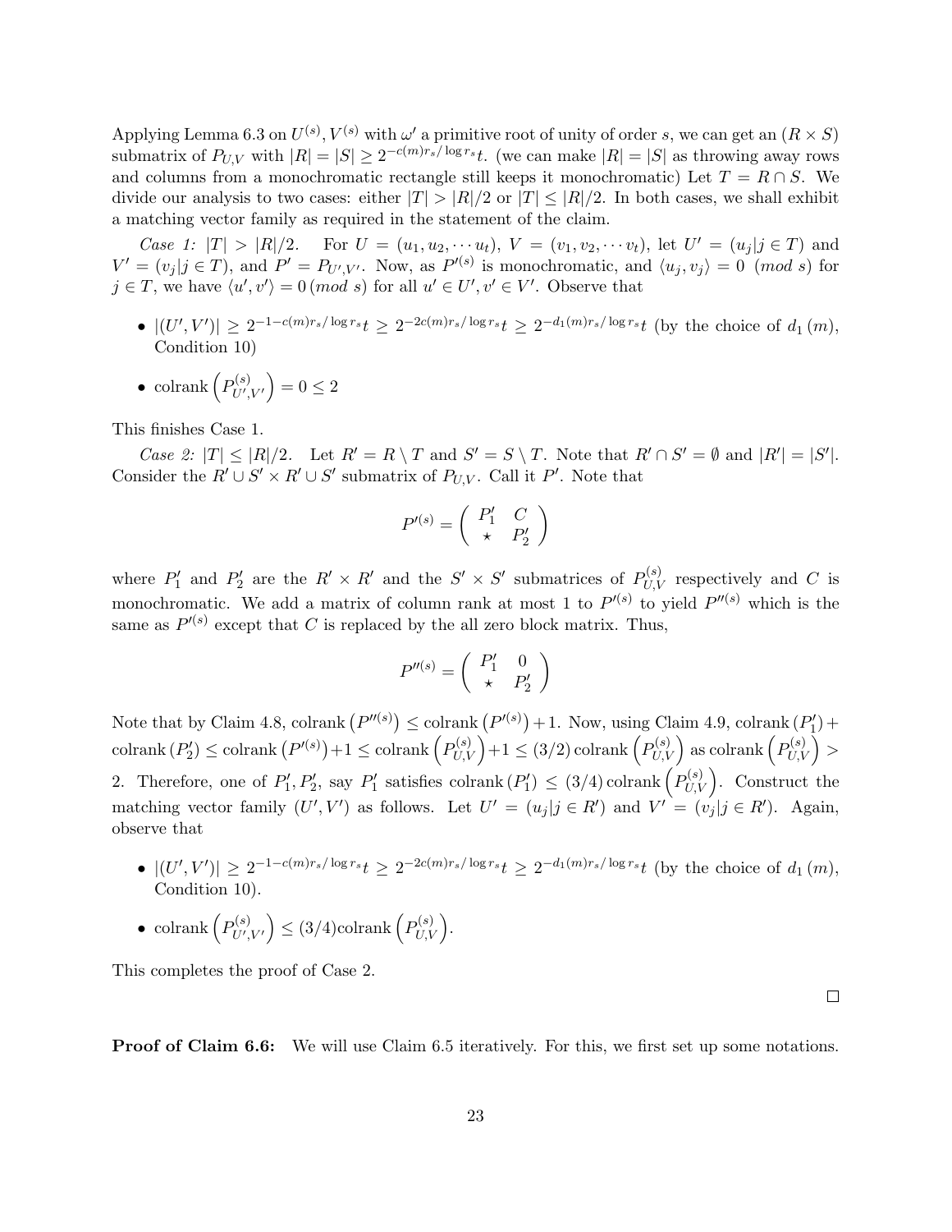Applying Lemma 6.3 on $U^{(s)}, V^{(s)}$ with $\omega'$ a primitive root of unity of order $s$, we can get an $(R \times S)$ submatrix of $P_{U,V}$ with $|R| = |S| \geq 2^{-c(m)r_s/\log r_s}t$. (we can make $|R| = |S|$ as throwing away rows and columns from a monochromatic rectangle still keeps it monochromatic) Let $T = R \cap S$. We divide our analysis to two cases: either $|T| > |R|/2$ or $|T| \leq |R|/2$. In both cases, we shall exhibit a matching vector family as required in the statement of the claim.

*Case 1:* $|T| > |R|/2$. For $U = (u_1, u_2, \cdots u_t)$, $V = (v_1, v_2, \cdots v_t)$, let $U' = (u_j | j \in T)$ and $V' = (v_j | j \in T)$, and $P' = P_{U',V'}$. Now, as $P'^{(s)}$ is monochromatic, and $\langle u_j, v_j \rangle = 0 \ (mod\ s)$ for $j \in T$, we have $\langle u', v' \rangle = 0 \, (mod\ s)$ for all $u' \in U', v' \in V'$. Observe that

- $|(U', V')| \geq 2^{-1-c(m)r_s/\log r_s}t \geq 2^{-2c(m)r_s/\log r_s}t \geq 2^{-d_1(m)r_s/\log r_s}t$ (by the choice of $d_1(m)$, Condition 10)
- $\text{colrank}\left(P^{(s)}_{U',V'}\right) = 0 \leq 2$

This finishes Case 1.

*Case 2:* $|T| \leq |R|/2$. Let $R' = R \setminus T$ and $S' = S \setminus T$. Note that $R' \cap S' = \emptyset$ and $|R'| = |S'|$. Consider the $R' \cup S' \times R' \cup S'$ submatrix of $P_{U,V}$. Call it $P'$. Note that

$$P'^{(s)} = \begin{pmatrix} P_1' & C \\ \star & P_2' \end{pmatrix}$$

where $P_1'$ and $P_2'$ are the $R' \times R'$ and the $S' \times S'$ submatrices of $P^{(s)}_{U,V}$ respectively and $C$ is monochromatic. We add a matrix of column rank at most 1 to $P'^{(s)}$ to yield $P''^{(s)}$ which is the same as $P'^{(s)}$ except that $C$ is replaced by the all zero block matrix. Thus,

$$P''^{(s)} = \begin{pmatrix} P_1' & 0 \\ \star & P_2' \end{pmatrix}$$

Note that by Claim 4.8, $\text{colrank}\left(P''^{(s)}\right) \leq \text{colrank}\left(P'^{(s)}\right) + 1$. Now, using Claim 4.9, $\text{colrank}\left(P_1'\right) + \text{colrank}\left(P_2'\right) \leq \text{colrank}\left(P'^{(s)}\right) + 1 \leq \text{colrank}\left(P^{(s)}_{U,V}\right) + 1 \leq (3/2)\,\text{colrank}\left(P^{(s)}_{U,V}\right)$ as $\text{colrank}\left(P^{(s)}_{U,V}\right) > 2$. Therefore, one of $P_1', P_2'$, say $P_1'$ satisfies $\text{colrank}\left(P_1'\right) \leq (3/4)\,\text{colrank}\left(P^{(s)}_{U,V}\right)$. Construct the matching vector family $(U', V')$ as follows. Let $U' = (u_j | j \in R')$ and $V' = (v_j | j \in R')$. Again, observe that

- $|(U', V')| \geq 2^{-1-c(m)r_s/\log r_s}t \geq 2^{-2c(m)r_s/\log r_s}t \geq 2^{-d_1(m)r_s/\log r_s}t$ (by the choice of $d_1(m)$, Condition 10).
- $\text{colrank}\left(P^{(s)}_{U',V'}\right) \leq (3/4)\text{colrank}\left(P^{(s)}_{U,V}\right)$.

This completes the proof of Case 2.

□

**Proof of Claim 6.6:** We will use Claim 6.5 iteratively. For this, we first set up some notations.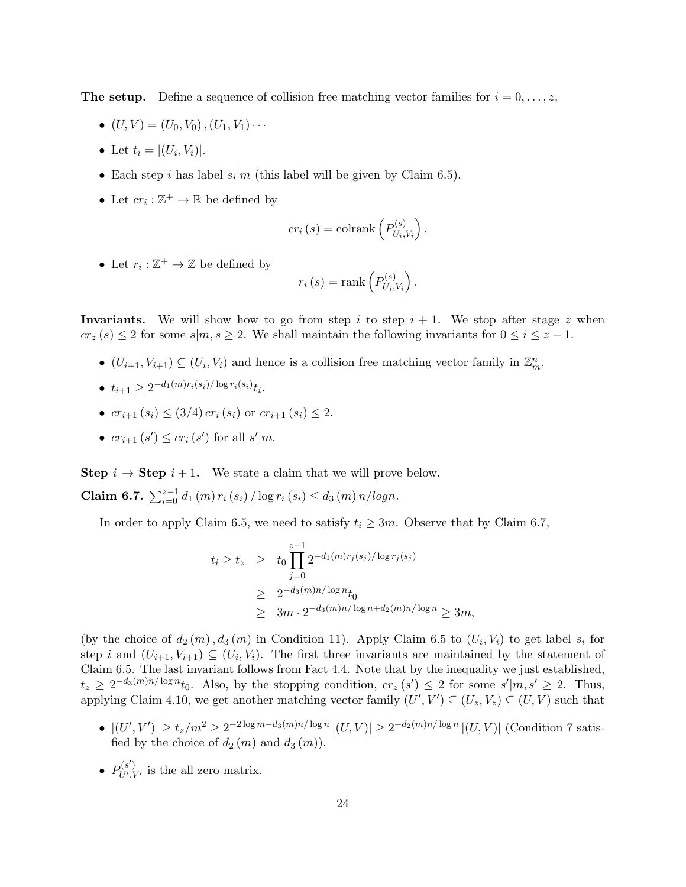**The setup.** Define a sequence of collision free matching vector families for $i = 0, \ldots, z$.

- $(U, V) = (U_0, V_0), (U_1, V_1) \cdots$
- Let $t_i = |(U_i, V_i)|$.
- Each step $i$ has label $s_i | m$ (this label will be given by Claim 6.5).
- Let $cr_i : \mathbb{Z}^+ \to \mathbb{R}$ be defined by

$$cr_i(s) = \text{colrank}\left(P^{(s)}_{U_i, V_i}\right).$$

- Let $r_i : \mathbb{Z}^+ \to \mathbb{Z}$ be defined by

$$r_i(s) = \text{rank}\left(P^{(s)}_{U_i, V_i}\right).$$

**Invariants.** We will show how to go from step $i$ to step $i+1$. We stop after stage $z$ when $cr_z(s) \leq 2$ for some $s|m, s \geq 2$. We shall maintain the following invariants for $0 \leq i \leq z-1$.

- $(U_{i+1}, V_{i+1}) \subseteq (U_i, V_i)$ and hence is a collision free matching vector family in $\mathbb{Z}_m^n$.
- $t_{i+1} \geq 2^{-d_1(m) r_i(s_i)/\log r_i(s_i)} t_i$.
- $cr_{i+1}(s_i) \leq (3/4)\, cr_i(s_i)$ or $cr_{i+1}(s_i) \leq 2$.
- $cr_{i+1}(s') \leq cr_i(s')$ for all $s'|m$.

**Step $i \to$ Step $i+1$.** We state a claim that we will prove below.

**Claim 6.7.** $\sum_{i=0}^{z-1} d_1(m)\, r_i(s_i)/\log r_i(s_i) \leq d_3(m)\, n/logn$.

In order to apply Claim 6.5, we need to satisfy $t_i \geq 3m$. Observe that by Claim 6.7,

$$\begin{aligned}
t_i \geq t_z &\geq t_0 \prod_{j=0}^{z-1} 2^{-d_1(m) r_j(s_j)/\log r_j(s_j)} \\
&\geq 2^{-d_3(m) n/\log n} t_0 \\
&\geq 3m \cdot 2^{-d_3(m) n/\log n + d_2(m) n/\log n} \geq 3m,
\end{aligned}$$

(by the choice of $d_2(m), d_3(m)$ in Condition 11). Apply Claim 6.5 to $(U_i, V_i)$ to get label $s_i$ for step $i$ and $(U_{i+1}, V_{i+1}) \subseteq (U_i, V_i)$. The first three invariants are maintained by the statement of Claim 6.5. The last invariant follows from Fact 4.4. Note that by the inequality we just established, $t_z \geq 2^{-d_3(m) n/\log n} t_0$. Also, by the stopping condition, $cr_z(s') \leq 2$ for some $s'|m, s' \geq 2$. Thus, applying Claim 4.10, we get another matching vector family $(U', V') \subseteq (U_z, V_z) \subseteq (U, V)$ such that

- $|(U', V')| \geq t_z/m^2 \geq 2^{-2\log m - d_3(m) n/\log n} |(U, V)| \geq 2^{-d_2(m) n/\log n} |(U, V)|$ (Condition 7 satisfied by the choice of $d_2(m)$ and $d_3(m)$).
- $P^{(s')}_{U', V'}$ is the all zero matrix.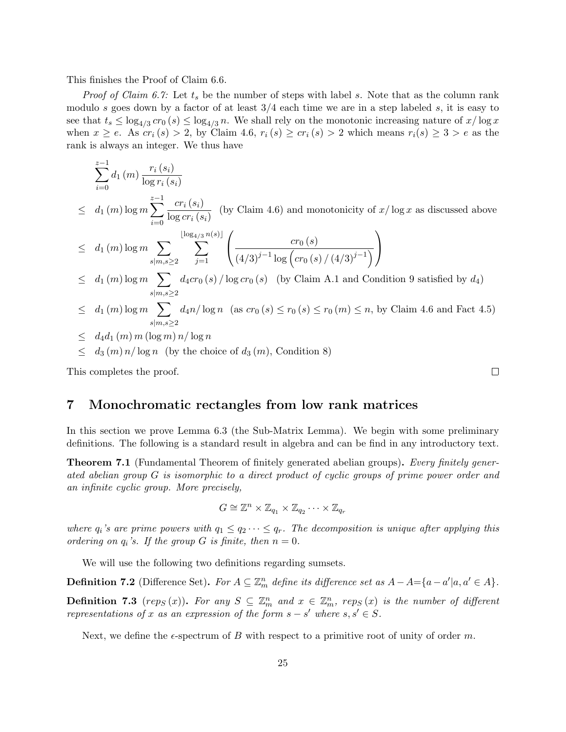This finishes the Proof of Claim 6.6.

*Proof of Claim 6.7:* Let $t_s$ be the number of steps with label $s$. Note that as the column rank modulo $s$ goes down by a factor of at least $3/4$ each time we are in a step labeled $s$, it is easy to see that $t_s \leq \log_{4/3} cr_0(s) \leq \log_{4/3} n$. We shall rely on the monotonic increasing nature of $x/\log x$ when $x \geq e$. As $cr_i(s) > 2$, by Claim 4.6, $r_i(s) \geq cr_i(s) > 2$ which means $r_i(s) \geq 3 > e$ as the rank is always an integer. We thus have

$$
\begin{aligned}
& \sum_{i=0}^{z-1} d_1(m) \frac{r_i(s_i)}{\log r_i(s_i)} \\
\leq \quad & d_1(m) \log m \sum_{i=0}^{z-1} \frac{cr_i(s_i)}{\log cr_i(s_i)} \quad \text{(by Claim 4.6) and monotonicity of } x/\log x \text{ as discussed above} \\
\leq \quad & d_1(m) \log m \sum_{s|m, s\geq 2} \sum_{j=1}^{\lfloor \log_{4/3} n(s) \rfloor} \left( \frac{cr_0(s)}{(4/3)^{j-1} \log\left(cr_0(s)/(4/3)^{j-1}\right)} \right) \\
\leq \quad & d_1(m) \log m \sum_{s|m, s\geq 2} d_4 cr_0(s)/\log cr_0(s) \quad \text{(by Claim A.1 and Condition 9 satisfied by } d_4\text{)} \\
\leq \quad & d_1(m) \log m \sum_{s|m, s\geq 2} d_4 n/\log n \quad \text{(as } cr_0(s) \leq r_0(s) \leq r_0(m) \leq n\text{, by Claim 4.6 and Fact 4.5)} \\
\leq \quad & d_4 d_1(m)\, m (\log m)\, n/\log n \\
\leq \quad & d_3(m)\, n/\log n \quad \text{(by the choice of } d_3(m)\text{, Condition 8)}
\end{aligned}
$$

This completes the proof. □

## 7 Monochromatic rectangles from low rank matrices

In this section we prove Lemma 6.3 (the Sub-Matrix Lemma). We begin with some preliminary definitions. The following is a standard result in algebra and can be find in any introductory text.

**Theorem 7.1** (Fundamental Theorem of finitely generated abelian groups)**.** *Every finitely generated abelian group $G$ is isomorphic to a direct product of cyclic groups of prime power order and an infinite cyclic group. More precisely,*

$$G \cong \mathbb{Z}^n \times \mathbb{Z}_{q_1} \times \mathbb{Z}_{q_2} \cdots \times \mathbb{Z}_{q_r}$$

*where $q_i$'s are prime powers with $q_1 \leq q_2 \cdots \leq q_r$. The decomposition is unique after applying this ordering on $q_i$'s. If the group $G$ is finite, then $n = 0$.*

We will use the following two definitions regarding sumsets.

**Definition 7.2** (Difference Set)**.** *For $A \subseteq \mathbb{Z}_m^n$ define its difference set as $A - A = \{a - a' | a, a' \in A\}$.*

**Definition 7.3** ($rep_S(x)$)**.** *For any $S \subseteq \mathbb{Z}_m^n$ and $x \in \mathbb{Z}_m^n$, $rep_S(x)$ is the number of different representations of $x$ as an expression of the form $s - s'$ where $s, s' \in S$.*

Next, we define the $\epsilon$-spectrum of $B$ with respect to a primitive root of unity of order $m$.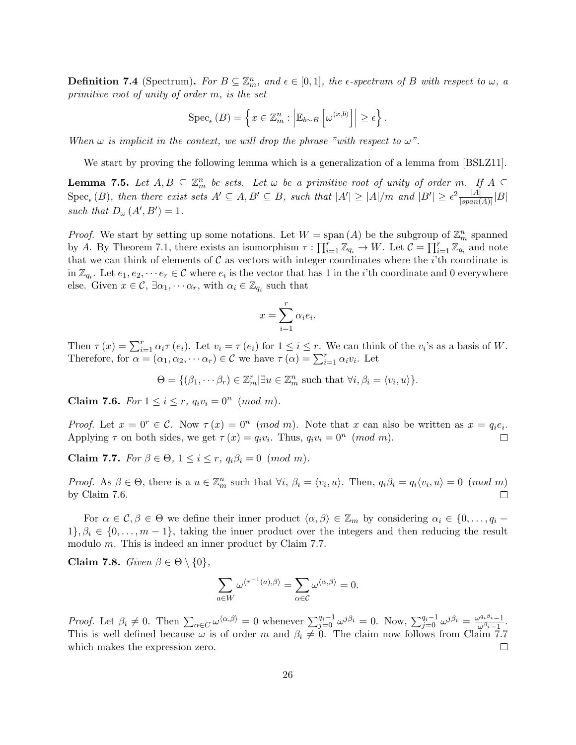**Definition 7.4** (Spectrum)**.** *For $B \subseteq \mathbb{Z}_m^n$, and $\epsilon \in [0,1]$, the $\epsilon$-spectrum of $B$ with respect to $\omega$, a primitive root of unity of order $m$, is the set*

$$\operatorname{Spec}_\epsilon(B) = \left\{ x \in \mathbb{Z}_m^n : \left| \mathbb{E}_{b \sim B} \left[ \omega^{\langle x, b \rangle} \right] \right| \geq \epsilon \right\}.$$

*When $\omega$ is implicit in the context, we will drop the phrase "with respect to $\omega$".*

We start by proving the following lemma which is a generalization of a lemma from [BSLZ11].

**Lemma 7.5.** *Let $A, B \subseteq \mathbb{Z}_m^n$ be sets. Let $\omega$ be a primitive root of unity of order $m$. If $A \subseteq \operatorname{Spec}_\epsilon(B)$, then there exist sets $A' \subseteq A, B' \subseteq B$, such that $|A'| \geq |A|/m$ and $|B'| \geq \epsilon^2 \frac{|A|}{|span(A)|}|B|$ such that $D_\omega(A', B') = 1$.*

*Proof.* We start by setting up some notations. Let $W = \operatorname{span}(A)$ be the subgroup of $\mathbb{Z}_m^n$ spanned by $A$. By Theorem 7.1, there exists an isomorphism $\tau : \prod_{i=1}^r \mathbb{Z}_{q_i} \to W$. Let $\mathcal{C} = \prod_{i=1}^r \mathbb{Z}_{q_i}$ and note that we can think of elements of $\mathcal{C}$ as vectors with integer coordinates where the $i$'th coordinate is in $\mathbb{Z}_{q_i}$. Let $e_1, e_2, \cdots e_r \in \mathcal{C}$ where $e_i$ is the vector that has 1 in the $i$'th coordinate and 0 everywhere else. Given $x \in \mathcal{C}$, $\exists \alpha_1, \cdots \alpha_r$, with $\alpha_i \in \mathbb{Z}_{q_i}$ such that

$$x = \sum_{i=1}^r \alpha_i e_i.$$

Then $\tau(x) = \sum_{i=1}^r \alpha_i \tau(e_i)$. Let $v_i = \tau(e_i)$ for $1 \leq i \leq r$. We can think of the $v_i$'s as a basis of $W$. Therefore, for $\alpha = (\alpha_1, \alpha_2, \cdots \alpha_r) \in \mathcal{C}$ we have $\tau(\alpha) = \sum_{i=1}^r \alpha_i v_i$. Let

$$\Theta = \{(\beta_1, \cdots \beta_r) \in \mathbb{Z}_m^r | \exists u \in \mathbb{Z}_m^n \text{ such that } \forall i, \beta_i = \langle v_i, u \rangle\}.$$

**Claim 7.6.** *For $1 \leq i \leq r$, $q_i v_i = 0^n \pmod{m}$.*

*Proof.* Let $x = 0^r \in \mathcal{C}$. Now $\tau(x) = 0^n \pmod{m}$. Note that $x$ can also be written as $x = q_i e_i$. Applying $\tau$ on both sides, we get $\tau(x) = q_i v_i$. Thus, $q_i v_i = 0^n \pmod{m}$. □

**Claim 7.7.** *For $\beta \in \Theta$, $1 \leq i \leq r$, $q_i \beta_i = 0 \pmod{m}$.*

*Proof.* As $\beta \in \Theta$, there is a $u \in \mathbb{Z}_m^n$ such that $\forall i$, $\beta_i = \langle v_i, u \rangle$. Then, $q_i \beta_i = q_i \langle v_i, u \rangle = 0 \pmod{m}$ by Claim 7.6. □

For $\alpha \in \mathcal{C}, \beta \in \Theta$ we define their inner product $\langle \alpha, \beta \rangle \in \mathbb{Z}_m$ by considering $\alpha_i \in \{0, \ldots, q_i - 1\}$, $\beta_i \in \{0, \ldots, m-1\}$, taking the inner product over the integers and then reducing the result modulo $m$. This is indeed an inner product by Claim 7.7.

**Claim 7.8.** *Given $\beta \in \Theta \setminus \{0\}$,*

$$\sum_{a \in W} \omega^{\langle \tau^{-1}(a), \beta \rangle} = \sum_{\alpha \in \mathcal{C}} \omega^{\langle \alpha, \beta \rangle} = 0.$$

*Proof.* Let $\beta_i \neq 0$. Then $\sum_{\alpha \in C} \omega^{\langle \alpha, \beta \rangle} = 0$ whenever $\sum_{j=0}^{q_i - 1} \omega^{j \beta_i} = 0$. Now, $\sum_{j=0}^{q_i-1} \omega^{j\beta_i} = \frac{\omega^{q_i \beta_i} - 1}{\omega^{\beta_i} - 1}$. This is well defined because $\omega$ is of order $m$ and $\beta_i \neq 0$. The claim now follows from Claim 7.7 which makes the expression zero. □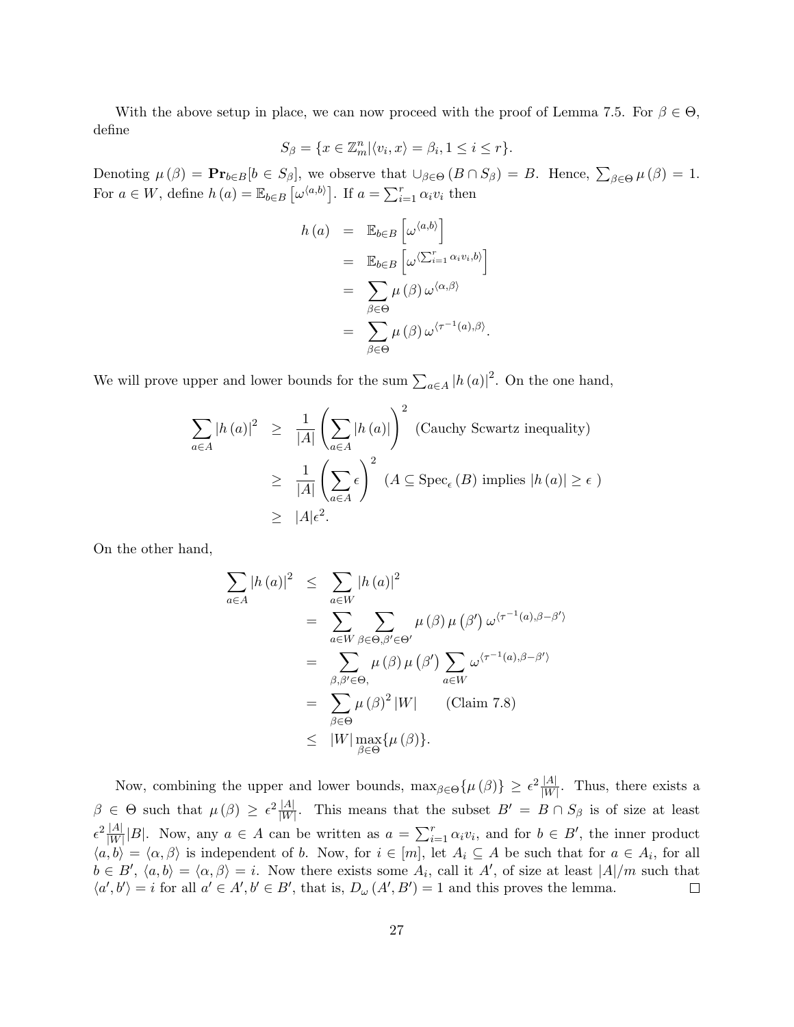With the above setup in place, we can now proceed with the proof of Lemma 7.5. For $\beta \in \Theta$, define

$$S_\beta = \{x \in \mathbb{Z}_m^n | \langle v_i, x \rangle = \beta_i, 1 \le i \le r\}.$$

Denoting $\mu(\beta) = \mathbf{Pr}_{b \in B}[b \in S_\beta]$, we observe that $\cup_{\beta \in \Theta} (B \cap S_\beta) = B$. Hence, $\sum_{\beta \in \Theta} \mu(\beta) = 1$. For $a \in W$, define $h(a) = \mathbb{E}_{b \in B}\left[\omega^{\langle a,b \rangle}\right]$. If $a = \sum_{i=1}^r \alpha_i v_i$ then

$$\begin{aligned}
h(a) &= \mathbb{E}_{b \in B}\left[\omega^{\langle a,b \rangle}\right] \\
&= \mathbb{E}_{b \in B}\left[\omega^{\langle \sum_{i=1}^r \alpha_i v_i, b \rangle}\right] \\
&= \sum_{\beta \in \Theta} \mu(\beta)\, \omega^{\langle \alpha, \beta \rangle} \\
&= \sum_{\beta \in \Theta} \mu(\beta)\, \omega^{\langle \tau^{-1}(a), \beta \rangle}.
\end{aligned}$$

We will prove upper and lower bounds for the sum $\sum_{a \in A} |h(a)|^2$. On the one hand,

$$\begin{aligned}
\sum_{a \in A} |h(a)|^2 &\ge \frac{1}{|A|}\left(\sum_{a \in A} |h(a)|\right)^2 \text{ (Cauchy Scwartz inequality)} \\
&\ge \frac{1}{|A|}\left(\sum_{a \in A} \epsilon\right)^2 \ \ (A \subseteq \mathrm{Spec}_\epsilon(B) \text{ implies } |h(a)| \ge \epsilon\ ) \\
&\ge |A|\epsilon^2.
\end{aligned}$$

On the other hand,

$$\begin{aligned}
\sum_{a \in A} |h(a)|^2 &\le \sum_{a \in W} |h(a)|^2 \\
&= \sum_{a \in W} \sum_{\beta \in \Theta, \beta' \in \Theta'} \mu(\beta)\, \mu(\beta')\, \omega^{\langle \tau^{-1}(a), \beta - \beta' \rangle} \\
&= \sum_{\beta, \beta' \in \Theta,} \mu(\beta)\, \mu(\beta') \sum_{a \in W} \omega^{\langle \tau^{-1}(a), \beta - \beta' \rangle} \\
&= \sum_{\beta \in \Theta} \mu(\beta)^2 |W| \qquad \text{(Claim 7.8)} \\
&\le |W| \max_{\beta \in \Theta} \{\mu(\beta)\}.
\end{aligned}$$

Now, combining the upper and lower bounds, $\max_{\beta \in \Theta}\{\mu(\beta)\} \ge \epsilon^2 \frac{|A|}{|W|}$. Thus, there exists a $\beta \in \Theta$ such that $\mu(\beta) \ge \epsilon^2 \frac{|A|}{|W|}$. This means that the subset $B' = B \cap S_\beta$ is of size at least $\epsilon^2 \frac{|A|}{|W|}|B|$. Now, any $a \in A$ can be written as $a = \sum_{i=1}^r \alpha_i v_i$, and for $b \in B'$, the inner product $\langle a, b \rangle = \langle \alpha, \beta \rangle$ is independent of $b$. Now, for $i \in [m]$, let $A_i \subseteq A$ be such that for $a \in A_i$, for all $b \in B'$, $\langle a, b \rangle = \langle \alpha, \beta \rangle = i$. Now there exists some $A_i$, call it $A'$, of size at least $|A|/m$ such that $\langle a', b' \rangle = i$ for all $a' \in A', b' \in B'$, that is, $D_\omega(A', B') = 1$ and this proves the lemma. $\square$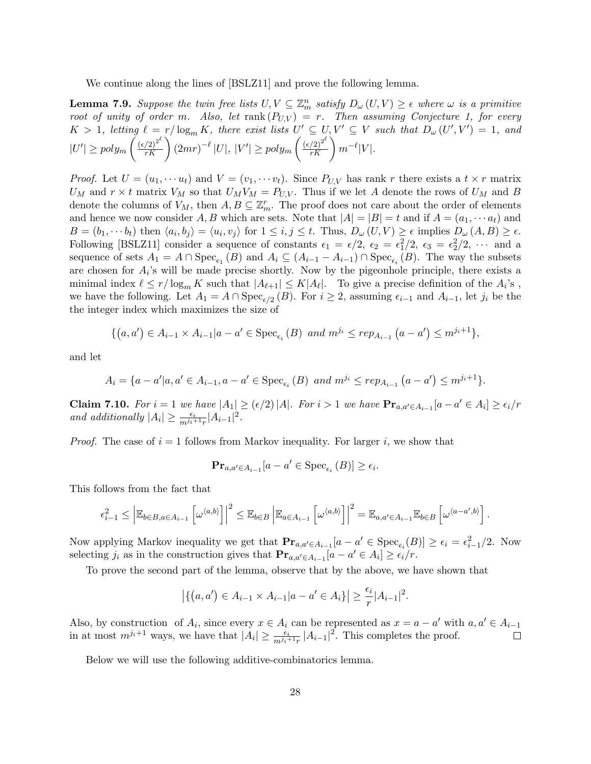We continue along the lines of [BSLZ11] and prove the following lemma.

**Lemma 7.9.** *Suppose the twin free lists $U, V \subseteq \mathbb{Z}_m^n$ satisfy $D_\omega(U,V) \geq \epsilon$ where $\omega$ is a primitive root of unity of order $m$. Also, let $\operatorname{rank}(P_{U,V}) = r$. Then assuming Conjecture 1, for every $K > 1$, letting $\ell = r/\log_m K$, there exist lists $U' \subseteq U, V' \subseteq V$ such that $D_\omega(U', V') = 1$, and $|U'| \geq poly_m\left(\frac{(\epsilon/2)^{2^\ell}}{rK}\right)(2mr)^{-\ell}|U|$, $|V'| \geq poly_m\left(\frac{(\epsilon/2)^{2^\ell}}{rK}\right)m^{-\ell}|V|$.*

*Proof.* Let $U = (u_1, \cdots u_t)$ and $V = (v_1, \cdots v_t)$. Since $P_{U,V}$ has rank $r$ there exists a $t \times r$ matrix $U_M$ and $r \times t$ matrix $V_M$ so that $U_M V_M = P_{U,V}$. Thus if we let $A$ denote the rows of $U_M$ and $B$ denote the columns of $V_M$, then $A, B \subseteq \mathbb{Z}_m^r$. The proof does not care about the order of elements and hence we now consider $A, B$ which are sets. Note that $|A| = |B| = t$ and if $A = (a_1, \cdots a_t)$ and $B = (b_1, \cdots b_t)$ then $\langle a_i, b_j \rangle = \langle u_i, v_j \rangle$ for $1 \leq i, j \leq t$. Thus, $D_\omega(U,V) \geq \epsilon$ implies $D_\omega(A,B) \geq \epsilon$. Following [BSLZ11] consider a sequence of constants $\epsilon_1 = \epsilon/2$, $\epsilon_2 = \epsilon_1^2/2$, $\epsilon_3 = \epsilon_2^2/2$, $\cdots$ and a sequence of sets $A_1 = A \cap \operatorname{Spec}_{\epsilon_1}(B)$ and $A_i \subseteq (A_{i-1} - A_{i-1}) \cap \operatorname{Spec}_{\epsilon_i}(B)$. The way the subsets are chosen for $A_i$'s will be made precise shortly. Now by the pigeonhole principle, there exists a minimal index $\ell \leq r/\log_m K$ such that $|A_{\ell+1}| \leq K|A_\ell|$. To give a precise definition of the $A_i$'s , we have the following. Let $A_1 = A \cap \operatorname{Spec}_{\epsilon/2}(B)$. For $i \geq 2$, assuming $\epsilon_{i-1}$ and $A_{i-1}$, let $j_i$ be the the integer index which maximizes the size of

$$\{(a, a') \in A_{i-1} \times A_{i-1} | a - a' \in \operatorname{Spec}_{\epsilon_i}(B) \text{ and } m^{j_i} \leq rep_{A_{i-1}}(a - a') \leq m^{j_i+1}\},$$

and let

$$A_i = \{a - a' | a, a' \in A_{i-1}, a - a' \in \operatorname{Spec}_{\epsilon_i}(B) \text{ and } m^{j_i} \leq rep_{A_{i-1}}(a - a') \leq m^{j_i+1}\}.$$

**Claim 7.10.** *For $i = 1$ we have $|A_1| \geq (\epsilon/2)|A|$. For $i > 1$ we have $\mathbf{Pr}_{a,a' \in A_{i-1}}[a - a' \in A_i] \geq \epsilon_i/r$ and additionally $|A_i| \geq \frac{\epsilon_i}{m^{j_i+1}r}|A_{i-1}|^2$.*

*Proof.* The case of $i = 1$ follows from Markov inequality. For larger $i$, we show that

$$\mathbf{Pr}_{a,a' \in A_{i-1}}[a - a' \in \operatorname{Spec}_{\epsilon_i}(B)] \geq \epsilon_i.$$

This follows from the fact that

$$\epsilon_{i-1}^2 \leq \left|\mathbb{E}_{b \in B, a \in A_{i-1}}\left[\omega^{\langle a,b \rangle}\right]\right|^2 \leq \mathbb{E}_{b \in B}\left|\mathbb{E}_{a \in A_{i-1}}\left[\omega^{\langle a,b \rangle}\right]\right|^2 = \mathbb{E}_{a,a' \in A_{i-1}}\mathbb{E}_{b \in B}\left[\omega^{\langle a - a', b \rangle}\right].$$

Now applying Markov inequality we get that $\mathbf{Pr}_{a,a' \in A_{i-1}}[a - a' \in \operatorname{Spec}_{\epsilon_i}(B)] \geq \epsilon_i = \epsilon_{i-1}^2/2$. Now selecting $j_i$ as in the construction gives that $\mathbf{Pr}_{a,a' \in A_{i-1}}[a - a' \in A_i] \geq \epsilon_i/r$.

To prove the second part of the lemma, observe that by the above, we have shown that

$$\left|\{(a, a') \in A_{i-1} \times A_{i-1} | a - a' \in A_i\}\right| \geq \frac{\epsilon_i}{r}|A_{i-1}|^2.$$

Also, by construction of $A_i$, since every $x \in A_i$ can be represented as $x = a - a'$ with $a, a' \in A_{i-1}$ in at most $m^{j_i+1}$ ways, we have that $|A_i| \geq \frac{\epsilon_i}{m^{j_i+1}r}|A_{i-1}|^2$. This completes the proof. $\square$

Below we will use the following additive-combinatorics lemma.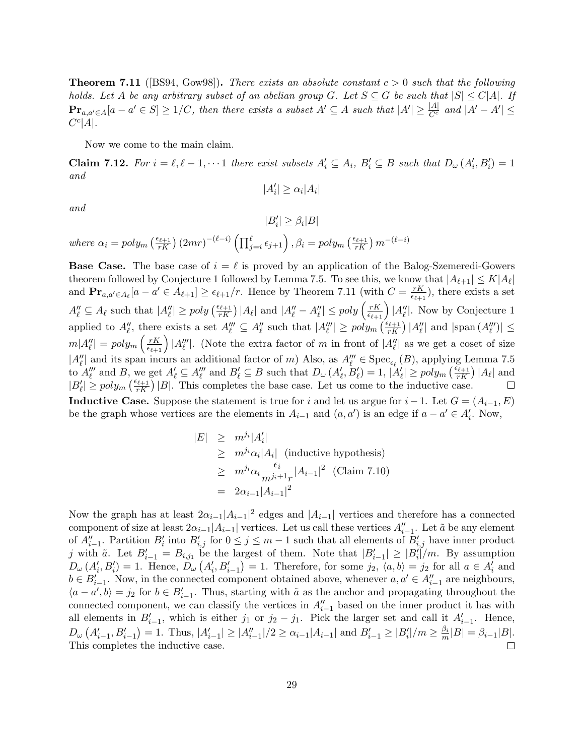**Theorem 7.11** ([BS94, Gow98])**.** *There exists an absolute constant $c > 0$ such that the following holds. Let $A$ be any arbitrary subset of an abelian group $G$. Let $S \subseteq G$ be such that $|S| \leq C|A|$. If $\mathbf{Pr}_{a,a' \in A}[a - a' \in S] \geq 1/C$, then there exists a subset $A' \subseteq A$ such that $|A'| \geq \frac{|A|}{C^c}$ and $|A' - A'| \leq C^c|A|$.*

Now we come to the main claim.

**Claim 7.12.** *For $i = \ell, \ell - 1, \cdots 1$ there exist subsets $A'_i \subseteq A_i$, $B'_i \subseteq B$ such that $D_\omega(A'_i, B'_i) = 1$ and*

$$|A'_i| \geq \alpha_i |A_i|$$

*and*

$$|B'_i| \geq \beta_i |B|$$

*where* $\alpha_i = poly_m\left(\frac{\epsilon_{\ell+1}}{rK}\right)(2mr)^{-(\ell-i)}\left(\prod_{j=i}^{\ell}\epsilon_{j+1}\right)$, $\beta_i = poly_m\left(\frac{\epsilon_{\ell+1}}{rK}\right)m^{-(\ell-i)}$

**Base Case.** The base case of $i = \ell$ is proved by an application of the Balog-Szemeredi-Gowers theorem followed by Conjecture 1 followed by Lemma 7.5. To see this, we know that $|A_{\ell+1}| \leq K|A_\ell|$ and $\mathbf{Pr}_{a,a' \in A_\ell}[a - a' \in A_{\ell+1}] \geq \epsilon_{\ell+1}/r$. Hence by Theorem 7.11 (with $C = \frac{rK}{\epsilon_{\ell+1}}$), there exists a set $A''_\ell \subseteq A_\ell$ such that $|A''_\ell| \geq poly\left(\frac{\epsilon_{\ell+1}}{rK}\right)|A_\ell|$ and $|A''_\ell - A''_\ell| \leq poly\left(\frac{rK}{\epsilon_{\ell+1}}\right)|A''_\ell|$. Now by Conjecture 1 applied to $A''_\ell$, there exists a set $A'''_\ell \subseteq A''_\ell$ such that $|A'''_\ell| \geq poly_m\left(\frac{\epsilon_{\ell+1}}{rK}\right)|A''_\ell|$ and $|\text{span}(A'''_\ell)| \leq m|A''_\ell| = poly_m\left(\frac{rK}{\epsilon_{\ell+1}}\right)|A'''_\ell|$. (Note the extra factor of $m$ in front of $|A''_\ell|$ as we get a coset of size $|A''_\ell|$ and its span incurs an additional factor of $m$) Also, as $A'''_\ell \in \text{Spec}_{\epsilon_\ell}(B)$, applying Lemma 7.5 to $A'''_\ell$ and $B$, we get $A'_\ell \subseteq A'''_\ell$ and $B'_\ell \subseteq B$ such that $D_\omega(A'_\ell, B'_\ell) = 1$, $|A'_\ell| \geq poly_m\left(\frac{\epsilon_{\ell+1}}{rK}\right)|A_\ell|$ and $|B'_\ell| \geq poly_m\left(\frac{\epsilon_{\ell+1}}{rK}\right)|B|$. This completes the base case. Let us come to the inductive case. ☐

**Inductive Case.** Suppose the statement is true for $i$ and let us argue for $i - 1$. Let $G = (A_{i-1}, E)$ be the graph whose vertices are the elements in $A_{i-1}$ and $(a, a')$ is an edge if $a - a' \in A'_i$. Now,

$$\begin{aligned}
|E| &\geq m^{j_i}|A'_i| \\
&\geq m^{j_i}\alpha_i|A_i| \quad \text{(inductive hypothesis)} \\
&\geq m^{j_i}\alpha_i\frac{\epsilon_i}{m^{j_i+1}r}|A_{i-1}|^2 \quad \text{(Claim 7.10)} \\
&= 2\alpha_{i-1}|A_{i-1}|^2
\end{aligned}$$

Now the graph has at least $2\alpha_{i-1}|A_{i-1}|^2$ edges and $|A_{i-1}|$ vertices and therefore has a connected component of size at least $2\alpha_{i-1}|A_{i-1}|$ vertices. Let us call these vertices $A''_{i-1}$. Let $\tilde{a}$ be any element of $A''_{i-1}$. Partition $B'_i$ into $B'_{i,j}$ for $0 \leq j \leq m-1$ such that all elements of $B'_{i,j}$ have inner product $j$ with $\tilde{a}$. Let $B'_{i-1} = B_{i,j_1}$ be the largest of them. Note that $|B'_{i-1}| \geq |B'_i|/m$. By assumption $D_\omega(A'_i, B'_i) = 1$. Hence, $D_\omega\left(A'_i, B'_{i-1}\right) = 1$. Therefore, for some $j_2$, $\langle a, b\rangle = j_2$ for all $a \in A'_i$ and $b \in B'_{i-1}$. Now, in the connected component obtained above, whenever $a, a' \in A''_{i-1}$ are neighbours, $\langle a - a', b\rangle = j_2$ for $b \in B'_{i-1}$. Thus, starting with $\tilde{a}$ as the anchor and propagating throughout the connected component, we can classify the vertices in $A''_{i-1}$ based on the inner product it has with all elements in $B'_{i-1}$, which is either $j_1$ or $j_2 - j_1$. Pick the larger set and call it $A'_{i-1}$. Hence, $D_\omega\left(A'_{i-1}, B'_{i-1}\right) = 1$. Thus, $|A'_{i-1}| \geq |A''_{i-1}|/2 \geq \alpha_{i-1}|A_{i-1}|$ and $B'_{i-1} \geq |B'_i|/m \geq \frac{\beta_i}{m}|B| = \beta_{i-1}|B|$. This completes the inductive case. ☐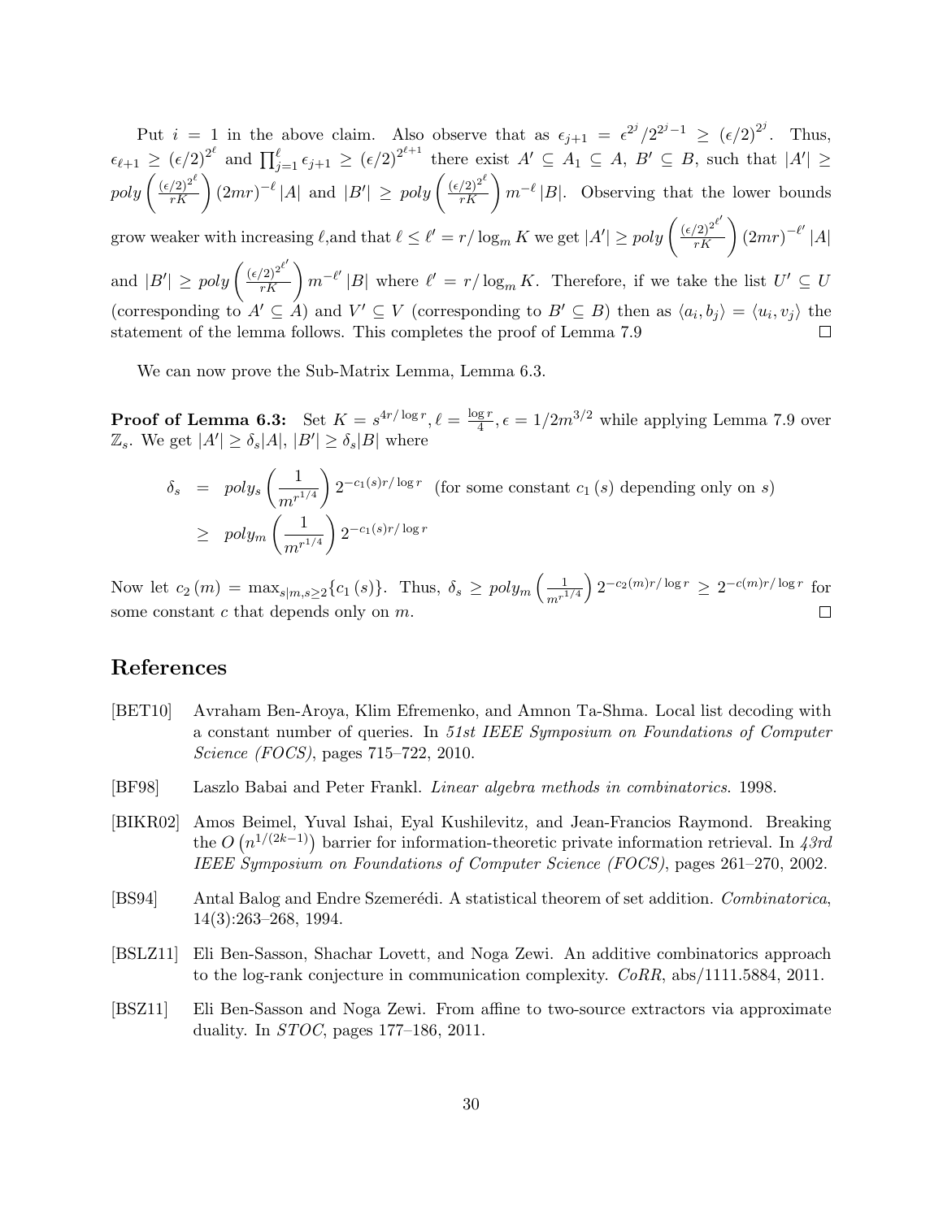Put $i = 1$ in the above claim. Also observe that as $\epsilon_{j+1} = \epsilon^{2^j}/2^{2^j-1} \geq (\epsilon/2)^{2^j}$. Thus, $\epsilon_{\ell+1} \geq (\epsilon/2)^{2^\ell}$ and $\prod_{j=1}^{\ell} \epsilon_{j+1} \geq (\epsilon/2)^{2^{\ell+1}}$ there exist $A' \subseteq A_1 \subseteq A$, $B' \subseteq B$, such that $|A'| \geq poly\left(\frac{(\epsilon/2)^{2^\ell}}{rK}\right)(2mr)^{-\ell}|A|$ and $|B'| \geq poly\left(\frac{(\epsilon/2)^{2^\ell}}{rK}\right)m^{-\ell}|B|$. Observing that the lower bounds grow weaker with increasing $\ell$,and that $\ell \leq \ell' = r/\log_m K$ we get $|A'| \geq poly\left(\frac{(\epsilon/2)^{2^{\ell'}}}{rK}\right)(2mr)^{-\ell'}|A|$ and $|B'| \geq poly\left(\frac{(\epsilon/2)^{2^{\ell'}}}{rK}\right)m^{-\ell'}|B|$ where $\ell' = r/\log_m K$. Therefore, if we take the list $U' \subseteq U$ (corresponding to $A' \subseteq A$) and $V' \subseteq V$ (corresponding to $B' \subseteq B$) then as $\langle a_i, b_j\rangle = \langle u_i, v_j\rangle$ the statement of the lemma follows. This completes the proof of Lemma 7.9 □

We can now prove the Sub-Matrix Lemma, Lemma 6.3.

**Proof of Lemma 6.3:** Set $K = s^{4r/\log r}$, $\ell = \frac{\log r}{4}$, $\epsilon = 1/2m^{3/2}$ while applying Lemma 7.9 over $\mathbb{Z}_s$. We get $|A'| \geq \delta_s|A|$, $|B'| \geq \delta_s|B|$ where

$$
\begin{aligned}
\delta_s &= poly_s\left(\frac{1}{m^{r^{1/4}}}\right)2^{-c_1(s)r/\log r} \quad \text{(for some constant } c_1(s) \text{ depending only on } s\text{)} \\
&\geq poly_m\left(\frac{1}{m^{r^{1/4}}}\right)2^{-c_1(s)r/\log r}
\end{aligned}
$$

Now let $c_2(m) = \max_{s|m, s\geq 2}\{c_1(s)\}$. Thus, $\delta_s \geq poly_m\left(\frac{1}{m^{r^{1/4}}}\right)2^{-c_2(m)r/\log r} \geq 2^{-c(m)r/\log r}$ for some constant $c$ that depends only on $m$. □

## References

[BET10] Avraham Ben-Aroya, Klim Efremenko, and Amnon Ta-Shma. Local list decoding with a constant number of queries. In *51st IEEE Symposium on Foundations of Computer Science (FOCS)*, pages 715–722, 2010.

[BF98] Laszlo Babai and Peter Frankl. *Linear algebra methods in combinatorics*. 1998.

[BIKR02] Amos Beimel, Yuval Ishai, Eyal Kushilevitz, and Jean-Francios Raymond. Breaking the $O\left(n^{1/(2k-1)}\right)$ barrier for information-theoretic private information retrieval. In *43rd IEEE Symposium on Foundations of Computer Science (FOCS)*, pages 261–270, 2002.

[BS94] Antal Balog and Endre Szemerédi. A statistical theorem of set addition. *Combinatorica*, 14(3):263–268, 1994.

[BSLZ11] Eli Ben-Sasson, Shachar Lovett, and Noga Zewi. An additive combinatorics approach to the log-rank conjecture in communication complexity. *CoRR*, abs/1111.5884, 2011.

[BSZ11] Eli Ben-Sasson and Noga Zewi. From affine to two-source extractors via approximate duality. In *STOC*, pages 177–186, 2011.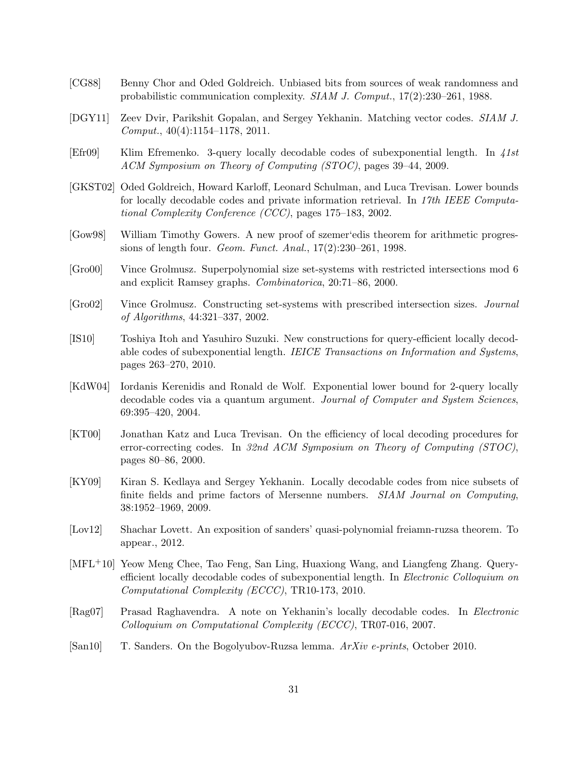[CG88] Benny Chor and Oded Goldreich. Unbiased bits from sources of weak randomness and probabilistic communication complexity. *SIAM J. Comput.*, 17(2):230–261, 1988.

[DGY11] Zeev Dvir, Parikshit Gopalan, and Sergey Yekhanin. Matching vector codes. *SIAM J. Comput.*, 40(4):1154–1178, 2011.

[Efr09] Klim Efremenko. 3-query locally decodable codes of subexponential length. In *41st ACM Symposium on Theory of Computing (STOC)*, pages 39–44, 2009.

[GKST02] Oded Goldreich, Howard Karloff, Leonard Schulman, and Luca Trevisan. Lower bounds for locally decodable codes and private information retrieval. In *17th IEEE Computational Complexity Conference (CCC)*, pages 175–183, 2002.

[Gow98] William Timothy Gowers. A new proof of szemer'edis theorem for arithmetic progressions of length four. *Geom. Funct. Anal.*, 17(2):230–261, 1998.

[Gro00] Vince Grolmusz. Superpolynomial size set-systems with restricted intersections mod 6 and explicit Ramsey graphs. *Combinatorica*, 20:71–86, 2000.

[Gro02] Vince Grolmusz. Constructing set-systems with prescribed intersection sizes. *Journal of Algorithms*, 44:321–337, 2002.

[IS10] Toshiya Itoh and Yasuhiro Suzuki. New constructions for query-efficient locally decodable codes of subexponential length. *IEICE Transactions on Information and Systems*, pages 263–270, 2010.

[KdW04] Iordanis Kerenidis and Ronald de Wolf. Exponential lower bound for 2-query locally decodable codes via a quantum argument. *Journal of Computer and System Sciences*, 69:395–420, 2004.

[KT00] Jonathan Katz and Luca Trevisan. On the efficiency of local decoding procedures for error-correcting codes. In *32nd ACM Symposium on Theory of Computing (STOC)*, pages 80–86, 2000.

[KY09] Kiran S. Kedlaya and Sergey Yekhanin. Locally decodable codes from nice subsets of finite fields and prime factors of Mersenne numbers. *SIAM Journal on Computing*, 38:1952–1969, 2009.

[Lov12] Shachar Lovett. An exposition of sanders' quasi-polynomial freiamn-ruzsa theorem. To appear., 2012.

[MFL+10] Yeow Meng Chee, Tao Feng, San Ling, Huaxiong Wang, and Liangfeng Zhang. Query-efficient locally decodable codes of subexponential length. In *Electronic Colloquium on Computational Complexity (ECCC)*, TR10-173, 2010.

[Rag07] Prasad Raghavendra. A note on Yekhanin's locally decodable codes. In *Electronic Colloquium on Computational Complexity (ECCC)*, TR07-016, 2007.

[San10] T. Sanders. On the Bogolyubov-Ruzsa lemma. *ArXiv e-prints*, October 2010.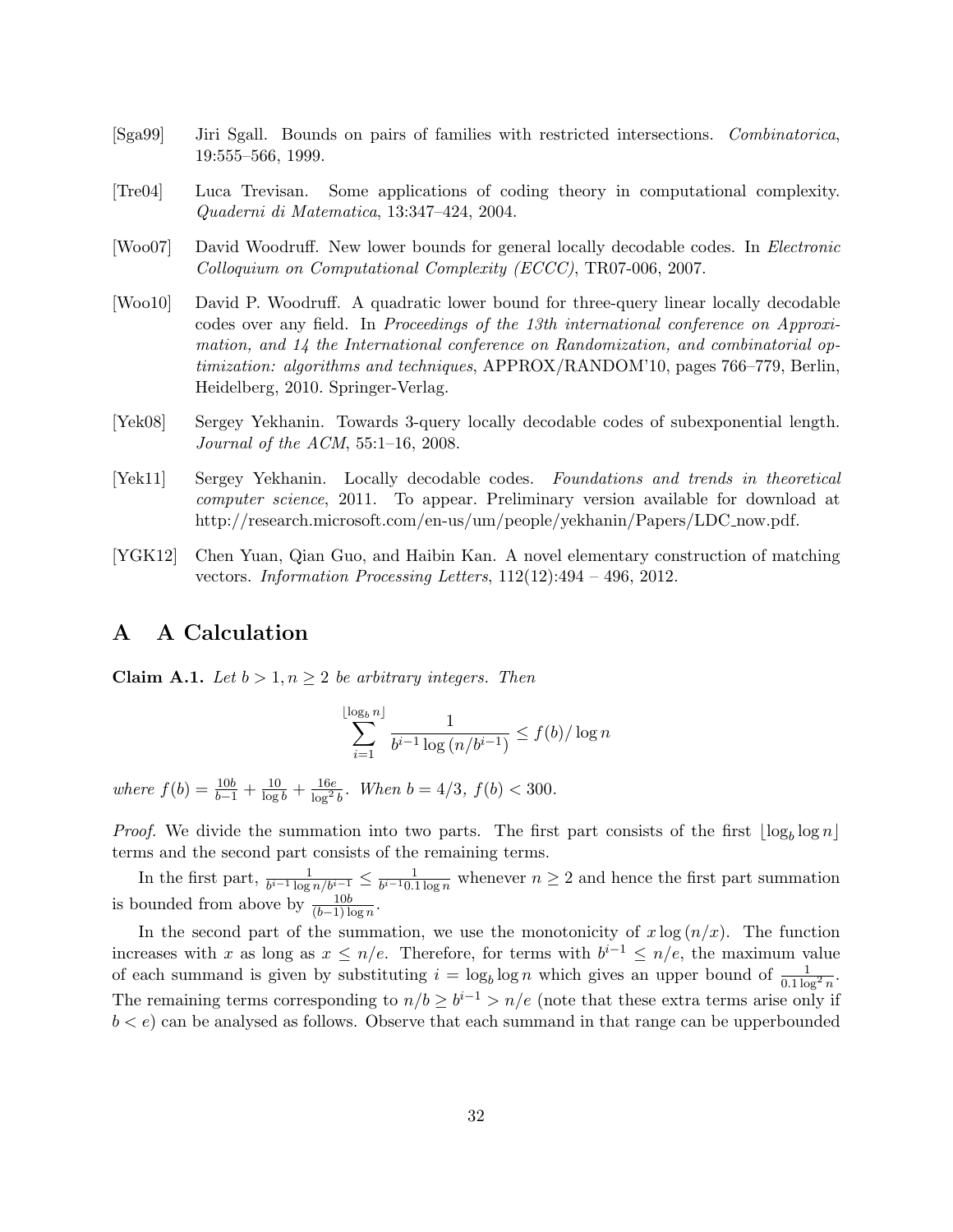[Sga99] Jiri Sgall. Bounds on pairs of families with restricted intersections. *Combinatorica*, 19:555–566, 1999.

[Tre04] Luca Trevisan. Some applications of coding theory in computational complexity. *Quaderni di Matematica*, 13:347–424, 2004.

[Woo07] David Woodruff. New lower bounds for general locally decodable codes. In *Electronic Colloquium on Computational Complexity (ECCC)*, TR07-006, 2007.

[Woo10] David P. Woodruff. A quadratic lower bound for three-query linear locally decodable codes over any field. In *Proceedings of the 13th international conference on Approximation, and 14 the International conference on Randomization, and combinatorial optimization: algorithms and techniques*, APPROX/RANDOM'10, pages 766–779, Berlin, Heidelberg, 2010. Springer-Verlag.

[Yek08] Sergey Yekhanin. Towards 3-query locally decodable codes of subexponential length. *Journal of the ACM*, 55:1–16, 2008.

[Yek11] Sergey Yekhanin. Locally decodable codes. *Foundations and trends in theoretical computer science*, 2011. To appear. Preliminary version available for download at http://research.microsoft.com/en-us/um/people/yekhanin/Papers/LDC_now.pdf.

[YGK12] Chen Yuan, Qian Guo, and Haibin Kan. A novel elementary construction of matching vectors. *Information Processing Letters*, 112(12):494 – 496, 2012.

# A A Calculation

**Claim A.1.** *Let $b > 1, n \geq 2$ be arbitrary integers. Then*

$$\sum_{i=1}^{\lfloor \log_b n \rfloor} \frac{1}{b^{i-1} \log (n/b^{i-1})} \leq f(b)/\log n$$

*where $f(b) = \frac{10b}{b-1} + \frac{10}{\log b} + \frac{16e}{\log^2 b}$. When $b = 4/3$, $f(b) < 300$.*

*Proof.* We divide the summation into two parts. The first part consists of the first $\lfloor \log_b \log n \rfloor$ terms and the second part consists of the remaining terms.

In the first part, $\frac{1}{b^{i-1} \log n/b^{i-1}} \leq \frac{1}{b^{i-1} 0.1 \log n}$ whenever $n \geq 2$ and hence the first part summation is bounded from above by $\frac{10b}{(b-1) \log n}$.

In the second part of the summation, we use the monotonicity of $x \log (n/x)$. The function increases with $x$ as long as $x \leq n/e$. Therefore, for terms with $b^{i-1} \leq n/e$, the maximum value of each summand is given by substituting $i = \log_b \log n$ which gives an upper bound of $\frac{1}{0.1 \log^2 n}$. The remaining terms corresponding to $n/b \geq b^{i-1} > n/e$ (note that these extra terms arise only if $b < e$) can be analysed as follows. Observe that each summand in that range can be upperbounded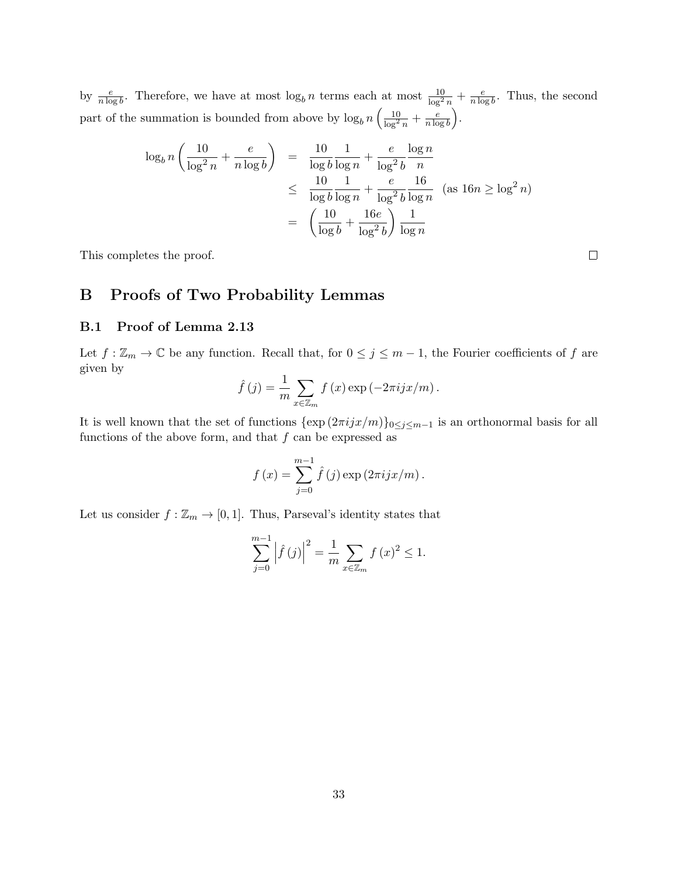by $\frac{e}{n \log b}$. Therefore, we have at most $\log_b n$ terms each at most $\frac{10}{\log^2 n} + \frac{e}{n \log b}$. Thus, the second part of the summation is bounded from above by $\log_b n \left( \frac{10}{\log^2 n} + \frac{e}{n \log b} \right)$.

$$
\begin{aligned}
\log_b n \left( \frac{10}{\log^2 n} + \frac{e}{n \log b} \right) &= \frac{10}{\log b} \frac{1}{\log n} + \frac{e}{\log^2 b} \frac{\log n}{n} \\
&\leq \frac{10}{\log b} \frac{1}{\log n} + \frac{e}{\log^2 b} \frac{16}{\log n} \quad (\text{as } 16n \geq \log^2 n) \\
&= \left( \frac{10}{\log b} + \frac{16e}{\log^2 b} \right) \frac{1}{\log n}
\end{aligned}
$$

This completes the proof. □

# B Proofs of Two Probability Lemmas

## B.1 Proof of Lemma 2.13

Let $f : \mathbb{Z}_m \to \mathbb{C}$ be any function. Recall that, for $0 \leq j \leq m-1$, the Fourier coefficients of $f$ are given by

$$
\hat{f}(j) = \frac{1}{m} \sum_{x \in \mathbb{Z}_m} f(x) \exp(-2\pi i j x / m).
$$

It is well known that the set of functions $\{\exp(2\pi i j x/m)\}_{0 \leq j \leq m-1}$ is an orthonormal basis for all functions of the above form, and that $f$ can be expressed as

$$
f(x) = \sum_{j=0}^{m-1} \hat{f}(j) \exp(2\pi i j x / m).
$$

Let us consider $f : \mathbb{Z}_m \to [0,1]$. Thus, Parseval's identity states that

$$
\sum_{j=0}^{m-1} \left| \hat{f}(j) \right|^2 = \frac{1}{m} \sum_{x \in \mathbb{Z}_m} f(x)^2 \leq 1.
$$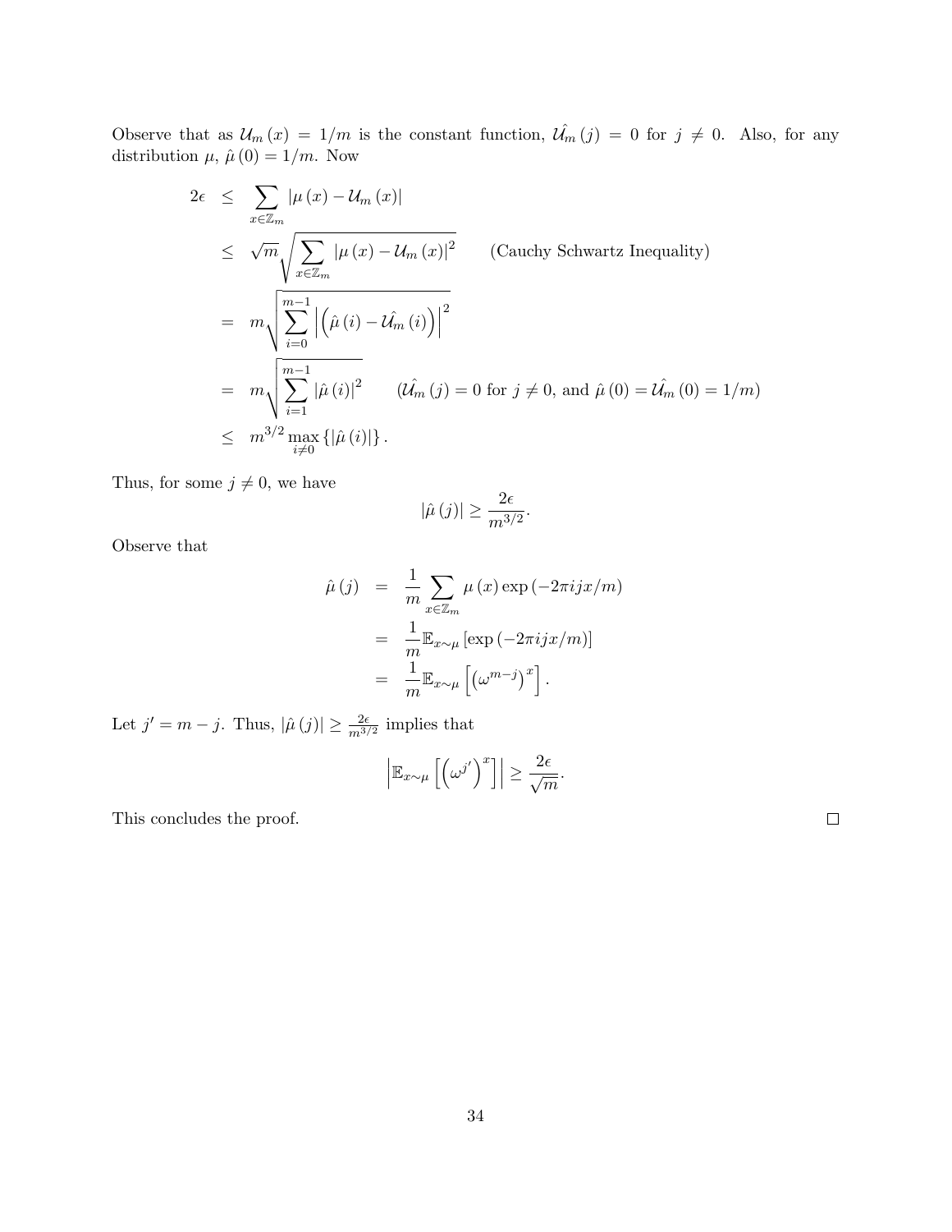Observe that as $\mathcal{U}_m(x) = 1/m$ is the constant function, $\hat{\mathcal{U}_m}(j) = 0$ for $j \neq 0$. Also, for any distribution $\mu$, $\hat{\mu}(0) = 1/m$. Now

$$
\begin{aligned}
2\epsilon &\leq \sum_{x \in \mathbb{Z}_m} |\mu(x) - \mathcal{U}_m(x)| \\
&\leq \sqrt{m} \sqrt{\sum_{x \in \mathbb{Z}_m} |\mu(x) - \mathcal{U}_m(x)|^2} \qquad \text{(Cauchy Schwartz Inequality)} \\
&= m \sqrt{\sum_{i=0}^{m-1} \left| \left( \hat{\mu}(i) - \hat{\mathcal{U}_m}(i) \right) \right|^2} \\
&= m \sqrt{\sum_{i=1}^{m-1} |\hat{\mu}(i)|^2} \qquad (\hat{\mathcal{U}_m}(j) = 0 \text{ for } j \neq 0, \text{ and } \hat{\mu}(0) = \hat{\mathcal{U}_m}(0) = 1/m) \\
&\leq m^{3/2} \max_{i \neq 0} \{ |\hat{\mu}(i)| \}.
\end{aligned}
$$

Thus, for some $j \neq 0$, we have

$$
|\hat{\mu}(j)| \geq \frac{2\epsilon}{m^{3/2}}.
$$

Observe that

$$
\begin{aligned}
\hat{\mu}(j) &= \frac{1}{m} \sum_{x \in \mathbb{Z}_m} \mu(x) \exp(-2\pi i j x / m) \\
&= \frac{1}{m} \mathbb{E}_{x \sim \mu} [\exp(-2\pi i j x / m)] \\
&= \frac{1}{m} \mathbb{E}_{x \sim \mu} \left[ \left( \omega^{m-j} \right)^x \right].
\end{aligned}
$$

Let $j' = m - j$. Thus, $|\hat{\mu}(j)| \geq \frac{2\epsilon}{m^{3/2}}$ implies that

$$
\left| \mathbb{E}_{x \sim \mu} \left[ \left( \omega^{j'} \right)^x \right] \right| \geq \frac{2\epsilon}{\sqrt{m}}.
$$

This concludes the proof. $\square$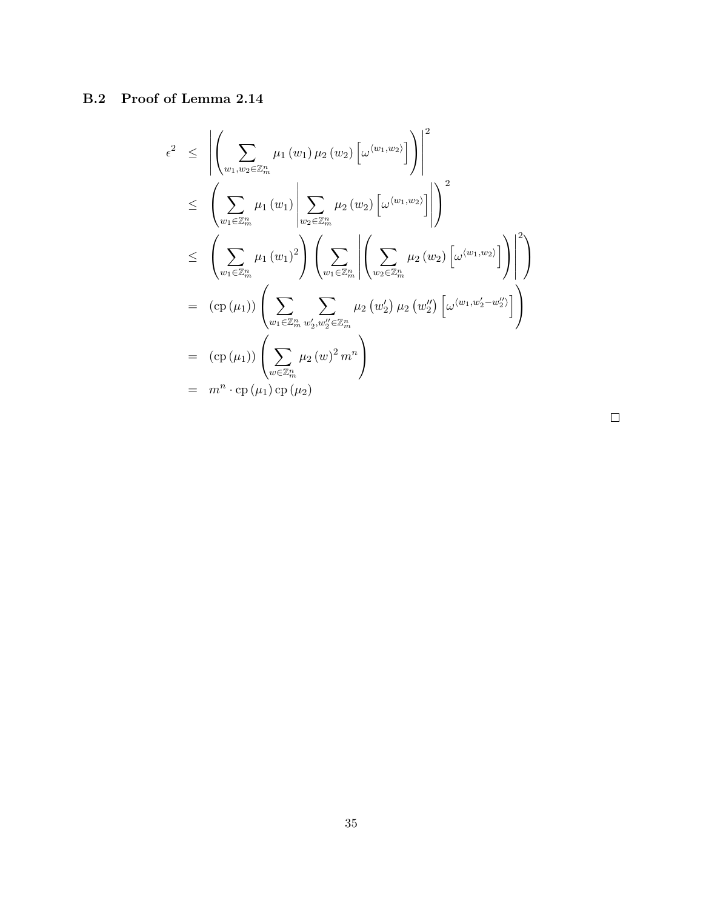### B.2 Proof of Lemma 2.14

$$
\begin{aligned}
\epsilon^2 &\leq \left| \left( \sum_{w_1, w_2 \in \mathbb{Z}_m^n} \mu_1(w_1)\, \mu_2(w_2) \left[ \omega^{\langle w_1, w_2 \rangle} \right] \right) \right|^2 \\
&\leq \left( \sum_{w_1 \in \mathbb{Z}_m^n} \mu_1(w_1) \left| \sum_{w_2 \in \mathbb{Z}_m^n} \mu_2(w_2) \left[ \omega^{\langle w_1, w_2 \rangle} \right] \right| \right)^2 \\
&\leq \left( \sum_{w_1 \in \mathbb{Z}_m^n} \mu_1(w_1)^2 \right) \left( \sum_{w_1 \in \mathbb{Z}_m^n} \left| \left( \sum_{w_2 \in \mathbb{Z}_m^n} \mu_2(w_2) \left[ \omega^{\langle w_1, w_2 \rangle} \right] \right) \right|^2 \right) \\
&= (\mathrm{cp}(\mu_1)) \left( \sum_{w_1 \in \mathbb{Z}_m^n} \sum_{w_2', w_2'' \in \mathbb{Z}_m^n} \mu_2(w_2')\, \mu_2(w_2'') \left[ \omega^{\langle w_1, w_2' - w_2'' \rangle} \right] \right) \\
&= (\mathrm{cp}(\mu_1)) \left( \sum_{w \in \mathbb{Z}_m^n} \mu_2(w)^2\, m^n \right) \\
&= m^n \cdot \mathrm{cp}(\mu_1)\, \mathrm{cp}(\mu_2)
\end{aligned}
$$

□